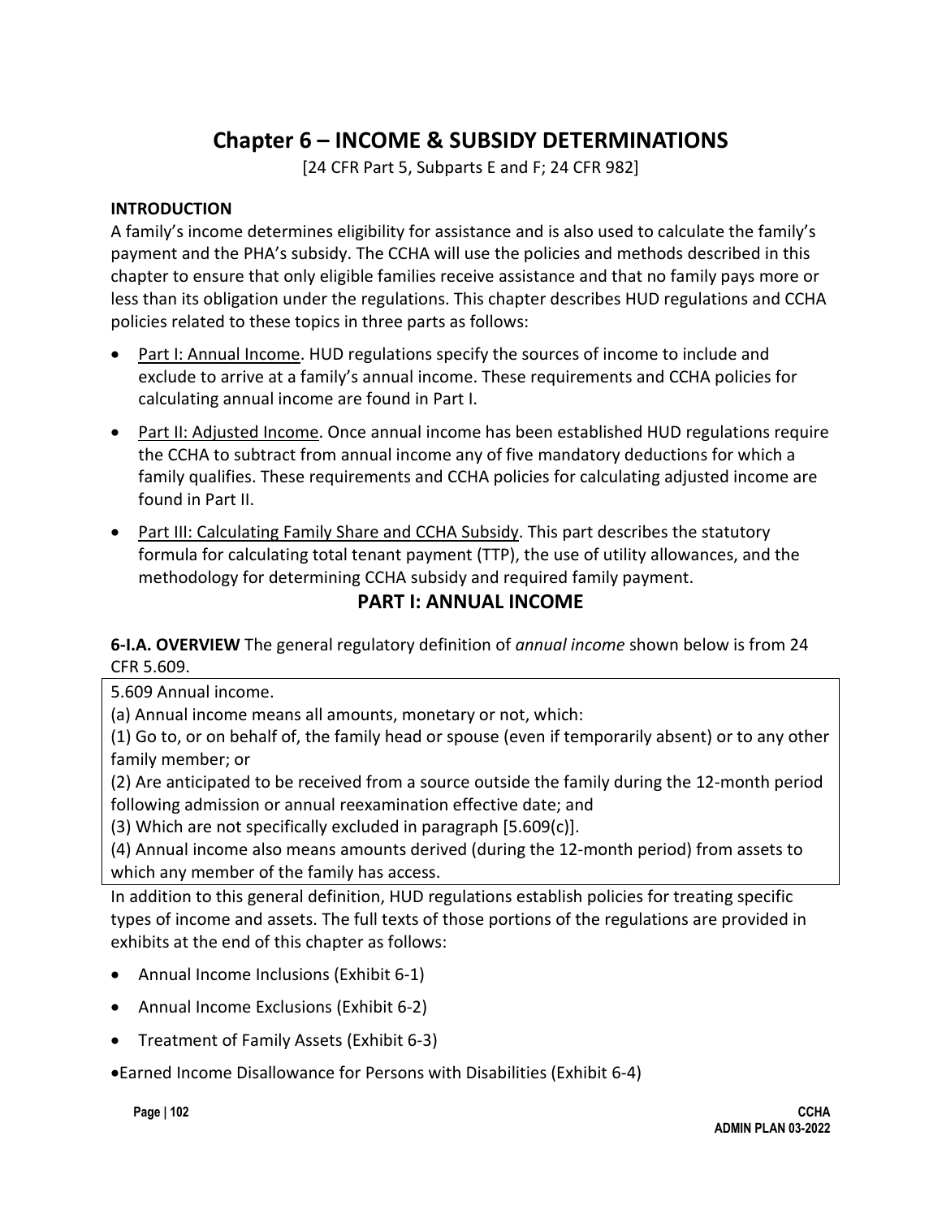# Chapter 6 – INCOME & SUBSIDY DETERMINATIONS

[24 CFR Part 5, Subparts E and F; 24 CFR 982]

**INTRODUCTION**

A family's income determines eligibility for assistance and is also used to calculate the family's payment and the PHA's subsidy. The CCHA will use the policies and methods described in this chapter to ensure that only eligible families receive assistance and that no family pays more or less than its obligation under the regulations. This chapter describes HUD regulations and CCHA policies related to these topics in three parts as follows:

- Part I: Annual Income. HUD regulations specify the sources of income to include and exclude to arrive at a family's annual income. These requirements and CCHA policies for calculating annual income are found in Part I.
- Part II: Adjusted Income. Once annual income has been established HUD regulations require the CCHA to subtract from annual income any of five mandatory deductions for which a family qualifies. These requirements and CCHA policies for calculating adjusted income are found in Part II.
- Part III: Calculating Family Share and CCHA Subsidy. This part describes the statutory formula for calculating total tenant payment (TTP), the use of utility allowances, and the methodology for determining CCHA subsidy and required family payment.

## PART I: ANNUAL INCOME

**6-I.A. OVERVIEW** The general regulatory definition of *annual income* shown below is from 24 CFR 5.609.

> 5.609 Annual income.
> (a) Annual income means all amounts, monetary or not, which:
> (1) Go to, or on behalf of, the family head or spouse (even if temporarily absent) or to any other family member; or
> (2) Are anticipated to be received from a source outside the family during the 12-month period following admission or annual reexamination effective date; and
> (3) Which are not specifically excluded in paragraph [5.609(c)].
> (4) Annual income also means amounts derived (during the 12-month period) from assets to which any member of the family has access.

In addition to this general definition, HUD regulations establish policies for treating specific types of income and assets. The full texts of those portions of the regulations are provided in exhibits at the end of this chapter as follows:

- Annual Income Inclusions (Exhibit 6-1)
- Annual Income Exclusions (Exhibit 6-2)
- Treatment of Family Assets (Exhibit 6-3)
- Earned Income Disallowance for Persons with Disabilities (Exhibit 6-4)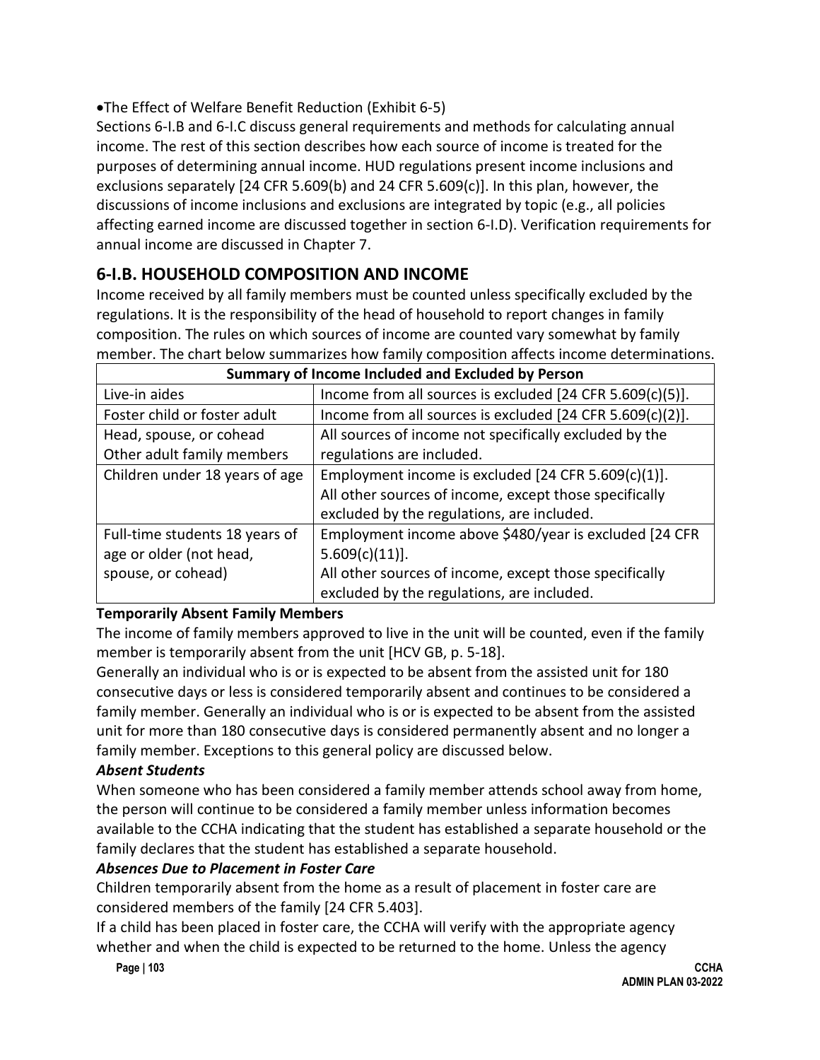- The Effect of Welfare Benefit Reduction (Exhibit 6-5)

Sections 6-I.B and 6-I.C discuss general requirements and methods for calculating annual income. The rest of this section describes how each source of income is treated for the purposes of determining annual income. HUD regulations present income inclusions and exclusions separately [24 CFR 5.609(b) and 24 CFR 5.609(c)]. In this plan, however, the discussions of income inclusions and exclusions are integrated by topic (e.g., all policies affecting earned income are discussed together in section 6-I.D). Verification requirements for annual income are discussed in Chapter 7.

## 6-I.B. HOUSEHOLD COMPOSITION AND INCOME

Income received by all family members must be counted unless specifically excluded by the regulations. It is the responsibility of the head of household to report changes in family composition. The rules on which sources of income are counted vary somewhat by family member. The chart below summarizes how family composition affects income determinations.

| Summary of Income Included and Excluded by Person | |
|---|---|
| Live-in aides | Income from all sources is excluded [24 CFR 5.609(c)(5)]. |
| Foster child or foster adult | Income from all sources is excluded [24 CFR 5.609(c)(2)]. |
| Head, spouse, or cohead<br>Other adult family members | All sources of income not specifically excluded by the regulations are included. |
| Children under 18 years of age | Employment income is excluded [24 CFR 5.609(c)(1)].<br>All other sources of income, except those specifically excluded by the regulations, are included. |
| Full-time students 18 years of age or older (not head, spouse, or cohead) | Employment income above $480/year is excluded [24 CFR 5.609(c)(11)].<br>All other sources of income, except those specifically excluded by the regulations, are included. |

**Temporarily Absent Family Members**

The income of family members approved to live in the unit will be counted, even if the family member is temporarily absent from the unit [HCV GB, p. 5-18].

Generally an individual who is or is expected to be absent from the assisted unit for 180 consecutive days or less is considered temporarily absent and continues to be considered a family member. Generally an individual who is or is expected to be absent from the assisted unit for more than 180 consecutive days is considered permanently absent and no longer a family member. Exceptions to this general policy are discussed below.

***Absent Students***

When someone who has been considered a family member attends school away from home, the person will continue to be considered a family member unless information becomes available to the CCHA indicating that the student has established a separate household or the family declares that the student has established a separate household.

***Absences Due to Placement in Foster Care***

Children temporarily absent from the home as a result of placement in foster care are considered members of the family [24 CFR 5.403].

If a child has been placed in foster care, the CCHA will verify with the appropriate agency whether and when the child is expected to be returned to the home. Unless the agency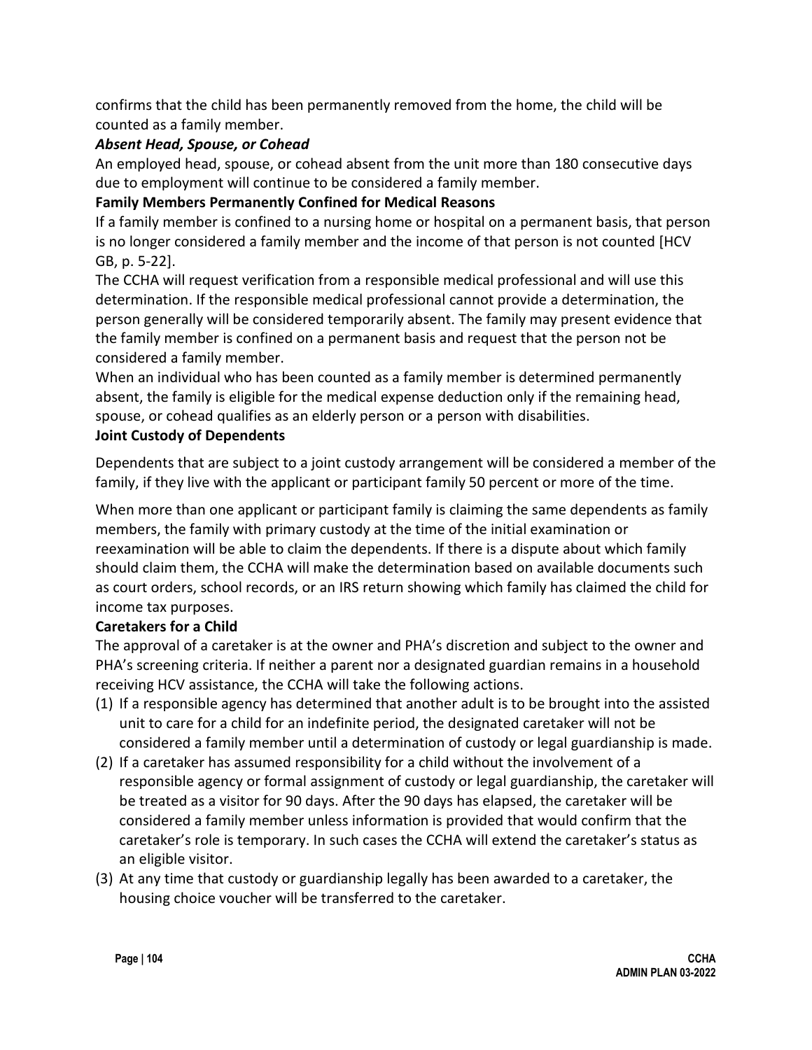confirms that the child has been permanently removed from the home, the child will be counted as a family member.

***Absent Head, Spouse, or Cohead***

An employed head, spouse, or cohead absent from the unit more than 180 consecutive days due to employment will continue to be considered a family member.

**Family Members Permanently Confined for Medical Reasons**

If a family member is confined to a nursing home or hospital on a permanent basis, that person is no longer considered a family member and the income of that person is not counted [HCV GB, p. 5-22].

The CCHA will request verification from a responsible medical professional and will use this determination. If the responsible medical professional cannot provide a determination, the person generally will be considered temporarily absent. The family may present evidence that the family member is confined on a permanent basis and request that the person not be considered a family member.

When an individual who has been counted as a family member is determined permanently absent, the family is eligible for the medical expense deduction only if the remaining head, spouse, or cohead qualifies as an elderly person or a person with disabilities.

**Joint Custody of Dependents**

Dependents that are subject to a joint custody arrangement will be considered a member of the family, if they live with the applicant or participant family 50 percent or more of the time.

When more than one applicant or participant family is claiming the same dependents as family members, the family with primary custody at the time of the initial examination or reexamination will be able to claim the dependents. If there is a dispute about which family should claim them, the CCHA will make the determination based on available documents such as court orders, school records, or an IRS return showing which family has claimed the child for income tax purposes.

**Caretakers for a Child**

The approval of a caretaker is at the owner and PHA's discretion and subject to the owner and PHA's screening criteria. If neither a parent nor a designated guardian remains in a household receiving HCV assistance, the CCHA will take the following actions.

(1) If a responsible agency has determined that another adult is to be brought into the assisted unit to care for a child for an indefinite period, the designated caretaker will not be considered a family member until a determination of custody or legal guardianship is made.
(2) If a caretaker has assumed responsibility for a child without the involvement of a responsible agency or formal assignment of custody or legal guardianship, the caretaker will be treated as a visitor for 90 days. After the 90 days has elapsed, the caretaker will be considered a family member unless information is provided that would confirm that the caretaker's role is temporary. In such cases the CCHA will extend the caretaker's status as an eligible visitor.
(3) At any time that custody or guardianship legally has been awarded to a caretaker, the housing choice voucher will be transferred to the caretaker.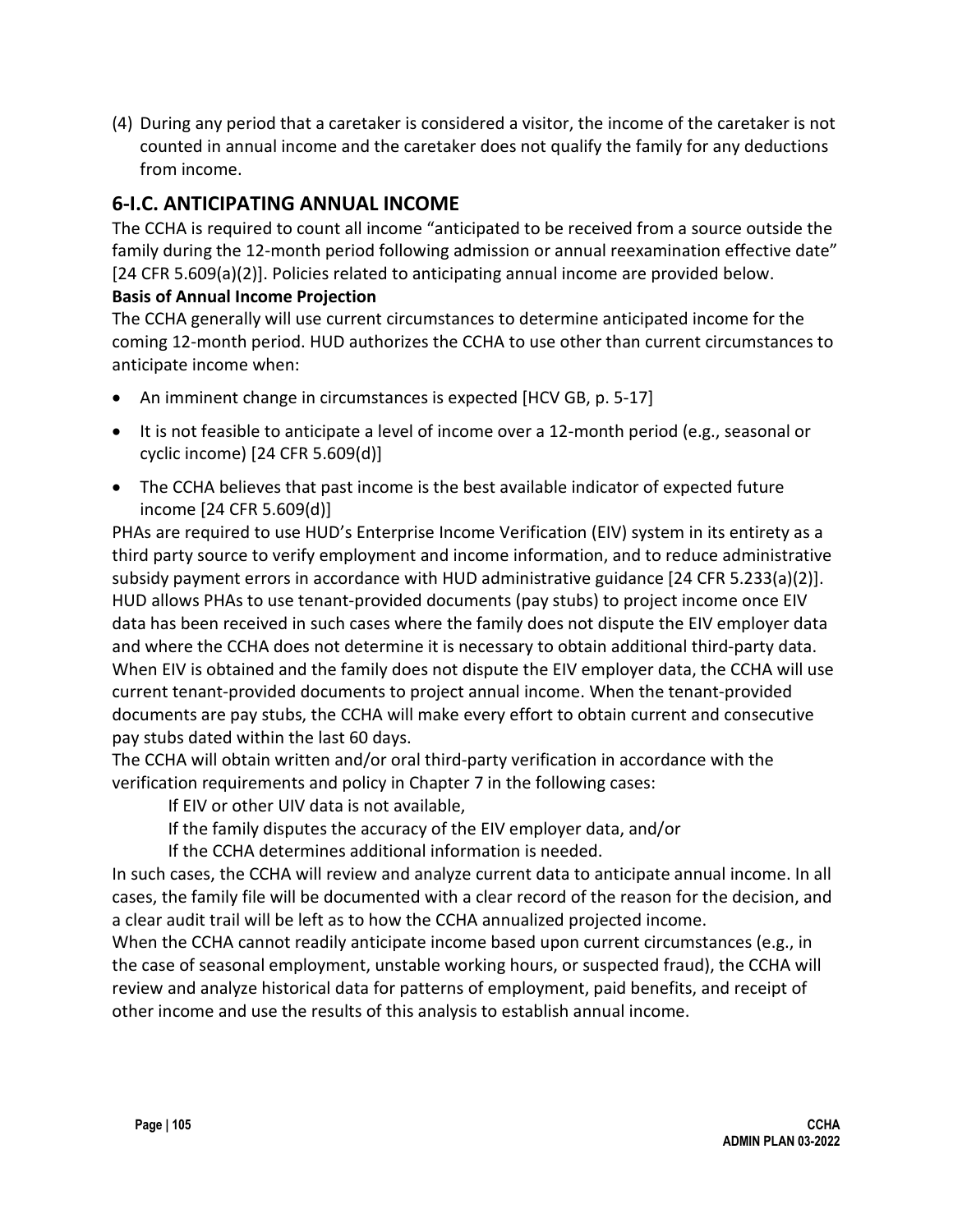(4) During any period that a caretaker is considered a visitor, the income of the caretaker is not counted in annual income and the caretaker does not qualify the family for any deductions from income.

## 6-I.C. ANTICIPATING ANNUAL INCOME

The CCHA is required to count all income "anticipated to be received from a source outside the family during the 12-month period following admission or annual reexamination effective date" [24 CFR 5.609(a)(2)]. Policies related to anticipating annual income are provided below.

**Basis of Annual Income Projection**

The CCHA generally will use current circumstances to determine anticipated income for the coming 12-month period. HUD authorizes the CCHA to use other than current circumstances to anticipate income when:

- An imminent change in circumstances is expected [HCV GB, p. 5-17]
- It is not feasible to anticipate a level of income over a 12-month period (e.g., seasonal or cyclic income) [24 CFR 5.609(d)]
- The CCHA believes that past income is the best available indicator of expected future income [24 CFR 5.609(d)]

PHAs are required to use HUD's Enterprise Income Verification (EIV) system in its entirety as a third party source to verify employment and income information, and to reduce administrative subsidy payment errors in accordance with HUD administrative guidance [24 CFR 5.233(a)(2)]. HUD allows PHAs to use tenant-provided documents (pay stubs) to project income once EIV data has been received in such cases where the family does not dispute the EIV employer data and where the CCHA does not determine it is necessary to obtain additional third-party data. When EIV is obtained and the family does not dispute the EIV employer data, the CCHA will use current tenant-provided documents to project annual income. When the tenant-provided documents are pay stubs, the CCHA will make every effort to obtain current and consecutive pay stubs dated within the last 60 days.

The CCHA will obtain written and/or oral third-party verification in accordance with the verification requirements and policy in Chapter 7 in the following cases:

If EIV or other UIV data is not available,

If the family disputes the accuracy of the EIV employer data, and/or

If the CCHA determines additional information is needed.

In such cases, the CCHA will review and analyze current data to anticipate annual income. In all cases, the family file will be documented with a clear record of the reason for the decision, and a clear audit trail will be left as to how the CCHA annualized projected income.

When the CCHA cannot readily anticipate income based upon current circumstances (e.g., in the case of seasonal employment, unstable working hours, or suspected fraud), the CCHA will review and analyze historical data for patterns of employment, paid benefits, and receipt of other income and use the results of this analysis to establish annual income.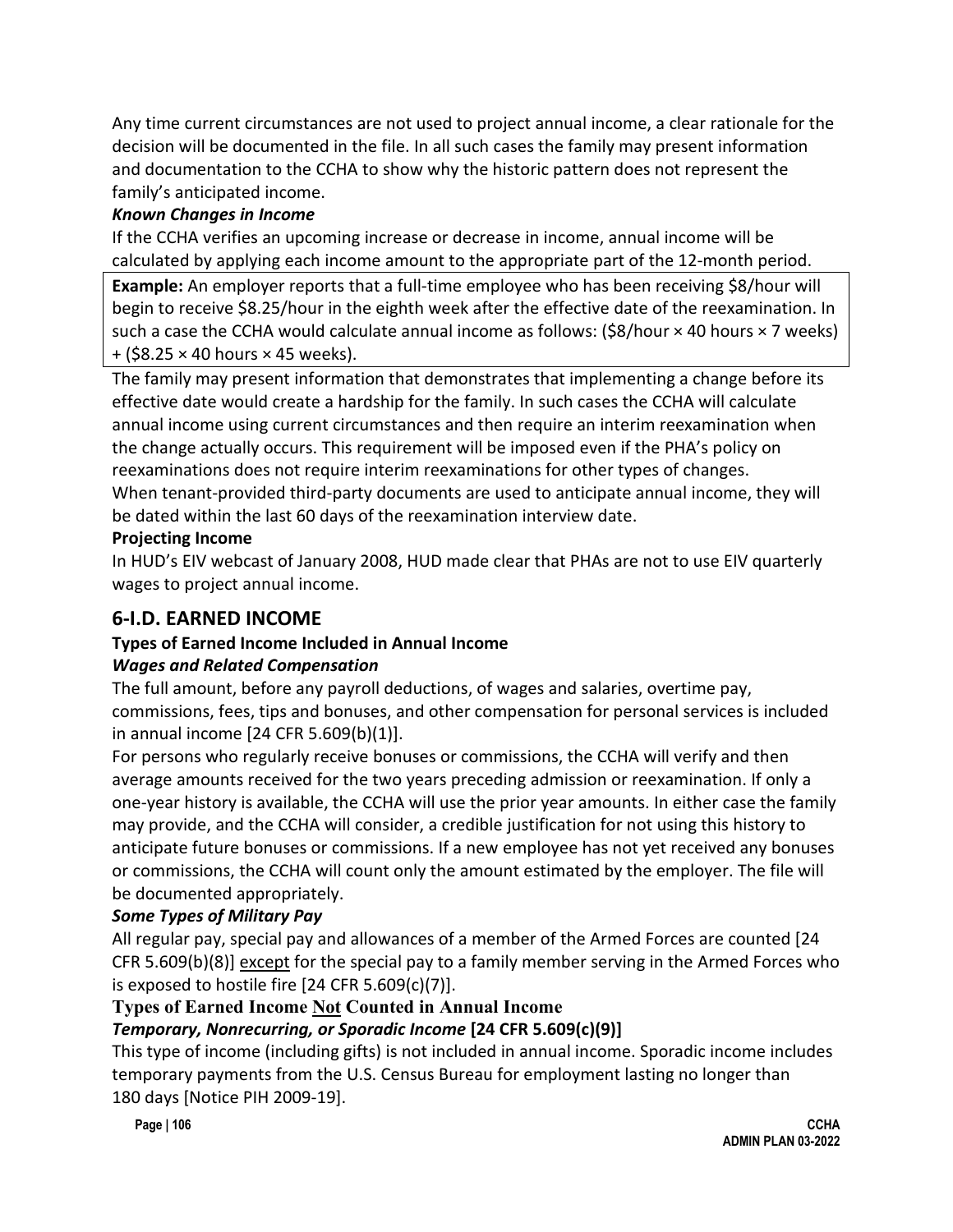Any time current circumstances are not used to project annual income, a clear rationale for the decision will be documented in the file. In all such cases the family may present information and documentation to the CCHA to show why the historic pattern does not represent the family's anticipated income.

***Known Changes in Income***

If the CCHA verifies an upcoming increase or decrease in income, annual income will be calculated by applying each income amount to the appropriate part of the 12-month period.

> **Example:** An employer reports that a full-time employee who has been receiving $8/hour will begin to receive $8.25/hour in the eighth week after the effective date of the reexamination. In such a case the CCHA would calculate annual income as follows: ($8/hour × 40 hours × 7 weeks) + ($8.25 × 40 hours × 45 weeks).

The family may present information that demonstrates that implementing a change before its effective date would create a hardship for the family. In such cases the CCHA will calculate annual income using current circumstances and then require an interim reexamination when the change actually occurs. This requirement will be imposed even if the PHA's policy on reexaminations does not require interim reexaminations for other types of changes.

When tenant-provided third-party documents are used to anticipate annual income, they will be dated within the last 60 days of the reexamination interview date.

**Projecting Income**

In HUD's EIV webcast of January 2008, HUD made clear that PHAs are not to use EIV quarterly wages to project annual income.

## 6-I.D. EARNED INCOME

**Types of Earned Income Included in Annual Income**

***Wages and Related Compensation***

The full amount, before any payroll deductions, of wages and salaries, overtime pay, commissions, fees, tips and bonuses, and other compensation for personal services is included in annual income [24 CFR 5.609(b)(1)].

For persons who regularly receive bonuses or commissions, the CCHA will verify and then average amounts received for the two years preceding admission or reexamination. If only a one-year history is available, the CCHA will use the prior year amounts. In either case the family may provide, and the CCHA will consider, a credible justification for not using this history to anticipate future bonuses or commissions. If a new employee has not yet received any bonuses or commissions, the CCHA will count only the amount estimated by the employer. The file will be documented appropriately.

***Some Types of Military Pay***

All regular pay, special pay and allowances of a member of the Armed Forces are counted [24 CFR 5.609(b)(8)] except for the special pay to a family member serving in the Armed Forces who is exposed to hostile fire [24 CFR 5.609(c)(7)].

**Types of Earned Income Not Counted in Annual Income**

***Temporary, Nonrecurring, or Sporadic Income* [24 CFR 5.609(c)(9)]**

This type of income (including gifts) is not included in annual income. Sporadic income includes temporary payments from the U.S. Census Bureau for employment lasting no longer than 180 days [Notice PIH 2009-19].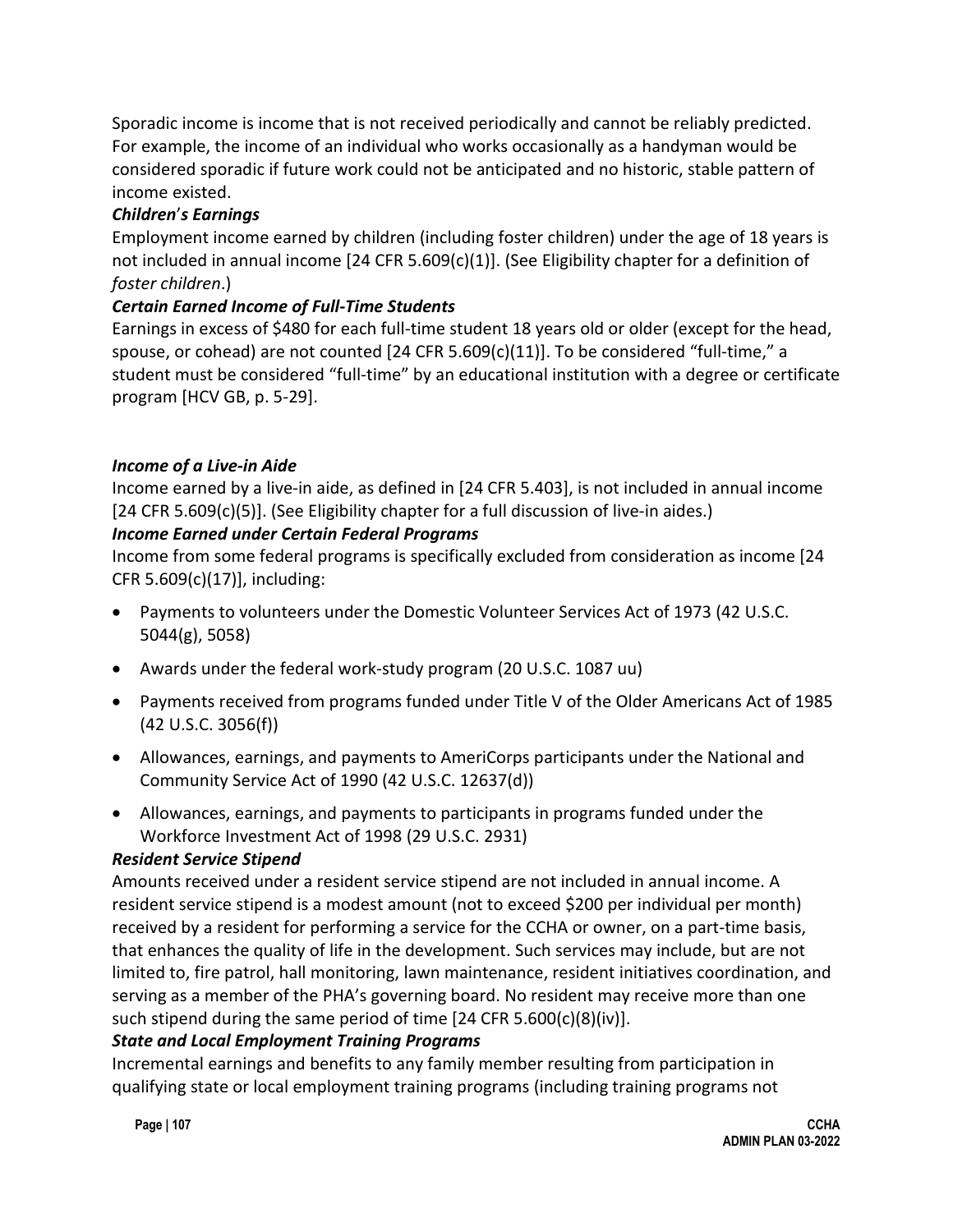Sporadic income is income that is not received periodically and cannot be reliably predicted. For example, the income of an individual who works occasionally as a handyman would be considered sporadic if future work could not be anticipated and no historic, stable pattern of income existed.

***Children's Earnings***

Employment income earned by children (including foster children) under the age of 18 years is not included in annual income [24 CFR 5.609(c)(1)]. (See Eligibility chapter for a definition of *foster children*.)

***Certain Earned Income of Full-Time Students***

Earnings in excess of $480 for each full-time student 18 years old or older (except for the head, spouse, or cohead) are not counted [24 CFR 5.609(c)(11)]. To be considered "full-time," a student must be considered "full-time" by an educational institution with a degree or certificate program [HCV GB, p. 5-29].

***Income of a Live-in Aide***

Income earned by a live-in aide, as defined in [24 CFR 5.403], is not included in annual income [24 CFR 5.609(c)(5)]. (See Eligibility chapter for a full discussion of live-in aides.)

***Income Earned under Certain Federal Programs***

Income from some federal programs is specifically excluded from consideration as income [24 CFR 5.609(c)(17)], including:

- Payments to volunteers under the Domestic Volunteer Services Act of 1973 (42 U.S.C. 5044(g), 5058)
- Awards under the federal work-study program (20 U.S.C. 1087 uu)
- Payments received from programs funded under Title V of the Older Americans Act of 1985 (42 U.S.C. 3056(f))
- Allowances, earnings, and payments to AmeriCorps participants under the National and Community Service Act of 1990 (42 U.S.C. 12637(d))
- Allowances, earnings, and payments to participants in programs funded under the Workforce Investment Act of 1998 (29 U.S.C. 2931)

***Resident Service Stipend***

Amounts received under a resident service stipend are not included in annual income. A resident service stipend is a modest amount (not to exceed $200 per individual per month) received by a resident for performing a service for the CCHA or owner, on a part-time basis, that enhances the quality of life in the development. Such services may include, but are not limited to, fire patrol, hall monitoring, lawn maintenance, resident initiatives coordination, and serving as a member of the PHA's governing board. No resident may receive more than one such stipend during the same period of time [24 CFR 5.600(c)(8)(iv)].

***State and Local Employment Training Programs***

Incremental earnings and benefits to any family member resulting from participation in qualifying state or local employment training programs (including training programs not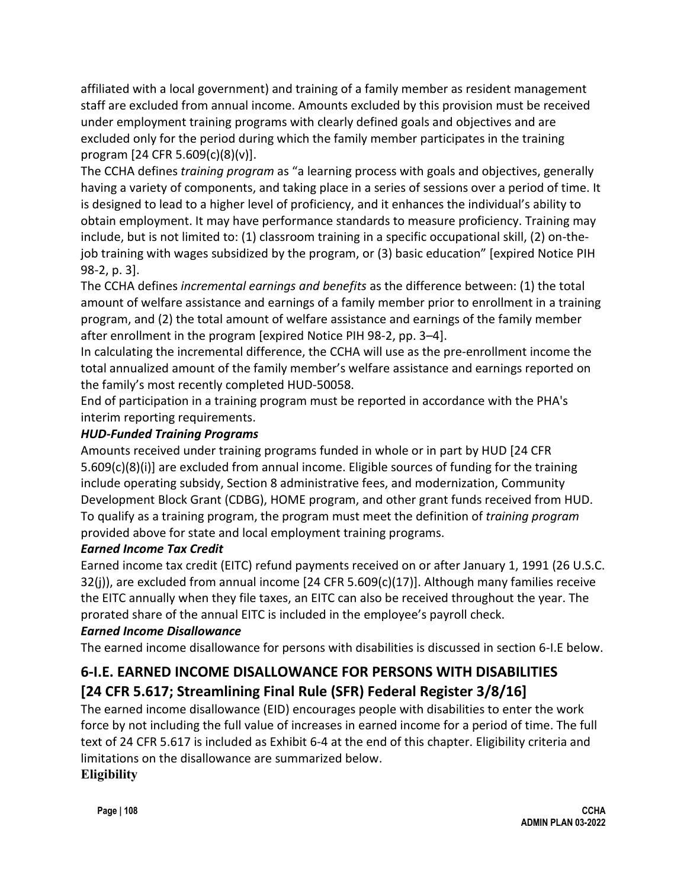affiliated with a local government) and training of a family member as resident management staff are excluded from annual income. Amounts excluded by this provision must be received under employment training programs with clearly defined goals and objectives and are excluded only for the period during which the family member participates in the training program [24 CFR 5.609(c)(8)(v)].

The CCHA defines *training program* as "a learning process with goals and objectives, generally having a variety of components, and taking place in a series of sessions over a period of time. It is designed to lead to a higher level of proficiency, and it enhances the individual's ability to obtain employment. It may have performance standards to measure proficiency. Training may include, but is not limited to: (1) classroom training in a specific occupational skill, (2) on-the-job training with wages subsidized by the program, or (3) basic education" [expired Notice PIH 98-2, p. 3].

The CCHA defines *incremental earnings and benefits* as the difference between: (1) the total amount of welfare assistance and earnings of a family member prior to enrollment in a training program, and (2) the total amount of welfare assistance and earnings of the family member after enrollment in the program [expired Notice PIH 98-2, pp. 3–4].

In calculating the incremental difference, the CCHA will use as the pre-enrollment income the total annualized amount of the family member's welfare assistance and earnings reported on the family's most recently completed HUD-50058.

End of participation in a training program must be reported in accordance with the PHA's interim reporting requirements.

***HUD-Funded Training Programs***

Amounts received under training programs funded in whole or in part by HUD [24 CFR 5.609(c)(8)(i)] are excluded from annual income. Eligible sources of funding for the training include operating subsidy, Section 8 administrative fees, and modernization, Community Development Block Grant (CDBG), HOME program, and other grant funds received from HUD. To qualify as a training program, the program must meet the definition of *training program* provided above for state and local employment training programs.

***Earned Income Tax Credit***

Earned income tax credit (EITC) refund payments received on or after January 1, 1991 (26 U.S.C. 32(j)), are excluded from annual income [24 CFR 5.609(c)(17)]. Although many families receive the EITC annually when they file taxes, an EITC can also be received throughout the year. The prorated share of the annual EITC is included in the employee's payroll check.

***Earned Income Disallowance***

The earned income disallowance for persons with disabilities is discussed in section 6-I.E below.

## 6-I.E. EARNED INCOME DISALLOWANCE FOR PERSONS WITH DISABILITIES [24 CFR 5.617; Streamlining Final Rule (SFR) Federal Register 3/8/16]

The earned income disallowance (EID) encourages people with disabilities to enter the work force by not including the full value of increases in earned income for a period of time. The full text of 24 CFR 5.617 is included as Exhibit 6-4 at the end of this chapter. Eligibility criteria and limitations on the disallowance are summarized below.

**Eligibility**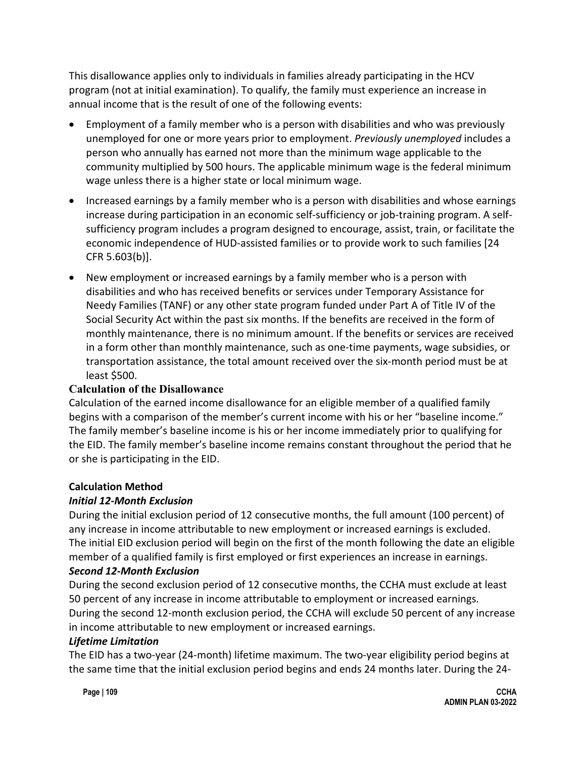This disallowance applies only to individuals in families already participating in the HCV program (not at initial examination). To qualify, the family must experience an increase in annual income that is the result of one of the following events:

- Employment of a family member who is a person with disabilities and who was previously unemployed for one or more years prior to employment. *Previously unemployed* includes a person who annually has earned not more than the minimum wage applicable to the community multiplied by 500 hours. The applicable minimum wage is the federal minimum wage unless there is a higher state or local minimum wage.
- Increased earnings by a family member who is a person with disabilities and whose earnings increase during participation in an economic self-sufficiency or job-training program. A self-sufficiency program includes a program designed to encourage, assist, train, or facilitate the economic independence of HUD-assisted families or to provide work to such families [24 CFR 5.603(b)].
- New employment or increased earnings by a family member who is a person with disabilities and who has received benefits or services under Temporary Assistance for Needy Families (TANF) or any other state program funded under Part A of Title IV of the Social Security Act within the past six months. If the benefits are received in the form of monthly maintenance, there is no minimum amount. If the benefits or services are received in a form other than monthly maintenance, such as one-time payments, wage subsidies, or transportation assistance, the total amount received over the six-month period must be at least $500.

### Calculation of the Disallowance

Calculation of the earned income disallowance for an eligible member of a qualified family begins with a comparison of the member's current income with his or her "baseline income." The family member's baseline income is his or her income immediately prior to qualifying for the EID. The family member's baseline income remains constant throughout the period that he or she is participating in the EID.

**Calculation Method**

***Initial 12-Month Exclusion***

During the initial exclusion period of 12 consecutive months, the full amount (100 percent) of any increase in income attributable to new employment or increased earnings is excluded. The initial EID exclusion period will begin on the first of the month following the date an eligible member of a qualified family is first employed or first experiences an increase in earnings.

***Second 12-Month Exclusion***

During the second exclusion period of 12 consecutive months, the CCHA must exclude at least 50 percent of any increase in income attributable to employment or increased earnings. During the second 12-month exclusion period, the CCHA will exclude 50 percent of any increase in income attributable to new employment or increased earnings.

***Lifetime Limitation***

The EID has a two-year (24-month) lifetime maximum. The two-year eligibility period begins at the same time that the initial exclusion period begins and ends 24 months later. During the 24-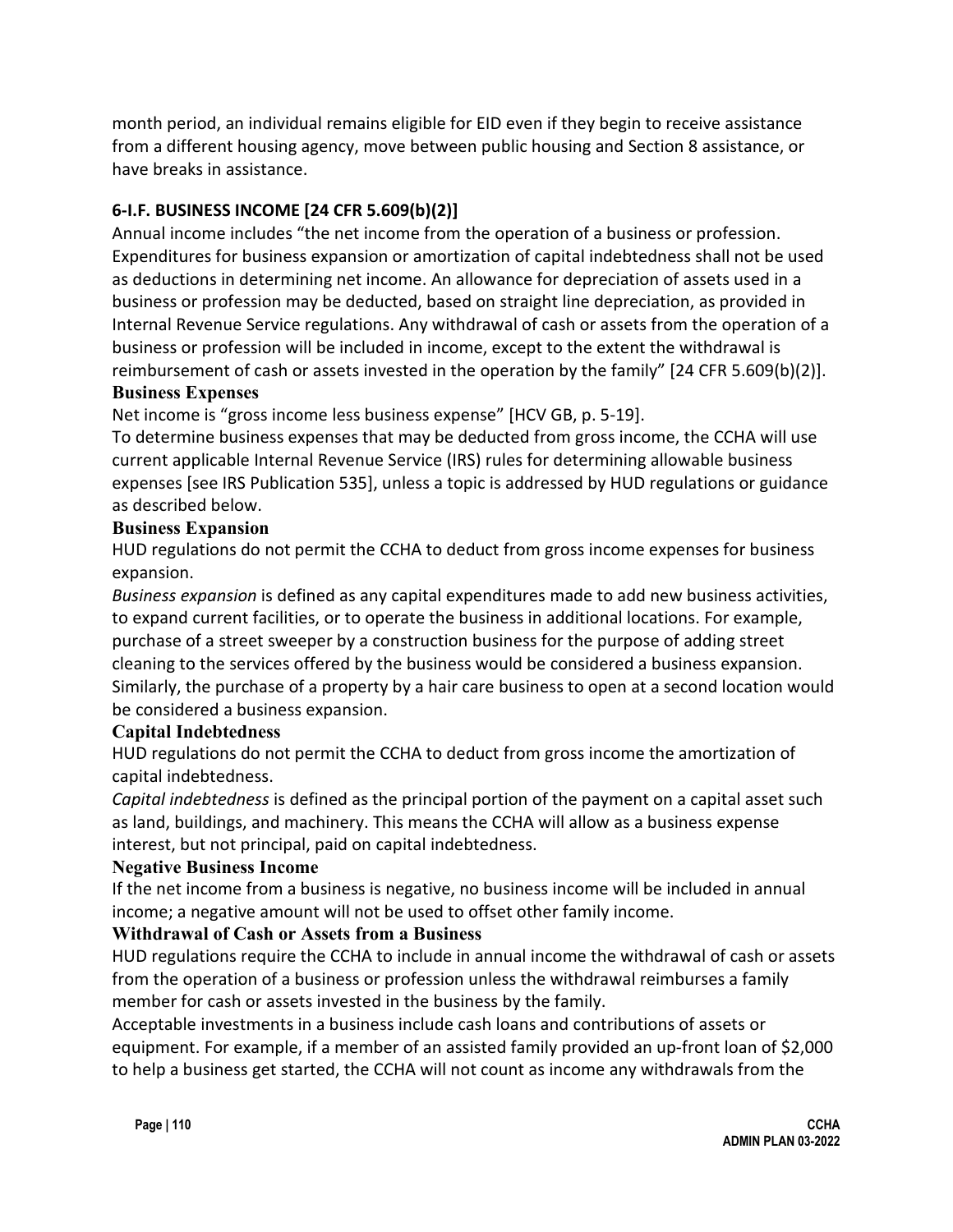month period, an individual remains eligible for EID even if they begin to receive assistance from a different housing agency, move between public housing and Section 8 assistance, or have breaks in assistance.

### 6-I.F. BUSINESS INCOME [24 CFR 5.609(b)(2)]

Annual income includes "the net income from the operation of a business or profession. Expenditures for business expansion or amortization of capital indebtedness shall not be used as deductions in determining net income. An allowance for depreciation of assets used in a business or profession may be deducted, based on straight line depreciation, as provided in Internal Revenue Service regulations. Any withdrawal of cash or assets from the operation of a business or profession will be included in income, except to the extent the withdrawal is reimbursement of cash or assets invested in the operation by the family" [24 CFR 5.609(b)(2)].

**Business Expenses**

Net income is "gross income less business expense" [HCV GB, p. 5-19].

To determine business expenses that may be deducted from gross income, the CCHA will use current applicable Internal Revenue Service (IRS) rules for determining allowable business expenses [see IRS Publication 535], unless a topic is addressed by HUD regulations or guidance as described below.

**Business Expansion**

HUD regulations do not permit the CCHA to deduct from gross income expenses for business expansion.

*Business expansion* is defined as any capital expenditures made to add new business activities, to expand current facilities, or to operate the business in additional locations. For example, purchase of a street sweeper by a construction business for the purpose of adding street cleaning to the services offered by the business would be considered a business expansion. Similarly, the purchase of a property by a hair care business to open at a second location would be considered a business expansion.

**Capital Indebtedness**

HUD regulations do not permit the CCHA to deduct from gross income the amortization of capital indebtedness.

*Capital indebtedness* is defined as the principal portion of the payment on a capital asset such as land, buildings, and machinery. This means the CCHA will allow as a business expense interest, but not principal, paid on capital indebtedness.

**Negative Business Income**

If the net income from a business is negative, no business income will be included in annual income; a negative amount will not be used to offset other family income.

**Withdrawal of Cash or Assets from a Business**

HUD regulations require the CCHA to include in annual income the withdrawal of cash or assets from the operation of a business or profession unless the withdrawal reimburses a family member for cash or assets invested in the business by the family.

Acceptable investments in a business include cash loans and contributions of assets or equipment. For example, if a member of an assisted family provided an up-front loan of $2,000 to help a business get started, the CCHA will not count as income any withdrawals from the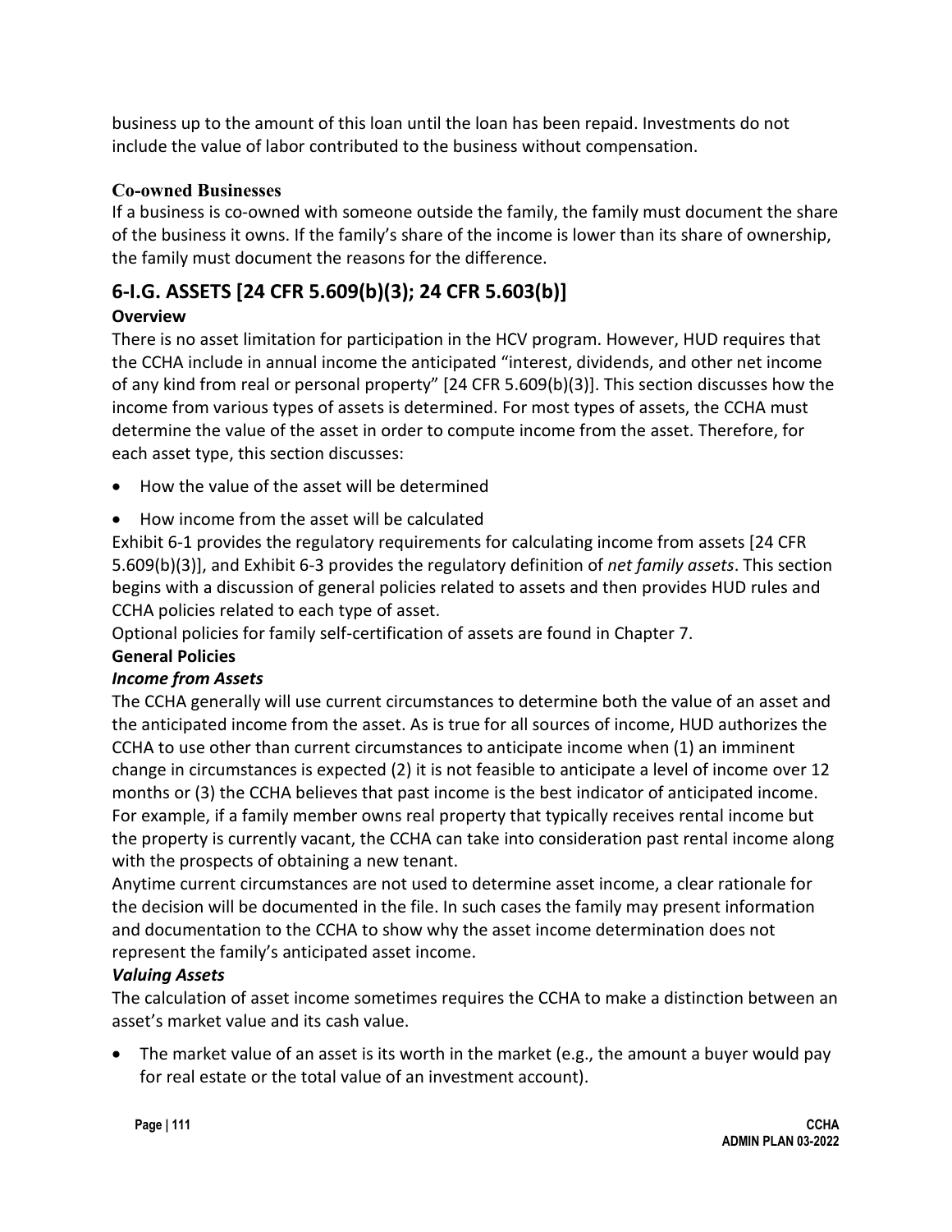business up to the amount of this loan until the loan has been repaid. Investments do not include the value of labor contributed to the business without compensation.

### Co-owned Businesses

If a business is co-owned with someone outside the family, the family must document the share of the business it owns. If the family's share of the income is lower than its share of ownership, the family must document the reasons for the difference.

## 6-I.G. ASSETS [24 CFR 5.609(b)(3); 24 CFR 5.603(b)]

### Overview

There is no asset limitation for participation in the HCV program. However, HUD requires that the CCHA include in annual income the anticipated "interest, dividends, and other net income of any kind from real or personal property" [24 CFR 5.609(b)(3)]. This section discusses how the income from various types of assets is determined. For most types of assets, the CCHA must determine the value of the asset in order to compute income from the asset. Therefore, for each asset type, this section discusses:

- How the value of the asset will be determined
- How income from the asset will be calculated

Exhibit 6-1 provides the regulatory requirements for calculating income from assets [24 CFR 5.609(b)(3)], and Exhibit 6-3 provides the regulatory definition of *net family assets*. This section begins with a discussion of general policies related to assets and then provides HUD rules and CCHA policies related to each type of asset.

Optional policies for family self-certification of assets are found in Chapter 7.

### General Policies

#### *Income from Assets*

The CCHA generally will use current circumstances to determine both the value of an asset and the anticipated income from the asset. As is true for all sources of income, HUD authorizes the CCHA to use other than current circumstances to anticipate income when (1) an imminent change in circumstances is expected (2) it is not feasible to anticipate a level of income over 12 months or (3) the CCHA believes that past income is the best indicator of anticipated income. For example, if a family member owns real property that typically receives rental income but the property is currently vacant, the CCHA can take into consideration past rental income along with the prospects of obtaining a new tenant.

Anytime current circumstances are not used to determine asset income, a clear rationale for the decision will be documented in the file. In such cases the family may present information and documentation to the CCHA to show why the asset income determination does not represent the family's anticipated asset income.

#### *Valuing Assets*

The calculation of asset income sometimes requires the CCHA to make a distinction between an asset's market value and its cash value.

- The market value of an asset is its worth in the market (e.g., the amount a buyer would pay for real estate or the total value of an investment account).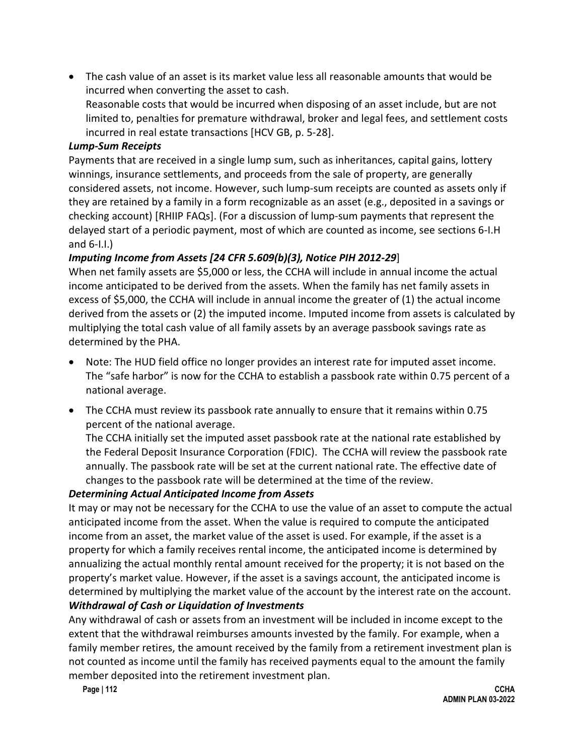- The cash value of an asset is its market value less all reasonable amounts that would be incurred when converting the asset to cash.

  Reasonable costs that would be incurred when disposing of an asset include, but are not limited to, penalties for premature withdrawal, broker and legal fees, and settlement costs incurred in real estate transactions [HCV GB, p. 5-28].

***Lump-Sum Receipts***

Payments that are received in a single lump sum, such as inheritances, capital gains, lottery winnings, insurance settlements, and proceeds from the sale of property, are generally considered assets, not income. However, such lump-sum receipts are counted as assets only if they are retained by a family in a form recognizable as an asset (e.g., deposited in a savings or checking account) [RHIIP FAQs]. (For a discussion of lump-sum payments that represent the delayed start of a periodic payment, most of which are counted as income, see sections 6-I.H and 6-I.I.)

***Imputing Income from Assets [24 CFR 5.609(b)(3), Notice PIH 2012-29*]**

When net family assets are $5,000 or less, the CCHA will include in annual income the actual income anticipated to be derived from the assets. When the family has net family assets in excess of $5,000, the CCHA will include in annual income the greater of (1) the actual income derived from the assets or (2) the imputed income. Imputed income from assets is calculated by multiplying the total cash value of all family assets by an average passbook savings rate as determined by the PHA.

- Note: The HUD field office no longer provides an interest rate for imputed asset income. The "safe harbor" is now for the CCHA to establish a passbook rate within 0.75 percent of a national average.
- The CCHA must review its passbook rate annually to ensure that it remains within 0.75 percent of the national average.

  The CCHA initially set the imputed asset passbook rate at the national rate established by the Federal Deposit Insurance Corporation (FDIC). The CCHA will review the passbook rate annually. The passbook rate will be set at the current national rate. The effective date of changes to the passbook rate will be determined at the time of the review.

***Determining Actual Anticipated Income from Assets***

It may or may not be necessary for the CCHA to use the value of an asset to compute the actual anticipated income from the asset. When the value is required to compute the anticipated income from an asset, the market value of the asset is used. For example, if the asset is a property for which a family receives rental income, the anticipated income is determined by annualizing the actual monthly rental amount received for the property; it is not based on the property's market value. However, if the asset is a savings account, the anticipated income is determined by multiplying the market value of the account by the interest rate on the account.

***Withdrawal of Cash or Liquidation of Investments***

Any withdrawal of cash or assets from an investment will be included in income except to the extent that the withdrawal reimburses amounts invested by the family. For example, when a family member retires, the amount received by the family from a retirement investment plan is not counted as income until the family has received payments equal to the amount the family member deposited into the retirement investment plan.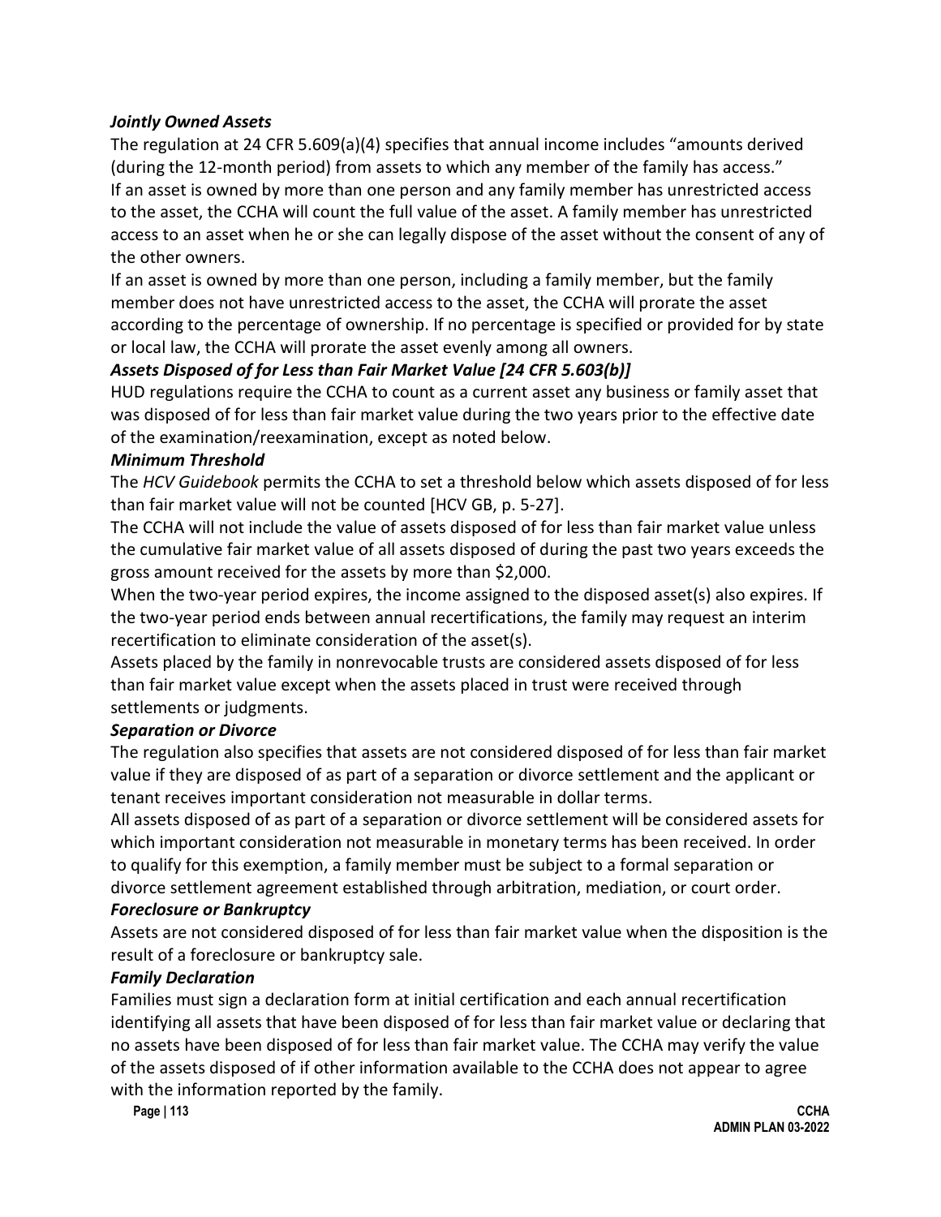***Jointly Owned Assets***

The regulation at 24 CFR 5.609(a)(4) specifies that annual income includes "amounts derived (during the 12-month period) from assets to which any member of the family has access."

If an asset is owned by more than one person and any family member has unrestricted access to the asset, the CCHA will count the full value of the asset. A family member has unrestricted access to an asset when he or she can legally dispose of the asset without the consent of any of the other owners.

If an asset is owned by more than one person, including a family member, but the family member does not have unrestricted access to the asset, the CCHA will prorate the asset according to the percentage of ownership. If no percentage is specified or provided for by state or local law, the CCHA will prorate the asset evenly among all owners.

***Assets Disposed of for Less than Fair Market Value [24 CFR 5.603(b)]***

HUD regulations require the CCHA to count as a current asset any business or family asset that was disposed of for less than fair market value during the two years prior to the effective date of the examination/reexamination, except as noted below.

***Minimum Threshold***

The *HCV Guidebook* permits the CCHA to set a threshold below which assets disposed of for less than fair market value will not be counted [HCV GB, p. 5-27].

The CCHA will not include the value of assets disposed of for less than fair market value unless the cumulative fair market value of all assets disposed of during the past two years exceeds the gross amount received for the assets by more than $2,000.

When the two-year period expires, the income assigned to the disposed asset(s) also expires. If the two-year period ends between annual recertifications, the family may request an interim recertification to eliminate consideration of the asset(s).

Assets placed by the family in nonrevocable trusts are considered assets disposed of for less than fair market value except when the assets placed in trust were received through settlements or judgments.

***Separation or Divorce***

The regulation also specifies that assets are not considered disposed of for less than fair market value if they are disposed of as part of a separation or divorce settlement and the applicant or tenant receives important consideration not measurable in dollar terms.

All assets disposed of as part of a separation or divorce settlement will be considered assets for which important consideration not measurable in monetary terms has been received. In order to qualify for this exemption, a family member must be subject to a formal separation or divorce settlement agreement established through arbitration, mediation, or court order.

***Foreclosure or Bankruptcy***

Assets are not considered disposed of for less than fair market value when the disposition is the result of a foreclosure or bankruptcy sale.

***Family Declaration***

Families must sign a declaration form at initial certification and each annual recertification identifying all assets that have been disposed of for less than fair market value or declaring that no assets have been disposed of for less than fair market value. The CCHA may verify the value of the assets disposed of if other information available to the CCHA does not appear to agree with the information reported by the family.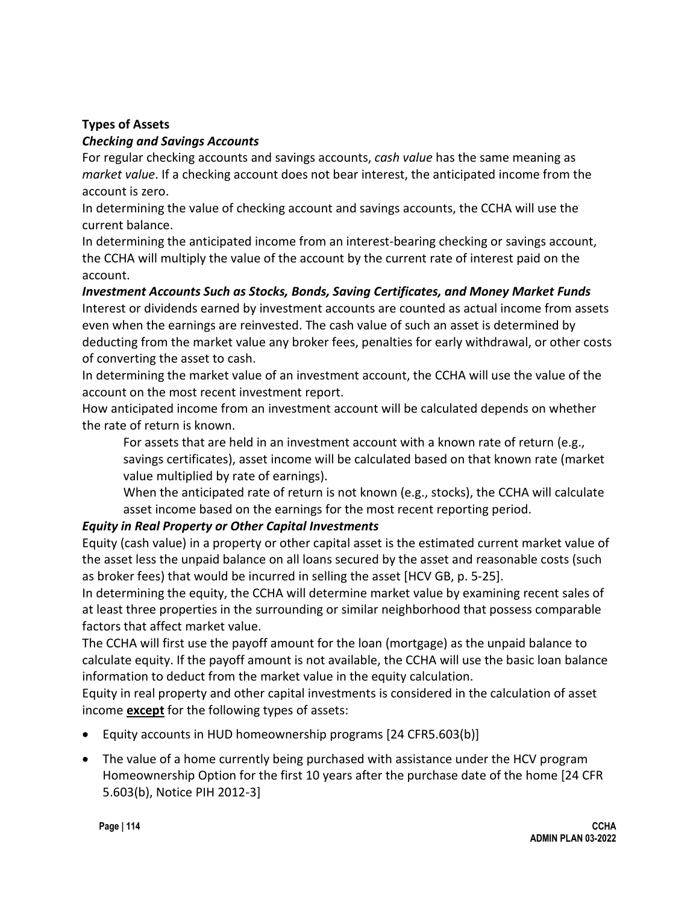**Types of Assets**

***Checking and Savings Accounts***

For regular checking accounts and savings accounts, *cash value* has the same meaning as *market value*. If a checking account does not bear interest, the anticipated income from the account is zero.

In determining the value of checking account and savings accounts, the CCHA will use the current balance.

In determining the anticipated income from an interest-bearing checking or savings account, the CCHA will multiply the value of the account by the current rate of interest paid on the account.

***Investment Accounts Such as Stocks, Bonds, Saving Certificates, and Money Market Funds***

Interest or dividends earned by investment accounts are counted as actual income from assets even when the earnings are reinvested. The cash value of such an asset is determined by deducting from the market value any broker fees, penalties for early withdrawal, or other costs of converting the asset to cash.

In determining the market value of an investment account, the CCHA will use the value of the account on the most recent investment report.

How anticipated income from an investment account will be calculated depends on whether the rate of return is known.

> For assets that are held in an investment account with a known rate of return (e.g., savings certificates), asset income will be calculated based on that known rate (market value multiplied by rate of earnings).
>
> When the anticipated rate of return is not known (e.g., stocks), the CCHA will calculate asset income based on the earnings for the most reporting period.

***Equity in Real Property or Other Capital Investments***

Equity (cash value) in a property or other capital asset is the estimated current market value of the asset less the unpaid balance on all loans secured by the asset and reasonable costs (such as broker fees) that would be incurred in selling the asset [HCV GB, p. 5-25].

In determining the equity, the CCHA will determine market value by examining recent sales of at least three properties in the surrounding or similar neighborhood that possess comparable factors that affect market value.

The CCHA will first use the payoff amount for the loan (mortgage) as the unpaid balance to calculate equity. If the payoff amount is not available, the CCHA will use the basic loan balance information to deduct from the market value in the equity calculation.

Equity in real property and other capital investments is considered in the calculation of asset income **except** for the following types of assets:

- Equity accounts in HUD homeownership programs [24 CFR5.603(b)]
- The value of a home currently being purchased with assistance under the HCV program Homeownership Option for the first 10 years after the purchase date of the home [24 CFR 5.603(b), Notice PIH 2012-3]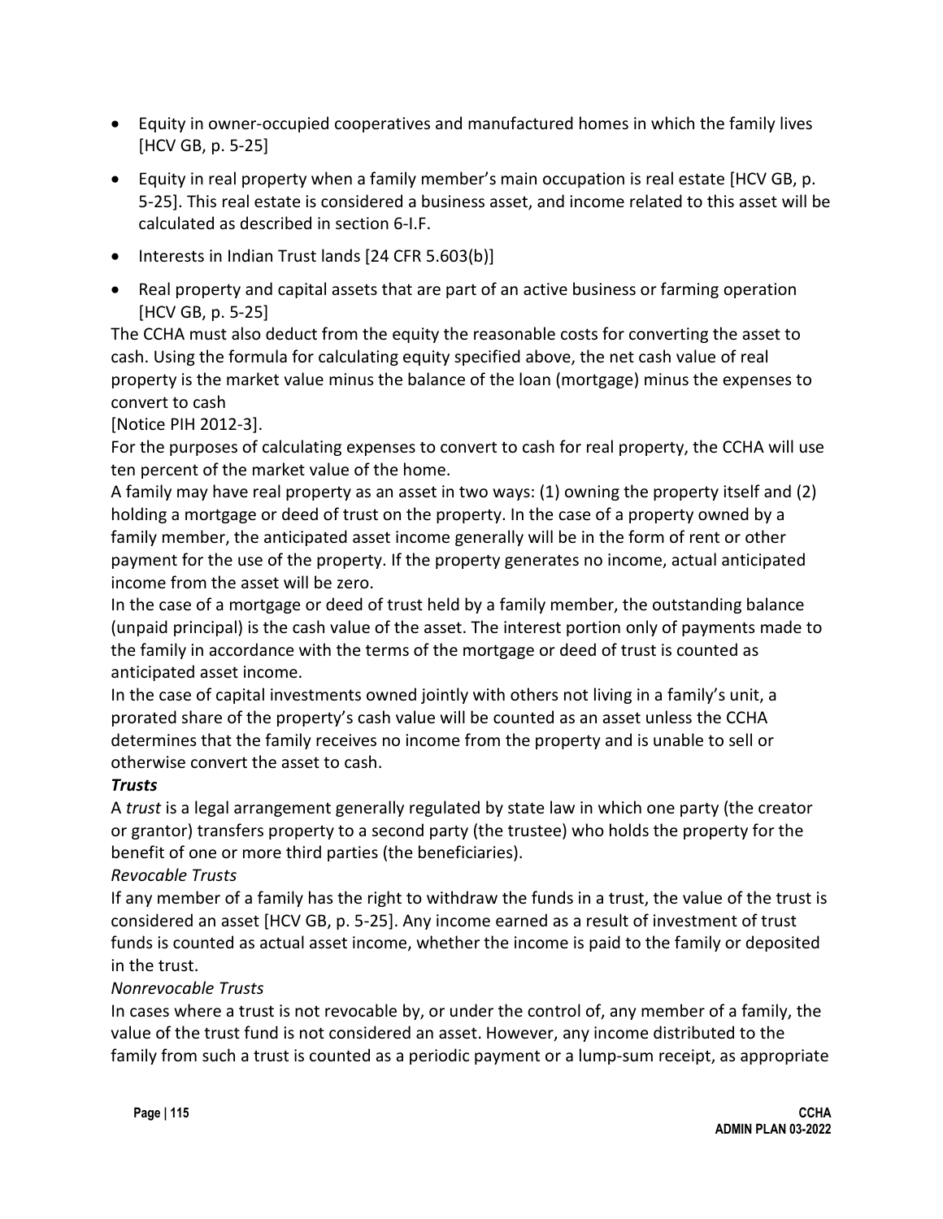- Equity in owner-occupied cooperatives and manufactured homes in which the family lives [HCV GB, p. 5-25]
- Equity in real property when a family member's main occupation is real estate [HCV GB, p. 5-25]. This real estate is considered a business asset, and income related to this asset will be calculated as described in section 6-I.F.
- Interests in Indian Trust lands [24 CFR 5.603(b)]
- Real property and capital assets that are part of an active business or farming operation [HCV GB, p. 5-25]

The CCHA must also deduct from the equity the reasonable costs for converting the asset to cash. Using the formula for calculating equity specified above, the net cash value of real property is the market value minus the balance of the loan (mortgage) minus the expenses to convert to cash

[Notice PIH 2012-3].

For the purposes of calculating expenses to convert to cash for real property, the CCHA will use ten percent of the market value of the home.

A family may have real property as an asset in two ways: (1) owning the property itself and (2) holding a mortgage or deed of trust on the property. In the case of a property owned by a family member, the anticipated asset income generally will be in the form of rent or other payment for the use of the property. If the property generates no income, actual anticipated income from the asset will be zero.

In the case of a mortgage or deed of trust held by a family member, the outstanding balance (unpaid principal) is the cash value of the asset. The interest portion only of payments made to the family in accordance with the terms of the mortgage or deed of trust is counted as anticipated asset income.

In the case of capital investments owned jointly with others not living in a family's unit, a prorated share of the property's cash value will be counted as an asset unless the CCHA determines that the family receives no income from the property and is unable to sell or otherwise convert the asset to cash.

***Trusts***

A *trust* is a legal arrangement generally regulated by state law in which one party (the creator or grantor) transfers property to a second party (the trustee) who holds the property for the benefit of one or more third parties (the beneficiaries).

*Revocable Trusts*

If any member of a family has the right to withdraw the funds in a trust, the value of the trust is considered an asset [HCV GB, p. 5-25]. Any income earned as a result of investment of trust funds is counted as actual asset income, whether the income is paid to the family or deposited in the trust.

*Nonrevocable Trusts*

In cases where a trust is not revocable by, or under the control of, any member of a family, the value of the trust fund is not considered an asset. However, any income distributed to the family from such a trust is counted as a periodic payment or a lump-sum receipt, as appropriate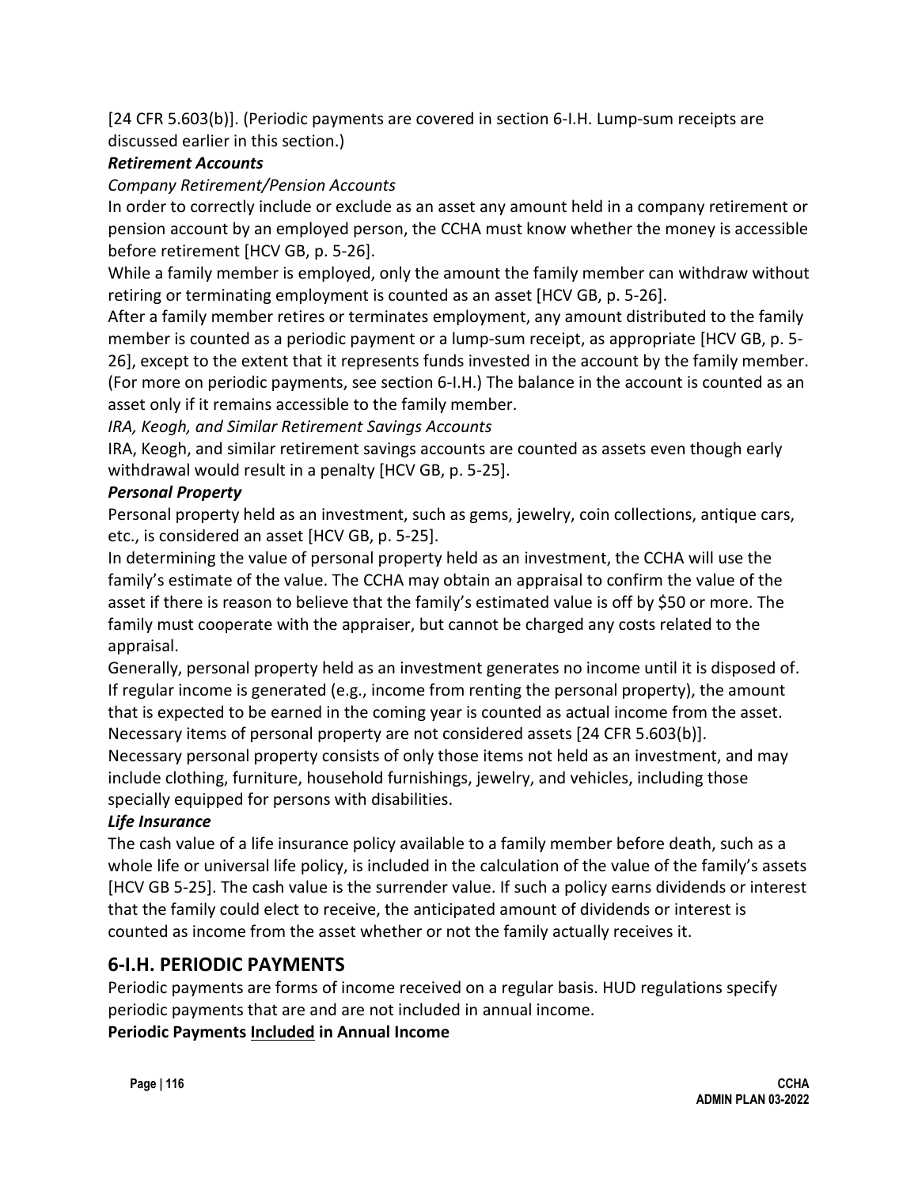[24 CFR 5.603(b)]. (Periodic payments are covered in section 6-I.H. Lump-sum receipts are discussed earlier in this section.)

***Retirement Accounts***

*Company Retirement/Pension Accounts*

In order to correctly include or exclude as an asset any amount held in a company retirement or pension account by an employed person, the CCHA must know whether the money is accessible before retirement [HCV GB, p. 5-26].

While a family member is employed, only the amount the family member can withdraw without retiring or terminating employment is counted as an asset [HCV GB, p. 5-26].

After a family member retires or terminates employment, any amount distributed to the family member is counted as a periodic payment or a lump-sum receipt, as appropriate [HCV GB, p. 5-26], except to the extent that it represents funds invested in the account by the family member. (For more on periodic payments, see section 6-I.H.) The balance in the account is counted as an asset only if it remains accessible to the family member.

*IRA, Keogh, and Similar Retirement Savings Accounts*

IRA, Keogh, and similar retirement savings accounts are counted as assets even though early withdrawal would result in a penalty [HCV GB, p. 5-25].

***Personal Property***

Personal property held as an investment, such as gems, jewelry, coin collections, antique cars, etc., is considered an asset [HCV GB, p. 5-25].

In determining the value of personal property held as an investment, the CCHA will use the family's estimate of the value. The CCHA may obtain an appraisal to confirm the value of the asset if there is reason to believe that the family's estimated value is off by $50 or more. The family must cooperate with the appraiser, but cannot be charged any costs related to the appraisal.

Generally, personal property held as an investment generates no income until it is disposed of. If regular income is generated (e.g., income from renting the personal property), the amount that is expected to be earned in the coming year is counted as actual income from the asset.

Necessary items of personal property are not considered assets [24 CFR 5.603(b)].

Necessary personal property consists of only those items not held as an investment, and may include clothing, furniture, household furnishings, jewelry, and vehicles, including those specially equipped for persons with disabilities.

***Life Insurance***

The cash value of a life insurance policy available to a family member before death, such as a whole life or universal life policy, is included in the calculation of the value of the family's assets [HCV GB 5-25]. The cash value is the surrender value. If such a policy earns dividends or interest that the family could elect to receive, the anticipated amount of dividends or interest is counted as income from the asset whether or not the family actually receives it.

## 6-I.H. PERIODIC PAYMENTS

Periodic payments are forms of income received on a regular basis. HUD regulations specify periodic payments that are and are not included in annual income.

**Periodic Payments <u>Included</u> in Annual Income**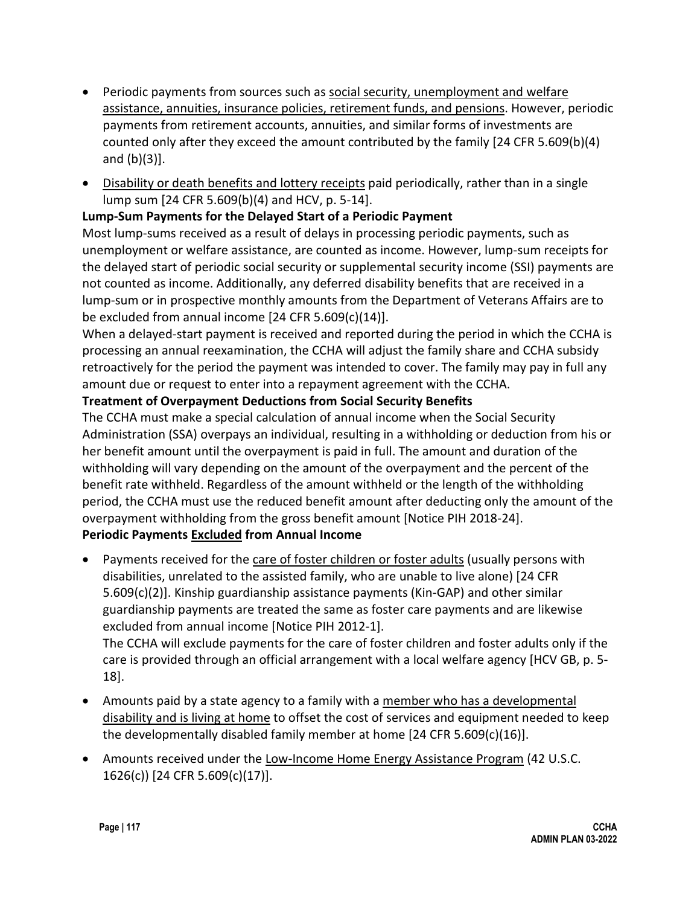- Periodic payments from sources such as social security, unemployment and welfare assistance, annuities, insurance policies, retirement funds, and pensions. However, periodic payments from retirement accounts, annuities, and similar forms of investments are counted only after they exceed the amount contributed by the family [24 CFR 5.609(b)(4) and (b)(3)].
- Disability or death benefits and lottery receipts paid periodically, rather than in a single lump sum [24 CFR 5.609(b)(4) and HCV, p. 5-14].

**Lump-Sum Payments for the Delayed Start of a Periodic Payment**

Most lump-sums received as a result of delays in processing periodic payments, such as unemployment or welfare assistance, are counted as income. However, lump-sum receipts for the delayed start of periodic social security or supplemental security income (SSI) payments are not counted as income. Additionally, any deferred disability benefits that are received in a lump-sum or in prospective monthly amounts from the Department of Veterans Affairs are to be excluded from annual income [24 CFR 5.609(c)(14)].

When a delayed-start payment is received and reported during the period in which the CCHA is processing an annual reexamination, the CCHA will adjust the family share and CCHA subsidy retroactively for the period the payment was intended to cover. The family may pay in full any amount due or request to enter into a repayment agreement with the CCHA.

**Treatment of Overpayment Deductions from Social Security Benefits**

The CCHA must make a special calculation of annual income when the Social Security Administration (SSA) overpays an individual, resulting in a withholding or deduction from his or her benefit amount until the overpayment is paid in full. The amount and duration of the withholding will vary depending on the amount of the overpayment and the percent of the benefit rate withheld. Regardless of the amount withheld or the length of the withholding period, the CCHA must use the reduced benefit amount after deducting only the amount of the overpayment withholding from the gross benefit amount [Notice PIH 2018-24].

**Periodic Payments Excluded from Annual Income**

- Payments received for the care of foster children or foster adults (usually persons with disabilities, unrelated to the assisted family, who are unable to live alone) [24 CFR 5.609(c)(2)]. Kinship guardianship assistance payments (Kin-GAP) and other similar guardianship payments are treated the same as foster care payments and are likewise excluded from annual income [Notice PIH 2012-1].

  The CCHA will exclude payments for the care of foster children and foster adults only if the care is provided through an official arrangement with a local welfare agency [HCV GB, p. 5-18].

- Amounts paid by a state agency to a family with a member who has a developmental disability and is living at home to offset the cost of services and equipment needed to keep the developmentally disabled family member at home [24 CFR 5.609(c)(16)].
- Amounts received under the Low-Income Home Energy Assistance Program (42 U.S.C. 1626(c)) [24 CFR 5.609(c)(17)].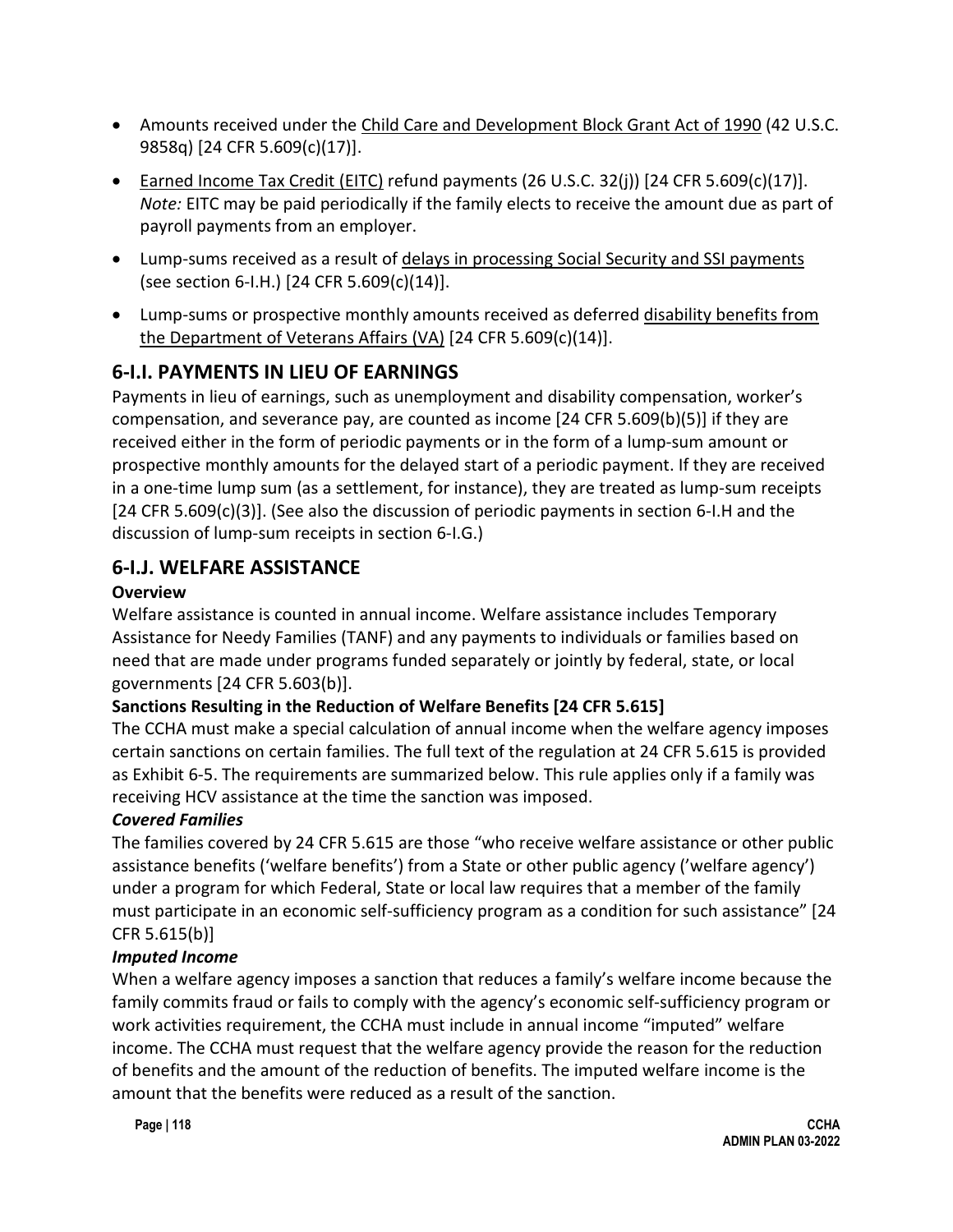- Amounts received under the Child Care and Development Block Grant Act of 1990 (42 U.S.C. 9858q) [24 CFR 5.609(c)(17)].
- Earned Income Tax Credit (EITC) refund payments (26 U.S.C. 32(j)) [24 CFR 5.609(c)(17)]. *Note:* EITC may be paid periodically if the family elects to receive the amount due as part of payroll payments from an employer.
- Lump-sums received as a result of delays in processing Social Security and SSI payments (see section 6-I.H.) [24 CFR 5.609(c)(14)].
- Lump-sums or prospective monthly amounts received as deferred disability benefits from the Department of Veterans Affairs (VA) [24 CFR 5.609(c)(14)].

## 6-I.I. PAYMENTS IN LIEU OF EARNINGS

Payments in lieu of earnings, such as unemployment and disability compensation, worker's compensation, and severance pay, are counted as income [24 CFR 5.609(b)(5)] if they are received either in the form of periodic payments or in the form of a lump-sum amount or prospective monthly amounts for the delayed start of a periodic payment. If they are received in a one-time lump sum (as a settlement, for instance), they are treated as lump-sum receipts [24 CFR 5.609(c)(3)]. (See also the discussion of periodic payments in section 6-I.H and the discussion of lump-sum receipts in section 6-I.G.)

## 6-I.J. WELFARE ASSISTANCE

**Overview**

Welfare assistance is counted in annual income. Welfare assistance includes Temporary Assistance for Needy Families (TANF) and any payments to individuals or families based on need that are made under programs funded separately or jointly by federal, state, or local governments [24 CFR 5.603(b)].

**Sanctions Resulting in the Reduction of Welfare Benefits [24 CFR 5.615]**

The CCHA must make a special calculation of annual income when the welfare agency imposes certain sanctions on certain families. The full text of the regulation at 24 CFR 5.615 is provided as Exhibit 6-5. The requirements are summarized below. This rule applies only if a family was receiving HCV assistance at the time the sanction was imposed.

***Covered Families***

The families covered by 24 CFR 5.615 are those "who receive welfare assistance or other public assistance benefits ('welfare benefits') from a State or other public agency ('welfare agency') under a program for which Federal, State or local law requires that a member of the family must participate in an economic self-sufficiency program as a condition for such assistance" [24 CFR 5.615(b)]

***Imputed Income***

When a welfare agency imposes a sanction that reduces a family's welfare income because the family commits fraud or fails to comply with the agency's economic self-sufficiency program or work activities requirement, the CCHA must include in annual income "imputed" welfare income. The CCHA must request that the welfare agency provide the reason for the reduction of benefits and the amount of the reduction of benefits. The imputed welfare income is the amount that the benefits were reduced as a result of the sanction.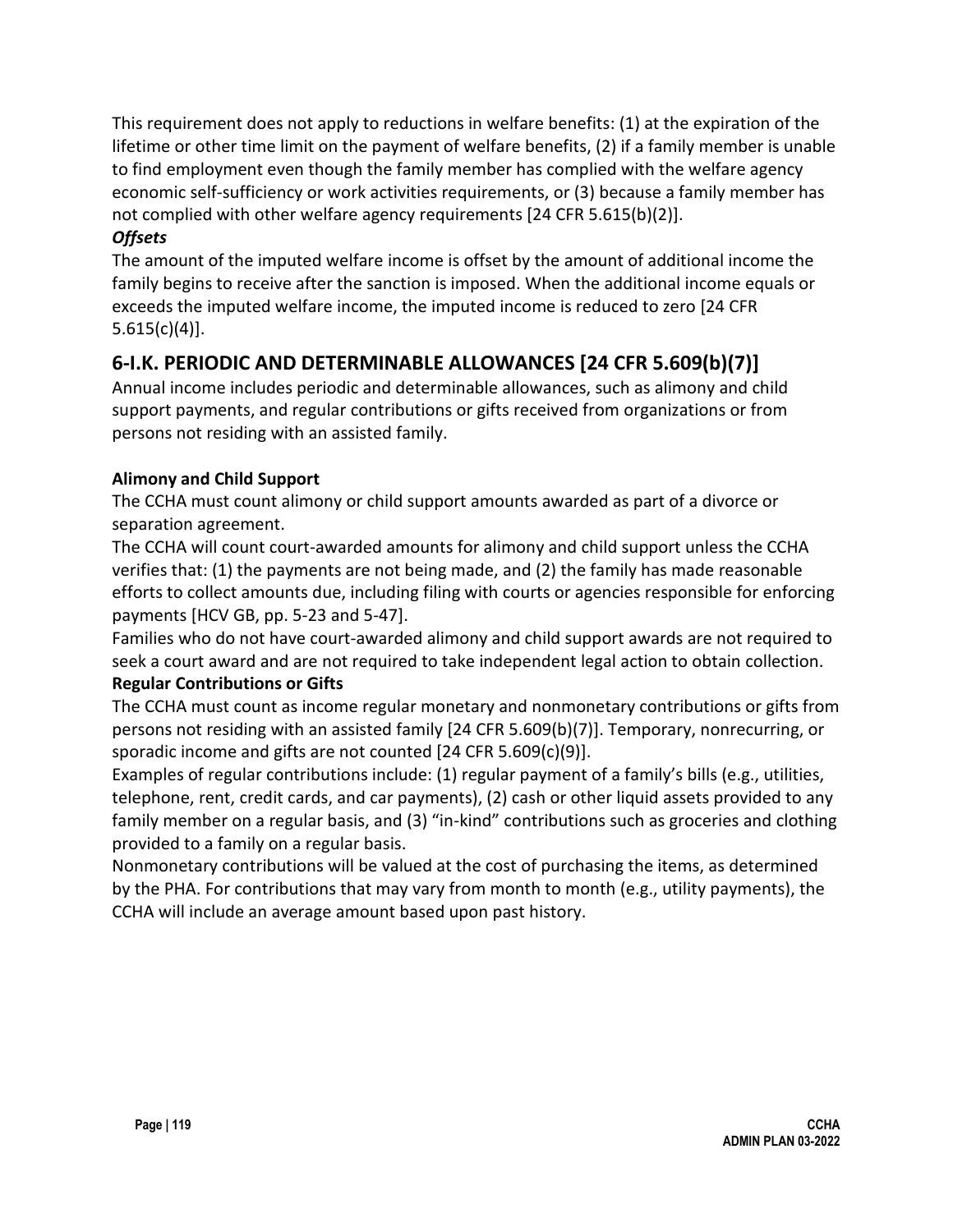This requirement does not apply to reductions in welfare benefits: (1) at the expiration of the lifetime or other time limit on the payment of welfare benefits, (2) if a family member is unable to find employment even though the family member has complied with the welfare agency economic self-sufficiency or work activities requirements, or (3) because a family member has not complied with other welfare agency requirements [24 CFR 5.615(b)(2)].

***Offsets***

The amount of the imputed welfare income is offset by the amount of additional income the family begins to receive after the sanction is imposed. When the additional income equals or exceeds the imputed welfare income, the imputed income is reduced to zero [24 CFR 5.615(c)(4)].

## 6-I.K. PERIODIC AND DETERMINABLE ALLOWANCES [24 CFR 5.609(b)(7)]

Annual income includes periodic and determinable allowances, such as alimony and child support payments, and regular contributions or gifts received from organizations or from persons not residing with an assisted family.

**Alimony and Child Support**

The CCHA must count alimony or child support amounts awarded as part of a divorce or separation agreement.

The CCHA will count court-awarded amounts for alimony and child support unless the CCHA verifies that: (1) the payments are not being made, and (2) the family has made reasonable efforts to collect amounts due, including filing with courts or agencies responsible for enforcing payments [HCV GB, pp. 5-23 and 5-47].

Families who do not have court-awarded alimony and child support awards are not required to seek a court award and are not required to take independent legal action to obtain collection.

**Regular Contributions or Gifts**

The CCHA must count as income regular monetary and nonmonetary contributions or gifts from persons not residing with an assisted family [24 CFR 5.609(b)(7)]. Temporary, nonrecurring, or sporadic income and gifts are not counted [24 CFR 5.609(c)(9)].

Examples of regular contributions include: (1) regular payment of a family's bills (e.g., utilities, telephone, rent, credit cards, and car payments), (2) cash or other liquid assets provided to any family member on a regular basis, and (3) "in-kind" contributions such as groceries and clothing provided to a family on a regular basis.

Nonmonetary contributions will be valued at the cost of purchasing the items, as determined by the PHA. For contributions that may vary from month to month (e.g., utility payments), the CCHA will include an average amount based upon past history.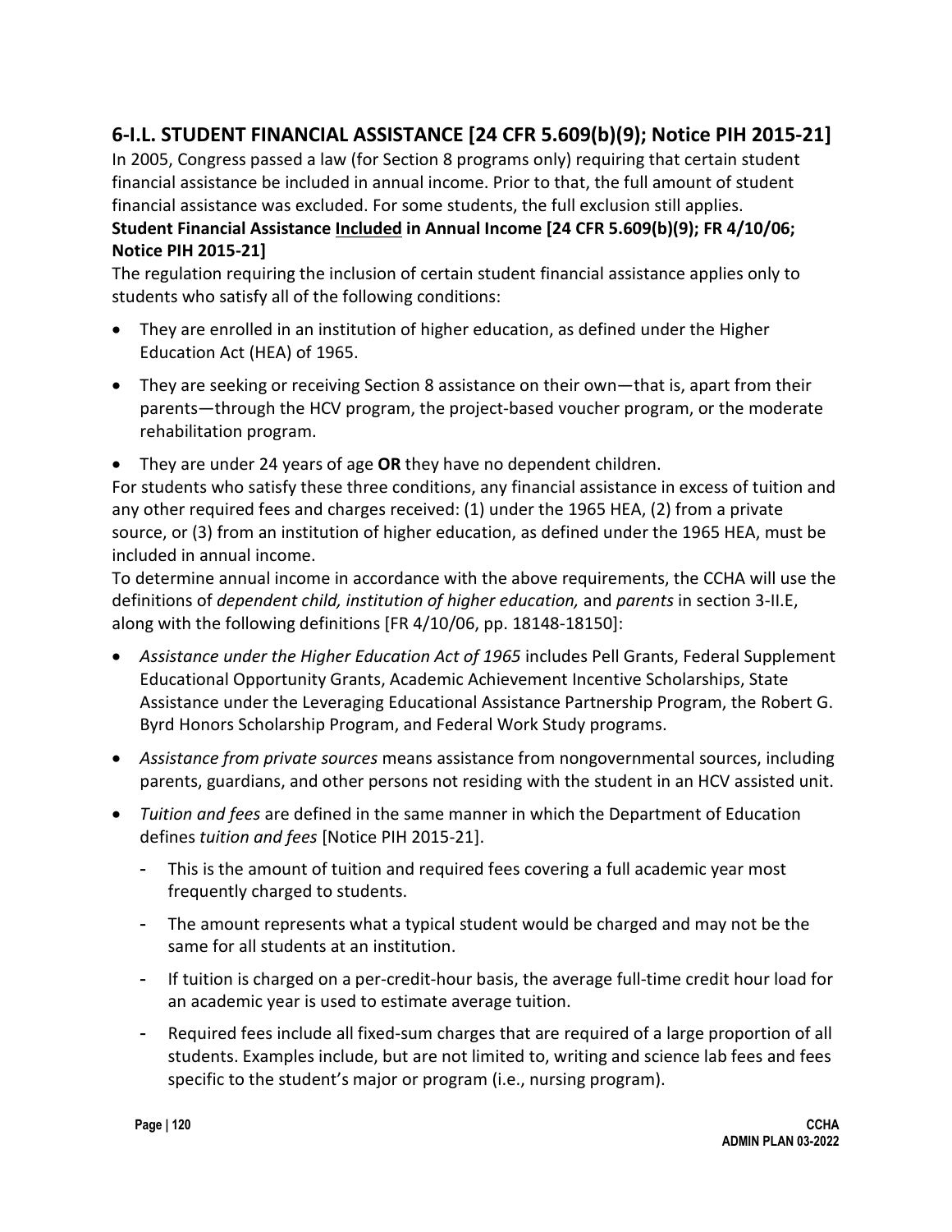## 6-I.L. STUDENT FINANCIAL ASSISTANCE [24 CFR 5.609(b)(9); Notice PIH 2015-21]

In 2005, Congress passed a law (for Section 8 programs only) requiring that certain student financial assistance be included in annual income. Prior to that, the full amount of student financial assistance was excluded. For some students, the full exclusion still applies.

**Student Financial Assistance <u>Included</u> in Annual Income [24 CFR 5.609(b)(9); FR 4/10/06; Notice PIH 2015-21]**

The regulation requiring the inclusion of certain student financial assistance applies only to students who satisfy all of the following conditions:

- They are enrolled in an institution of higher education, as defined under the Higher Education Act (HEA) of 1965.
- They are seeking or receiving Section 8 assistance on their own—that is, apart from their parents—through the HCV program, the project-based voucher program, or the moderate rehabilitation program.
- They are under 24 years of age **OR** they have no dependent children.

For students who satisfy these three conditions, any financial assistance in excess of tuition and any other required fees and charges received: (1) under the 1965 HEA, (2) from a private source, or (3) from an institution of higher education, as defined under the 1965 HEA, must be included in annual income.

To determine annual income in accordance with the above requirements, the CCHA will use the definitions of *dependent child, institution of higher education,* and *parents* in section 3-II.E, along with the following definitions [FR 4/10/06, pp. 18148-18150]:

- *Assistance under the Higher Education Act of 1965* includes Pell Grants, Federal Supplement Educational Opportunity Grants, Academic Achievement Incentive Scholarships, State Assistance under the Leveraging Educational Assistance Partnership Program, the Robert G. Byrd Honors Scholarship Program, and Federal Work Study programs.
- *Assistance from private sources* means assistance from nongovernmental sources, including parents, guardians, and other persons not residing with the student in an HCV assisted unit.
- *Tuition and fees* are defined in the same manner in which the Department of Education defines *tuition and fees* [Notice PIH 2015-21].
  - This is the amount of tuition and required fees covering a full academic year most frequently charged to students.
  - The amount represents what a typical student would be charged and may not be the same for all students at an institution.
  - If tuition is charged on a per-credit-hour basis, the average full-time credit hour load for an academic year is used to estimate average tuition.
  - Required fees include all fixed-sum charges that are required of a large proportion of all students. Examples include, but are not limited to, writing and science lab fees and fees specific to the student's major or program (i.e., nursing program).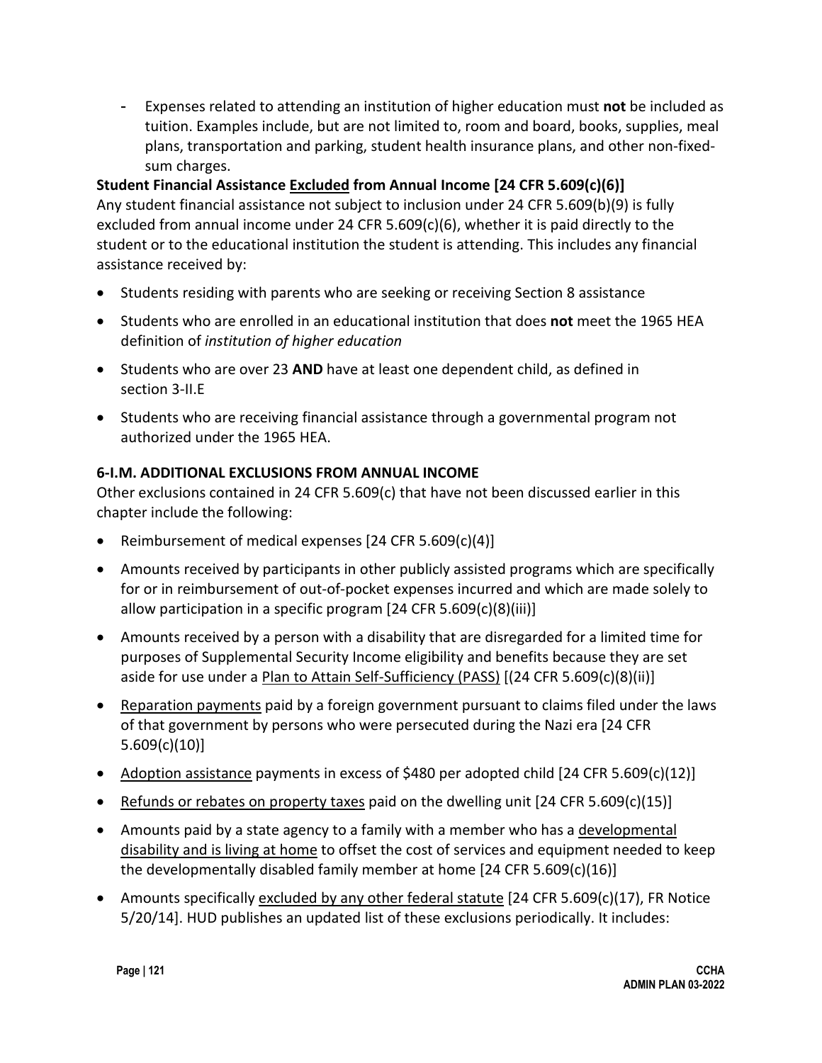- Expenses related to attending an institution of higher education must **not** be included as tuition. Examples include, but are not limited to, room and board, books, supplies, meal plans, transportation and parking, student health insurance plans, and other non-fixed-sum charges.

**Student Financial Assistance <u>Excluded</u> from Annual Income [24 CFR 5.609(c)(6)]**

Any student financial assistance not subject to inclusion under 24 CFR 5.609(b)(9) is fully excluded from annual income under 24 CFR 5.609(c)(6), whether it is paid directly to the student or to the educational institution the student is attending. This includes any financial assistance received by:

- Students residing with parents who are seeking or receiving Section 8 assistance
- Students who are enrolled in an educational institution that does **not** meet the 1965 HEA definition of *institution of higher education*
- Students who are over 23 **AND** have at least one dependent child, as defined in section 3-II.E
- Students who are receiving financial assistance through a governmental program not authorized under the 1965 HEA.

**6-I.M. ADDITIONAL EXCLUSIONS FROM ANNUAL INCOME**

Other exclusions contained in 24 CFR 5.609(c) that have not been discussed earlier in this chapter include the following:

- Reimbursement of medical expenses [24 CFR 5.609(c)(4)]
- Amounts received by participants in other publicly assisted programs which are specifically for or in reimbursement of out-of-pocket expenses incurred and which are made solely to allow participation in a specific program [24 CFR 5.609(c)(8)(iii)]
- Amounts received by a person with a disability that are disregarded for a limited time for purposes of Supplemental Security Income eligibility and benefits because they are set aside for use under a <u>Plan to Attain Self-Sufficiency (PASS)</u> [(24 CFR 5.609(c)(8)(ii)]
- <u>Reparation payments</u> paid by a foreign government pursuant to claims filed under the laws of that government by persons who were persecuted during the Nazi era [24 CFR 5.609(c)(10)]
- <u>Adoption assistance</u> payments in excess of $480 per adopted child [24 CFR 5.609(c)(12)]
- <u>Refunds or rebates on property taxes</u> paid on the dwelling unit [24 CFR 5.609(c)(15)]
- Amounts paid by a state agency to a family with a member who has a <u>developmental disability and is living at home</u> to offset the cost of services and equipment needed to keep the developmentally disabled family member at home [24 CFR 5.609(c)(16)]
- Amounts specifically <u>excluded by any other federal statute</u> [24 CFR 5.609(c)(17), FR Notice 5/20/14]. HUD publishes an updated list of these exclusions periodically. It includes: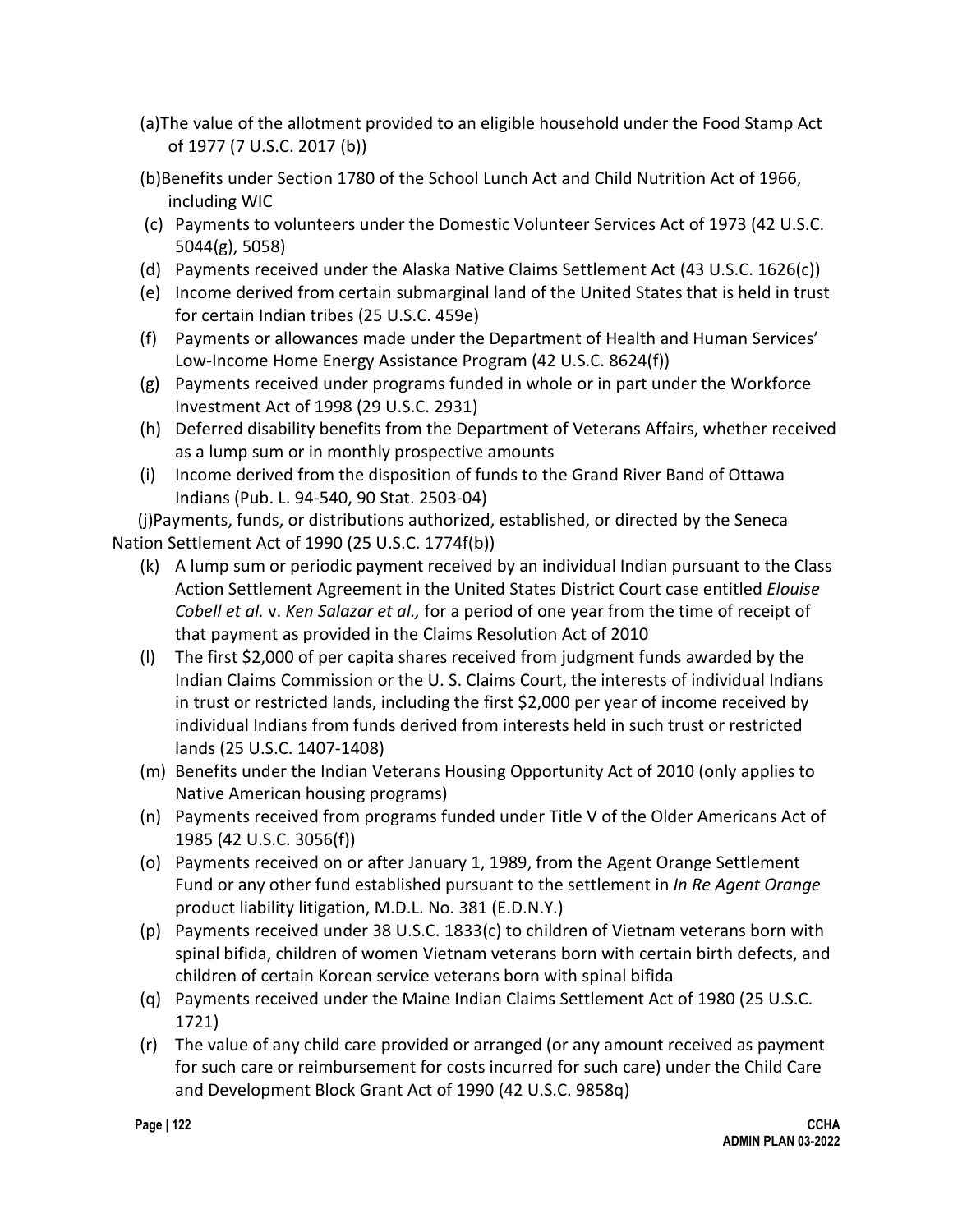(a) The value of the allotment provided to an eligible household under the Food Stamp Act of 1977 (7 U.S.C. 2017 (b))

(b) Benefits under Section 1780 of the School Lunch Act and Child Nutrition Act of 1966, including WIC

(c) Payments to volunteers under the Domestic Volunteer Services Act of 1973 (42 U.S.C. 5044(g), 5058)

(d) Payments received under the Alaska Native Claims Settlement Act (43 U.S.C. 1626(c))

(e) Income derived from certain submarginal land of the United States that is held in trust for certain Indian tribes (25 U.S.C. 459e)

(f) Payments or allowances made under the Department of Health and Human Services' Low-Income Home Energy Assistance Program (42 U.S.C. 8624(f))

(g) Payments received under programs funded in whole or in part under the Workforce Investment Act of 1998 (29 U.S.C. 2931)

(h) Deferred disability benefits from the Department of Veterans Affairs, whether received as a lump sum or in monthly prospective amounts

(i) Income derived from the disposition of funds to the Grand River Band of Ottawa Indians (Pub. L. 94-540, 90 Stat. 2503-04)

(j) Payments, funds, or distributions authorized, established, or directed by the Seneca Nation Settlement Act of 1990 (25 U.S.C. 1774f(b))

(k) A lump sum or periodic payment received by an individual Indian pursuant to the Class Action Settlement Agreement in the United States District Court case entitled *Elouise Cobell et al.* v. *Ken Salazar et al.,* for a period of one year from the time of receipt of that payment as provided in the Claims Resolution Act of 2010

(l) The first $2,000 of per capita shares received from judgment funds awarded by the Indian Claims Commission or the U. S. Claims Court, the interests of individual Indians in trust or restricted lands, including the first $2,000 per year of income received by individual Indians from funds derived from interests held in such trust or restricted lands (25 U.S.C. 1407-1408)

(m) Benefits under the Indian Veterans Housing Opportunity Act of 2010 (only applies to Native American housing programs)

(n) Payments received from programs funded under Title V of the Older Americans Act of 1985 (42 U.S.C. 3056(f))

(o) Payments received on or after January 1, 1989, from the Agent Orange Settlement Fund or any other fund established pursuant to the settlement in *In Re Agent Orange* product liability litigation, M.D.L. No. 381 (E.D.N.Y.)

(p) Payments received under 38 U.S.C. 1833(c) to children of Vietnam veterans born with spinal bifida, children of women Vietnam veterans born with certain birth defects, and children of certain Korean service veterans born with spinal bifida

(q) Payments received under the Maine Indian Claims Settlement Act of 1980 (25 U.S.C. 1721)

(r) The value of any child care provided or arranged (or any amount received as payment for such care or reimbursement for costs incurred for such care) under the Child Care and Development Block Grant Act of 1990 (42 U.S.C. 9858q)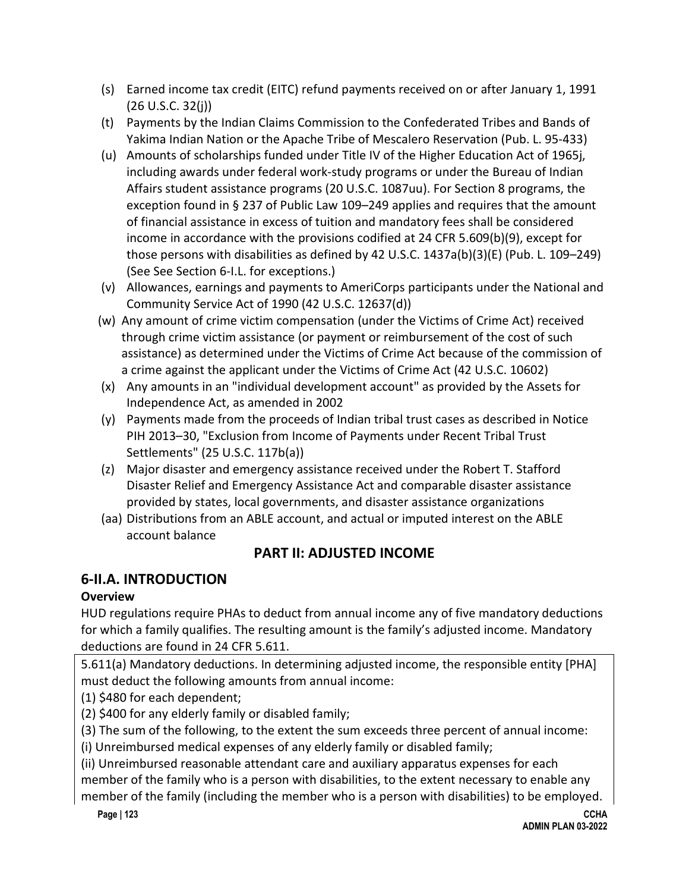(s) Earned income tax credit (EITC) refund payments received on or after January 1, 1991 (26 U.S.C. 32(j))

(t) Payments by the Indian Claims Commission to the Confederated Tribes and Bands of Yakima Indian Nation or the Apache Tribe of Mescalero Reservation (Pub. L. 95-433)

(u) Amounts of scholarships funded under Title IV of the Higher Education Act of 1965j, including awards under federal work-study programs or under the Bureau of Indian Affairs student assistance programs (20 U.S.C. 1087uu). For Section 8 programs, the exception found in § 237 of Public Law 109–249 applies and requires that the amount of financial assistance in excess of tuition and mandatory fees shall be considered income in accordance with the provisions codified at 24 CFR 5.609(b)(9), except for those persons with disabilities as defined by 42 U.S.C. 1437a(b)(3)(E) (Pub. L. 109–249) (See See Section 6-I.L. for exceptions.)

(v) Allowances, earnings and payments to AmeriCorps participants under the National and Community Service Act of 1990 (42 U.S.C. 12637(d))

(w) Any amount of crime victim compensation (under the Victims of Crime Act) received through crime victim assistance (or payment or reimbursement of the cost of such assistance) as determined under the Victims of Crime Act because of the commission of a crime against the applicant under the Victims of Crime Act (42 U.S.C. 10602)

(x) Any amounts in an "individual development account" as provided by the Assets for Independence Act, as amended in 2002

(y) Payments made from the proceeds of Indian tribal trust cases as described in Notice PIH 2013–30, "Exclusion from Income of Payments under Recent Tribal Trust Settlements" (25 U.S.C. 117b(a))

(z) Major disaster and emergency assistance received under the Robert T. Stafford Disaster Relief and Emergency Assistance Act and comparable disaster assistance provided by states, local governments, and disaster assistance organizations

(aa) Distributions from an ABLE account, and actual or imputed interest on the ABLE account balance

# PART II: ADJUSTED INCOME

## 6-II.A. INTRODUCTION

**Overview**

HUD regulations require PHAs to deduct from annual income any of five mandatory deductions for which a family qualifies. The resulting amount is the family's adjusted income. Mandatory deductions are found in 24 CFR 5.611.

5.611(a) Mandatory deductions. In determining adjusted income, the responsible entity [PHA] must deduct the following amounts from annual income:

(1) $480 for each dependent;

(2) $400 for any elderly family or disabled family;

(3) The sum of the following, to the extent the sum exceeds three percent of annual income:

(i) Unreimbursed medical expenses of any elderly family or disabled family;

(ii) Unreimbursed reasonable attendant care and auxiliary apparatus expenses for each member of the family who is a person with disabilities, to the extent necessary to enable any member of the family (including the member who is a person with disabilities) to be employed.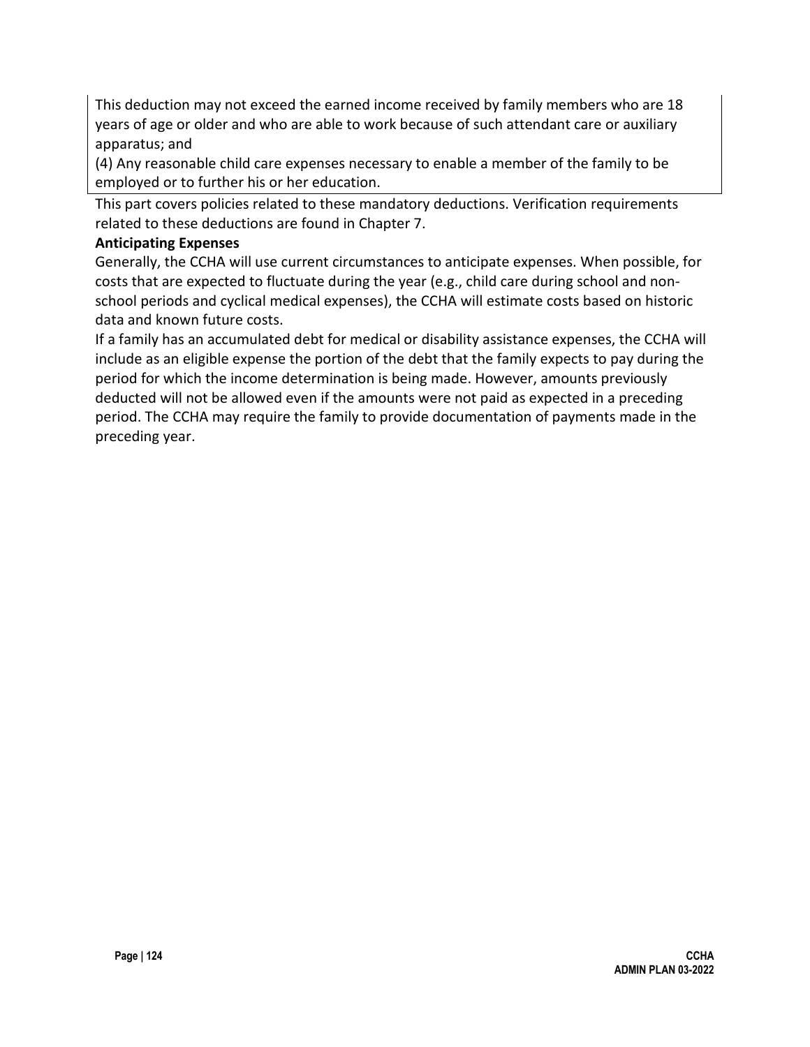This deduction may not exceed the earned income received by family members who are 18 years of age or older and who are able to work because of such attendant care or auxiliary apparatus; and

(4) Any reasonable child care expenses necessary to enable a member of the family to be employed or to further his or her education.

This part covers policies related to these mandatory deductions. Verification requirements related to these deductions are found in Chapter 7.

**Anticipating Expenses**

Generally, the CCHA will use current circumstances to anticipate expenses. When possible, for costs that are expected to fluctuate during the year (e.g., child care during school and non-school periods and cyclical medical expenses), the CCHA will estimate costs based on historic data and known future costs.

If a family has an accumulated debt for medical or disability assistance expenses, the CCHA will include as an eligible expense the portion of the debt that the family expects to pay during the period for which the income determination is being made. However, amounts previously deducted will not be allowed even if the amounts were not paid as expected in a preceding period. The CCHA may require the family to provide documentation of payments made in the preceding year.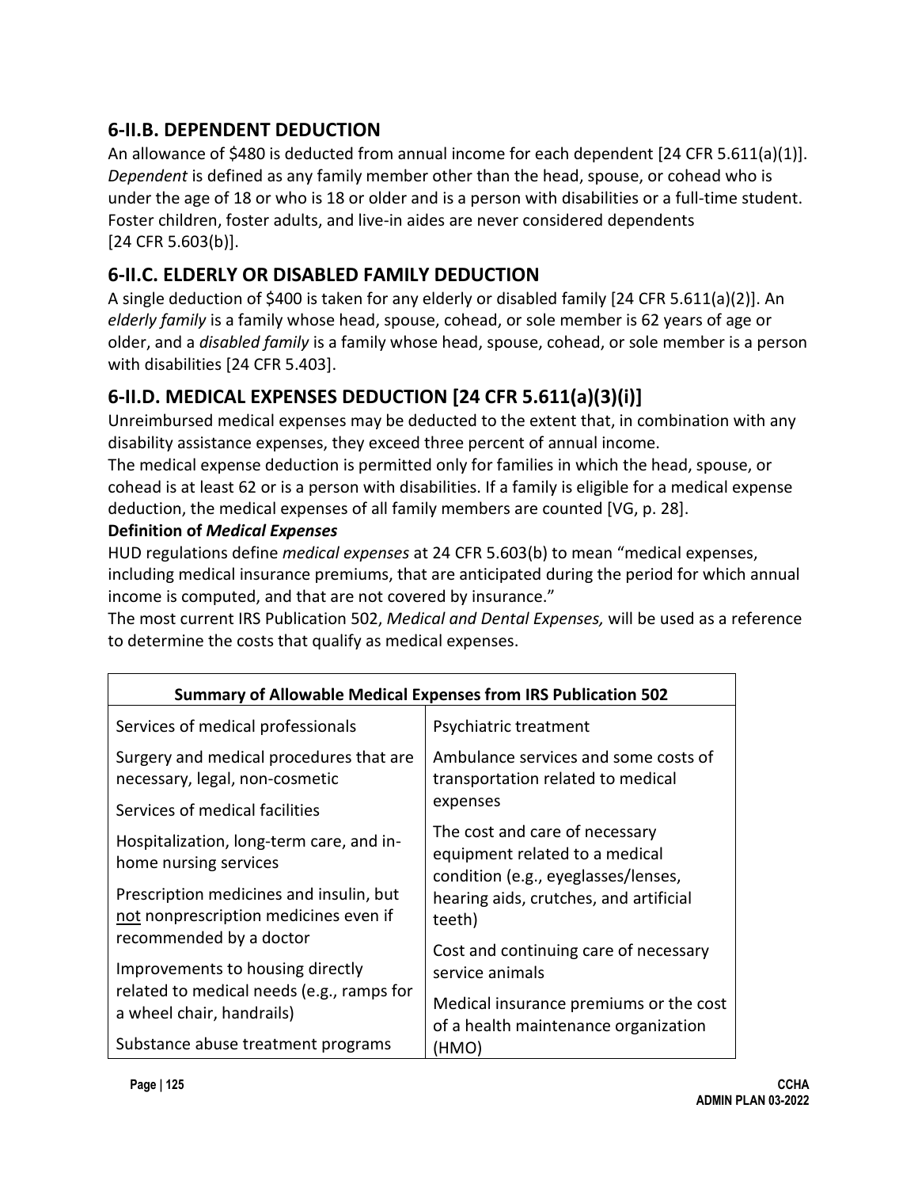## 6-II.B. DEPENDENT DEDUCTION

An allowance of $480 is deducted from annual income for each dependent [24 CFR 5.611(a)(1)]. *Dependent* is defined as any family member other than the head, spouse, or cohead who is under the age of 18 or who is 18 or older and is a person with disabilities or a full-time student. Foster children, foster adults, and live-in aides are never considered dependents [24 CFR 5.603(b)].

## 6-II.C. ELDERLY OR DISABLED FAMILY DEDUCTION

A single deduction of $400 is taken for any elderly or disabled family [24 CFR 5.611(a)(2)]. An *elderly family* is a family whose head, spouse, cohead, or sole member is 62 years of age or older, and a *disabled family* is a family whose head, spouse, cohead, or sole member is a person with disabilities [24 CFR 5.403].

## 6-II.D. MEDICAL EXPENSES DEDUCTION [24 CFR 5.611(a)(3)(i)]

Unreimbursed medical expenses may be deducted to the extent that, in combination with any disability assistance expenses, they exceed three percent of annual income.

The medical expense deduction is permitted only for families in which the head, spouse, or cohead is at least 62 or is a person with disabilities. If a family is eligible for a medical expense deduction, the medical expenses of all family members are counted [VG, p. 28].

**Definition of *Medical Expenses***

HUD regulations define *medical expenses* at 24 CFR 5.603(b) to mean "medical expenses, including medical insurance premiums, that are anticipated during the period for which annual income is computed, and that are not covered by insurance."

The most current IRS Publication 502, *Medical and Dental Expenses,* will be used as a reference to determine the costs that qualify as medical expenses.

| **Summary of Allowable Medical Expenses from IRS Publication 502** | |
|---|---|
| Services of medical professionals | Psychiatric treatment |
| Surgery and medical procedures that are necessary, legal, non-cosmetic | Ambulance services and some costs of transportation related to medical expenses |
| Services of medical facilities | |
| Hospitalization, long-term care, and in-home nursing services | The cost and care of necessary equipment related to a medical condition (e.g., eyeglasses/lenses, hearing aids, crutches, and artificial teeth) |
| Prescription medicines and insulin, but not nonprescription medicines even if recommended by a doctor | |
| Improvements to housing directly related to medical needs (e.g., ramps for a wheel chair, handrails) | Cost and continuing care of necessary service animals |
| Substance abuse treatment programs | Medical insurance premiums or the cost of a health maintenance organization (HMO) |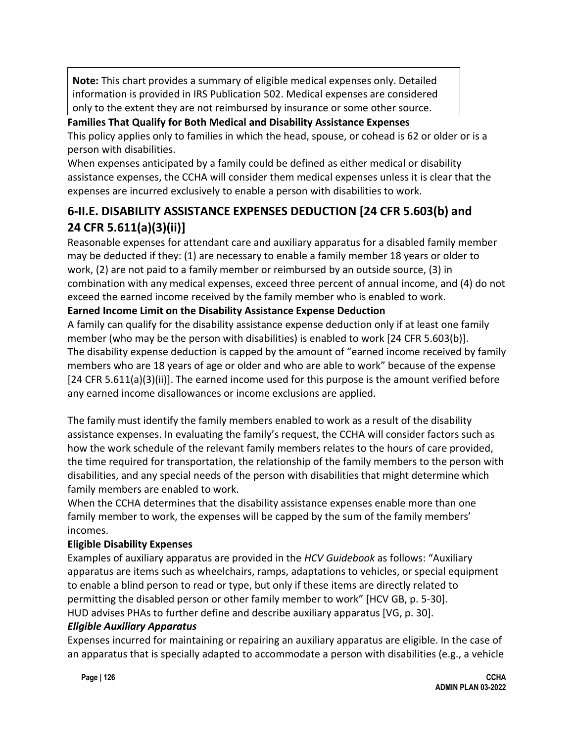> **Note:** This chart provides a summary of eligible medical expenses only. Detailed information is provided in IRS Publication 502. Medical expenses are considered only to the extent they are not reimbursed by insurance or some other source.

**Families That Qualify for Both Medical and Disability Assistance Expenses**

This policy applies only to families in which the head, spouse, or cohead is 62 or older or is a person with disabilities.

When expenses anticipated by a family could be defined as either medical or disability assistance expenses, the CCHA will consider them medical expenses unless it is clear that the expenses are incurred exclusively to enable a person with disabilities to work.

## 6-II.E. DISABILITY ASSISTANCE EXPENSES DEDUCTION [24 CFR 5.603(b) and 24 CFR 5.611(a)(3)(ii)]

Reasonable expenses for attendant care and auxiliary apparatus for a disabled family member may be deducted if they: (1) are necessary to enable a family member 18 years or older to work, (2) are not paid to a family member or reimbursed by an outside source, (3) in combination with any medical expenses, exceed three percent of annual income, and (4) do not exceed the earned income received by the family member who is enabled to work.

**Earned Income Limit on the Disability Assistance Expense Deduction**

A family can qualify for the disability assistance expense deduction only if at least one family member (who may be the person with disabilities) is enabled to work [24 CFR 5.603(b)].

The disability expense deduction is capped by the amount of "earned income received by family members who are 18 years of age or older and who are able to work" because of the expense [24 CFR 5.611(a)(3)(ii)]. The earned income used for this purpose is the amount verified before any earned income disallowances or income exclusions are applied.

The family must identify the family members enabled to work as a result of the disability assistance expenses. In evaluating the family's request, the CCHA will consider factors such as how the work schedule of the relevant family members relates to the hours of care provided, the time required for transportation, the relationship of the family members to the person with disabilities, and any special needs of the person with disabilities that might determine which family members are enabled to work.

When the CCHA determines that the disability assistance expenses enable more than one family member to work, the expenses will be capped by the sum of the family members' incomes.

**Eligible Disability Expenses**

Examples of auxiliary apparatus are provided in the *HCV Guidebook* as follows: "Auxiliary apparatus are items such as wheelchairs, ramps, adaptations to vehicles, or special equipment to enable a blind person to read or type, but only if these items are directly related to permitting the disabled person or other family member to work" [HCV GB, p. 5-30].

HUD advises PHAs to further define and describe auxiliary apparatus [VG, p. 30].

***Eligible Auxiliary Apparatus***

Expenses incurred for maintaining or repairing an auxiliary apparatus are eligible. In the case of an apparatus that is specially adapted to accommodate a person with disabilities (e.g., a vehicle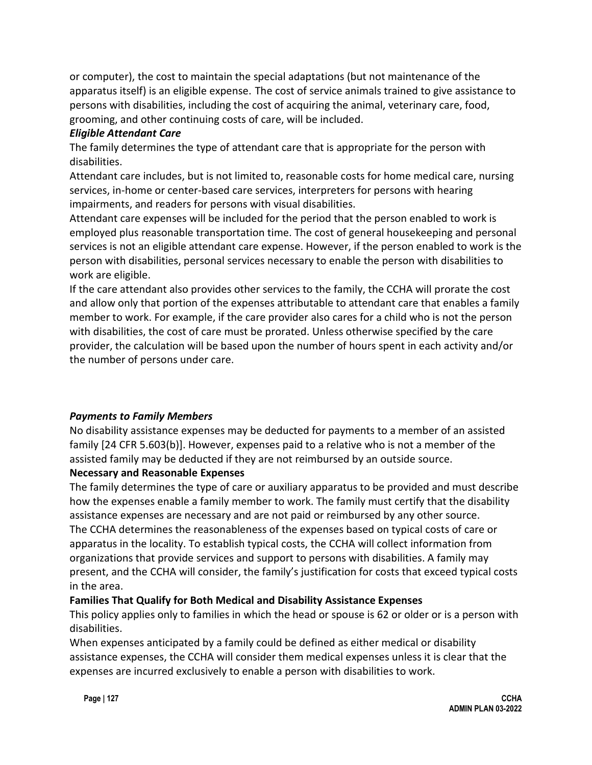or computer), the cost to maintain the special adaptations (but not maintenance of the apparatus itself) is an eligible expense. The cost of service animals trained to give assistance to persons with disabilities, including the cost of acquiring the animal, veterinary care, food, grooming, and other continuing costs of care, will be included.

***Eligible Attendant Care***

The family determines the type of attendant care that is appropriate for the person with disabilities.

Attendant care includes, but is not limited to, reasonable costs for home medical care, nursing services, in-home or center-based care services, interpreters for persons with hearing impairments, and readers for persons with visual disabilities.

Attendant care expenses will be included for the period that the person enabled to work is employed plus reasonable transportation time. The cost of general housekeeping and personal services is not an eligible attendant care expense. However, if the person enabled to work is the person with disabilities, personal services necessary to enable the person with disabilities to work are eligible.

If the care attendant also provides other services to the family, the CCHA will prorate the cost and allow only that portion of the expenses attributable to attendant care that enables a family member to work. For example, if the care provider also cares for a child who is not the person with disabilities, the cost of care must be prorated. Unless otherwise specified by the care provider, the calculation will be based upon the number of hours spent in each activity and/or the number of persons under care.

***Payments to Family Members***

No disability assistance expenses may be deducted for payments to a member of an assisted family [24 CFR 5.603(b)]. However, expenses paid to a relative who is not a member of the assisted family may be deducted if they are not reimbursed by an outside source.

**Necessary and Reasonable Expenses**

The family determines the type of care or auxiliary apparatus to be provided and must describe how the expenses enable a family member to work. The family must certify that the disability assistance expenses are necessary and are not paid or reimbursed by any other source.

The CCHA determines the reasonableness of the expenses based on typical costs of care or apparatus in the locality. To establish typical costs, the CCHA will collect information from organizations that provide services and support to persons with disabilities. A family may present, and the CCHA will consider, the family's justification for costs that exceed typical costs in the area.

**Families That Qualify for Both Medical and Disability Assistance Expenses**

This policy applies only to families in which the head or spouse is 62 or older or is a person with disabilities.

When expenses anticipated by a family could be defined as either medical or disability assistance expenses, the CCHA will consider them medical expenses unless it is clear that the expenses are incurred exclusively to enable a person with disabilities to work.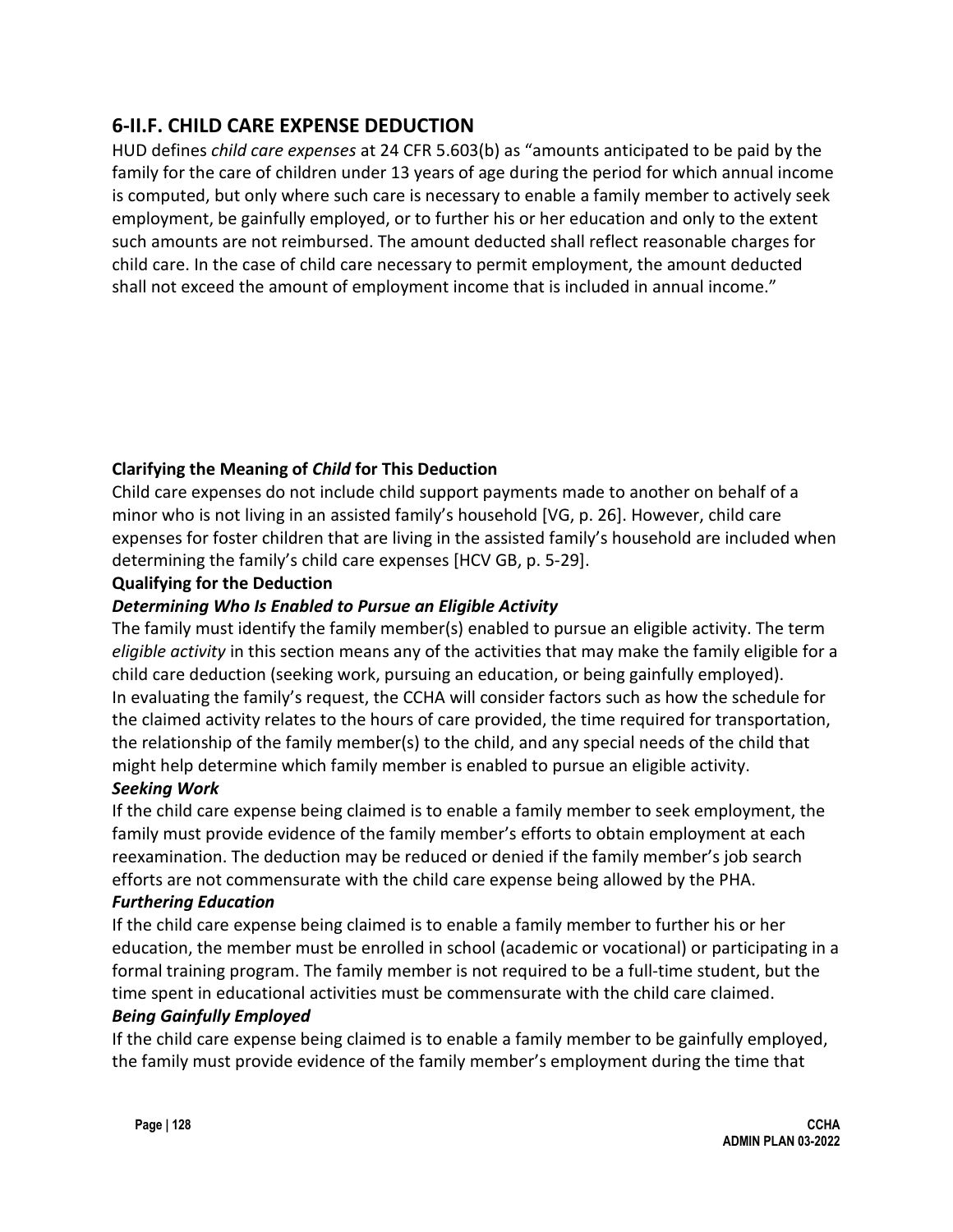## 6-II.F. CHILD CARE EXPENSE DEDUCTION

HUD defines *child care expenses* at 24 CFR 5.603(b) as "amounts anticipated to be paid by the family for the care of children under 13 years of age during the period for which annual income is computed, but only where such care is necessary to enable a family member to actively seek employment, be gainfully employed, or to further his or her education and only to the extent such amounts are not reimbursed. The amount deducted shall reflect reasonable charges for child care. In the case of child care necessary to permit employment, the amount deducted shall not exceed the amount of employment income that is included in annual income."

**Clarifying the Meaning of *Child* for This Deduction**

Child care expenses do not include child support payments made to another on behalf of a minor who is not living in an assisted family's household [VG, p. 26]. However, child care expenses for foster children that are living in the assisted family's household are included when determining the family's child care expenses [HCV GB, p. 5-29].

**Qualifying for the Deduction**

***Determining Who Is Enabled to Pursue an Eligible Activity***

The family must identify the family member(s) enabled to pursue an eligible activity. The term *eligible activity* in this section means any of the activities that may make the family eligible for a child care deduction (seeking work, pursuing an education, or being gainfully employed).

In evaluating the family's request, the CCHA will consider factors such as how the schedule for the claimed activity relates to the hours of care provided, the time required for transportation, the relationship of the family member(s) to the child, and any special needs of the child that might help determine which family member is enabled to pursue an eligible activity.

***Seeking Work***

If the child care expense being claimed is to enable a family member to seek employment, the family must provide evidence of the family member's efforts to obtain employment at each reexamination. The deduction may be reduced or denied if the family member's job search efforts are not commensurate with the child care expense being allowed by the PHA.

***Furthering Education***

If the child care expense being claimed is to enable a family member to further his or her education, the member must be enrolled in school (academic or vocational) or participating in a formal training program. The family member is not required to be a full-time student, but the time spent in educational activities must be commensurate with the child care claimed.

***Being Gainfully Employed***

If the child care expense being claimed is to enable a family member to be gainfully employed, the family must provide evidence of the family member's employment during the time that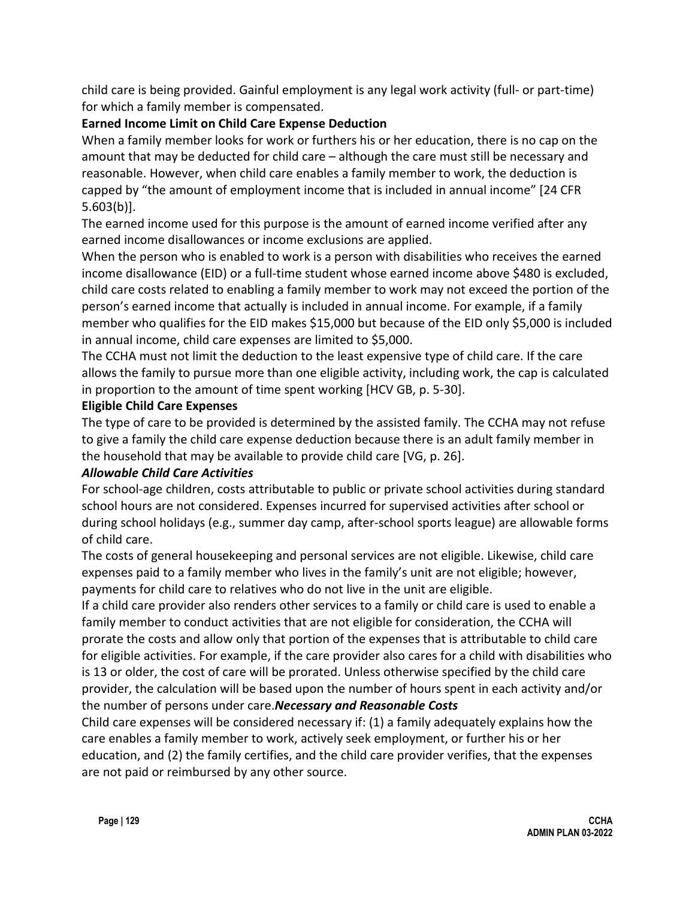child care is being provided. Gainful employment is any legal work activity (full- or part-time) for which a family member is compensated.

**Earned Income Limit on Child Care Expense Deduction**

When a family member looks for work or furthers his or her education, there is no cap on the amount that may be deducted for child care – although the care must still be necessary and reasonable. However, when child care enables a family member to work, the deduction is capped by "the amount of employment income that is included in annual income" [24 CFR 5.603(b)].

The earned income used for this purpose is the amount of earned income verified after any earned income disallowances or income exclusions are applied.

When the person who is enabled to work is a person with disabilities who receives the earned income disallowance (EID) or a full-time student whose earned income above $480 is excluded, child care costs related to enabling a family member to work may not exceed the portion of the person's earned income that actually is included in annual income. For example, if a family member who qualifies for the EID makes $15,000 but because of the EID only $5,000 is included in annual income, child care expenses are limited to $5,000.

The CCHA must not limit the deduction to the least expensive type of child care. If the care allows the family to pursue more than one eligible activity, including work, the cap is calculated in proportion to the amount of time spent working [HCV GB, p. 5-30].

**Eligible Child Care Expenses**

The type of care to be provided is determined by the assisted family. The CCHA may not refuse to give a family the child care expense deduction because there is an adult family member in the household that may be available to provide child care [VG, p. 26].

***Allowable Child Care Activities***

For school-age children, costs attributable to public or private school activities during standard school hours are not considered. Expenses incurred for supervised activities after school or during school holidays (e.g., summer day camp, after-school sports league) are allowable forms of child care.

The costs of general housekeeping and personal services are not eligible. Likewise, child care expenses paid to a family member who lives in the family's unit are not eligible; however, payments for child care to relatives who do not live in the unit are eligible.

If a child care provider also renders other services to a family or child care is used to enable a family member to conduct activities that are not eligible for consideration, the CCHA will prorate the costs and allow only that portion of the expenses that is attributable to child care for eligible activities. For example, if the care provider also cares for a child with disabilities who is 13 or older, the cost of care will be prorated. Unless otherwise specified by the child care provider, the calculation will be based upon the number of hours spent in each activity and/or the number of persons under care.

***Necessary and Reasonable Costs***

Child care expenses will be considered necessary if: (1) a family adequately explains how the care enables a family member to work, actively seek employment, or further his or her education, and (2) the family certifies, and the child care provider verifies, that the expenses are not paid or reimbursed by any other source.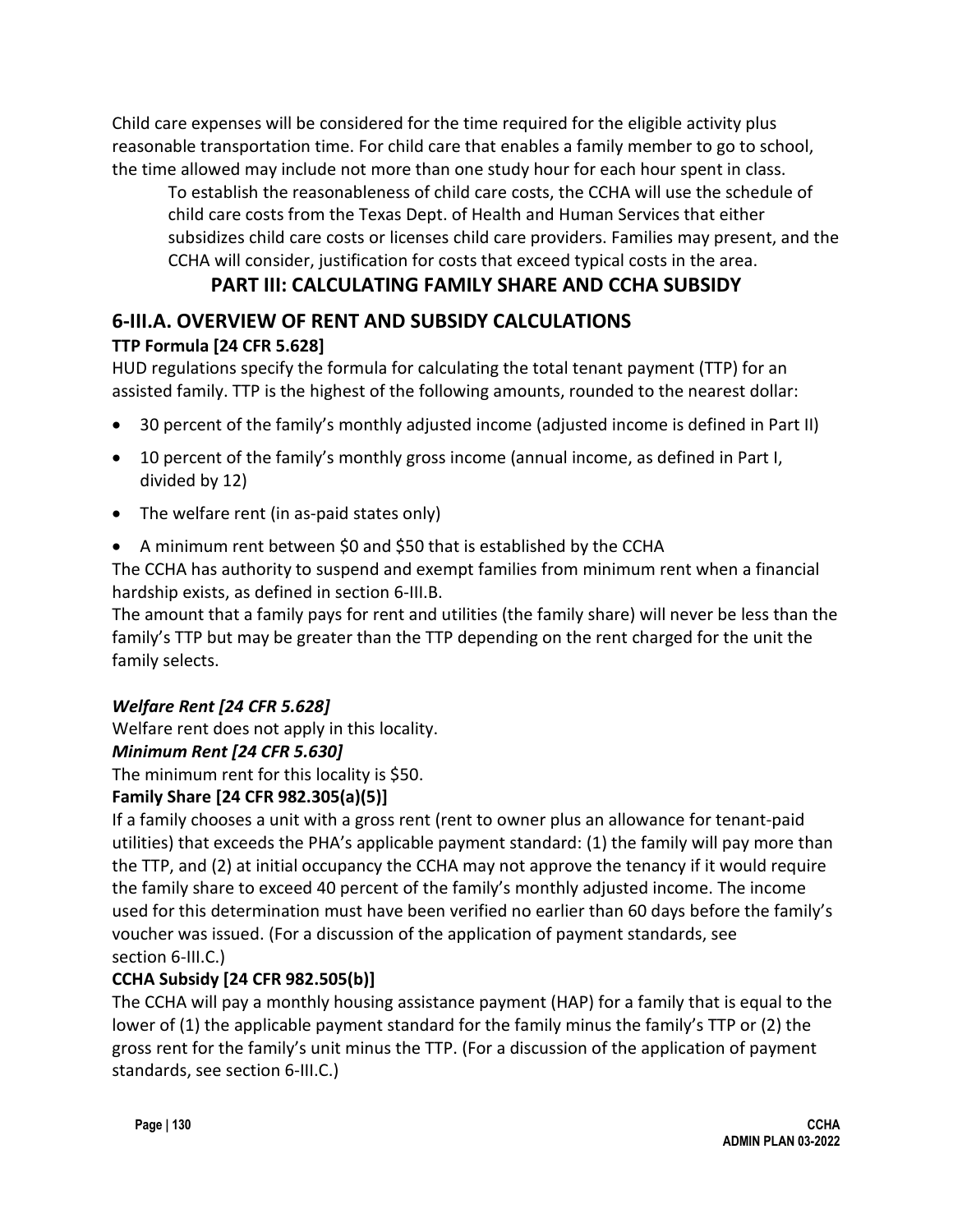Child care expenses will be considered for the time required for the eligible activity plus reasonable transportation time. For child care that enables a family member to go to school, the time allowed may include not more than one study hour for each hour spent in class.

To establish the reasonableness of child care costs, the CCHA will use the schedule of child care costs from the Texas Dept. of Health and Human Services that either subsidizes child care costs or licenses child care providers. Families may present, and the CCHA will consider, justification for costs that exceed typical costs in the area.

## PART III: CALCULATING FAMILY SHARE AND CCHA SUBSIDY

## 6-III.A. OVERVIEW OF RENT AND SUBSIDY CALCULATIONS

### TTP Formula [24 CFR 5.628]

HUD regulations specify the formula for calculating the total tenant payment (TTP) for an assisted family. TTP is the highest of the following amounts, rounded to the nearest dollar:

- 30 percent of the family's monthly adjusted income (adjusted income is defined in Part II)
- 10 percent of the family's monthly gross income (annual income, as defined in Part I, divided by 12)
- The welfare rent (in as-paid states only)
- A minimum rent between $0 and $50 that is established by the CCHA

The CCHA has authority to suspend and exempt families from minimum rent when a financial hardship exists, as defined in section 6-III.B.

The amount that a family pays for rent and utilities (the family share) will never be less than the family's TTP but may be greater than the TTP depending on the rent charged for the unit the family selects.

### *Welfare Rent [24 CFR 5.628]*

Welfare rent does not apply in this locality.

### *Minimum Rent [24 CFR 5.630]*

The minimum rent for this locality is $50.

### Family Share [24 CFR 982.305(a)(5)]

If a family chooses a unit with a gross rent (rent to owner plus an allowance for tenant-paid utilities) that exceeds the PHA's applicable payment standard: (1) the family will pay more than the TTP, and (2) at initial occupancy the CCHA may not approve the tenancy if it would require the family share to exceed 40 percent of the family's monthly adjusted income. The income used for this determination must have been verified no earlier than 60 days before the family's voucher was issued. (For a discussion of the application of payment standards, see section 6-III.C.)

### CCHA Subsidy [24 CFR 982.505(b)]

The CCHA will pay a monthly housing assistance payment (HAP) for a family that is equal to the lower of (1) the applicable payment standard for the family minus the family's TTP or (2) the gross rent for the family's unit minus the TTP. (For a discussion of the application of payment standards, see section 6-III.C.)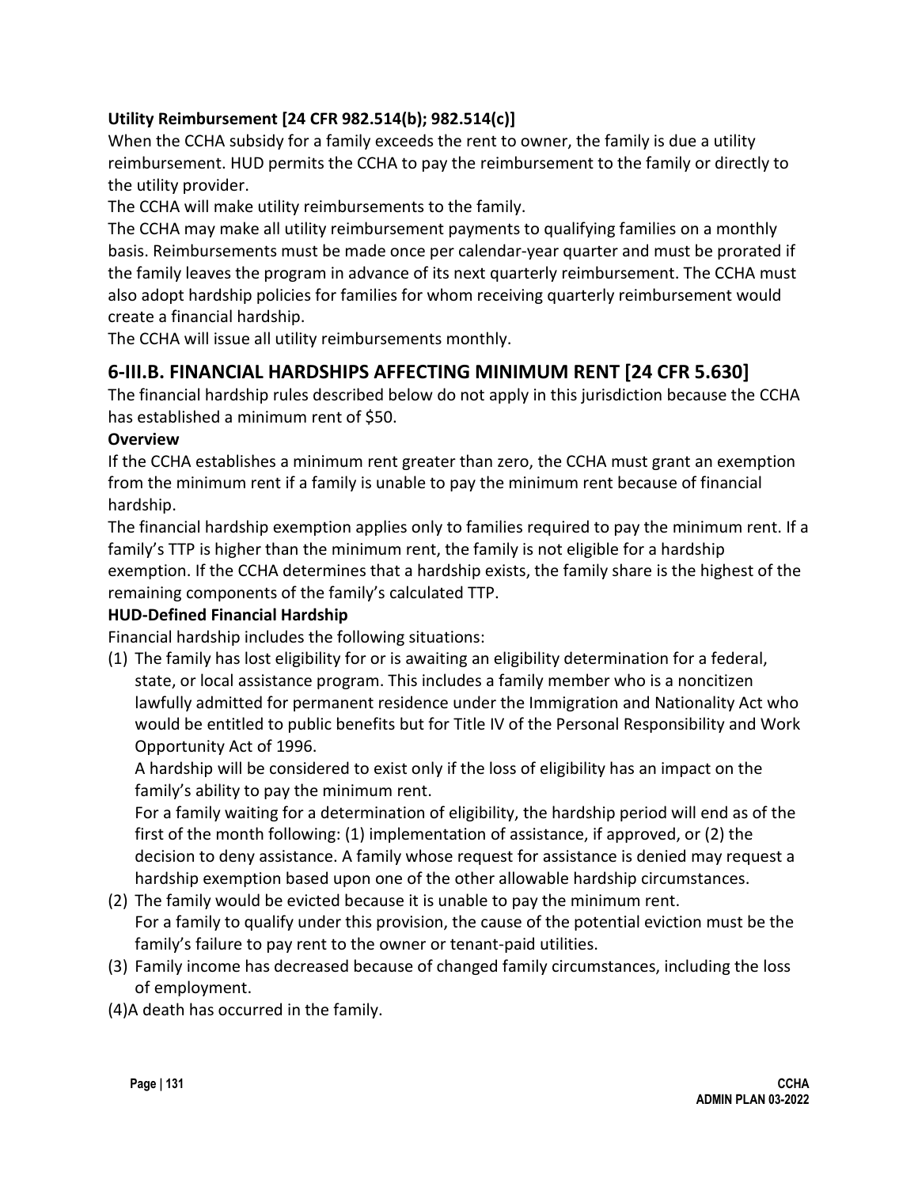**Utility Reimbursement [24 CFR 982.514(b); 982.514(c)]**

When the CCHA subsidy for a family exceeds the rent to owner, the family is due a utility reimbursement. HUD permits the CCHA to pay the reimbursement to the family or directly to the utility provider.

The CCHA will make utility reimbursements to the family.

The CCHA may make all utility reimbursement payments to qualifying families on a monthly basis. Reimbursements must be made once per calendar-year quarter and must be prorated if the family leaves the program in advance of its next quarterly reimbursement. The CCHA must also adopt hardship policies for families for whom receiving quarterly reimbursement would create a financial hardship.

The CCHA will issue all utility reimbursements monthly.

## 6-III.B. FINANCIAL HARDSHIPS AFFECTING MINIMUM RENT [24 CFR 5.630]

The financial hardship rules described below do not apply in this jurisdiction because the CCHA has established a minimum rent of $50.

**Overview**

If the CCHA establishes a minimum rent greater than zero, the CCHA must grant an exemption from the minimum rent if a family is unable to pay the minimum rent because of financial hardship.

The financial hardship exemption applies only to families required to pay the minimum rent. If a family's TTP is higher than the minimum rent, the family is not eligible for a hardship exemption. If the CCHA determines that a hardship exists, the family share is the highest of the remaining components of the family's calculated TTP.

**HUD-Defined Financial Hardship**

Financial hardship includes the following situations:

(1) The family has lost eligibility for or is awaiting an eligibility determination for a federal, state, or local assistance program. This includes a family member who is a noncitizen lawfully admitted for permanent residence under the Immigration and Nationality Act who would be entitled to public benefits but for Title IV of the Personal Responsibility and Work Opportunity Act of 1996.

A hardship will be considered to exist only if the loss of eligibility has an impact on the family's ability to pay the minimum rent.

For a family waiting for a determination of eligibility, the hardship period will end as of the first of the month following: (1) implementation of assistance, if approved, or (2) the decision to deny assistance. A family whose request for assistance is denied may request a hardship exemption based upon one of the other allowable hardship circumstances.

(2) The family would be evicted because it is unable to pay the minimum rent.

For a family to qualify under this provision, the cause of the potential eviction must be the family's failure to pay rent to the owner or tenant-paid utilities.

(3) Family income has decreased because of changed family circumstances, including the loss of employment.

(4) A death has occurred in the family.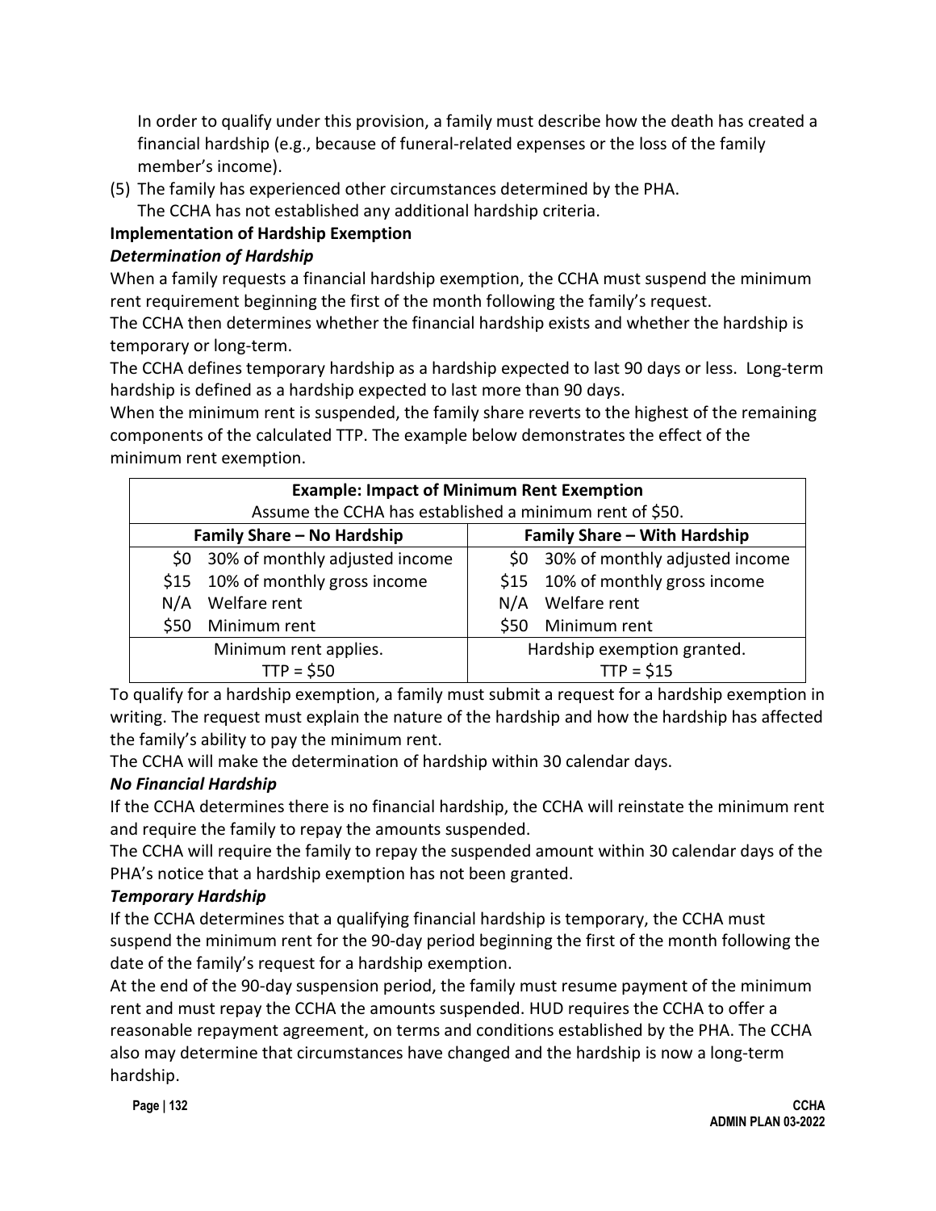In order to qualify under this provision, a family must describe how the death has created a financial hardship (e.g., because of funeral-related expenses or the loss of the family member's income).

(5) The family has experienced other circumstances determined by the PHA.
The CCHA has not established any additional hardship criteria.

**Implementation of Hardship Exemption**

***Determination of Hardship***

When a family requests a financial hardship exemption, the CCHA must suspend the minimum rent requirement beginning the first of the month following the family's request.

The CCHA then determines whether the financial hardship exists and whether the hardship is temporary or long-term.

The CCHA defines temporary hardship as a hardship expected to last 90 days or less. Long-term hardship is defined as a hardship expected to last more than 90 days.

When the minimum rent is suspended, the family share reverts to the highest of the remaining components of the calculated TTP. The example below demonstrates the effect of the minimum rent exemption.

| **Example: Impact of Minimum Rent Exemption**<br>Assume the CCHA has established a minimum rent of $50. | | | |
|---|---|---|---|
| **Family Share – No Hardship** | | **Family Share – With Hardship** | |
| $0 | 30% of monthly adjusted income | $0 | 30% of monthly adjusted income |
| $15 | 10% of monthly gross income | $15 | 10% of monthly gross income |
| N/A | Welfare rent | N/A | Welfare rent |
| $50 | Minimum rent | $50 | Minimum rent |
| Minimum rent applies.<br>TTP = $50 | | Hardship exemption granted.<br>TTP = $15 | |

To qualify for a hardship exemption, a family must submit a request for a hardship exemption in writing. The request must explain the nature of the hardship and how the hardship has affected the family's ability to pay the minimum rent.

The CCHA will make the determination of hardship within 30 calendar days.

***No Financial Hardship***

If the CCHA determines there is no financial hardship, the CCHA will reinstate the minimum rent and require the family to repay the amounts suspended.

The CCHA will require the family to repay the suspended amount within 30 calendar days of the PHA's notice that a hardship exemption has not been granted.

***Temporary Hardship***

If the CCHA determines that a qualifying financial hardship is temporary, the CCHA must suspend the minimum rent for the 90-day period beginning the first of the month following the date of the family's request for a hardship exemption.

At the end of the 90-day suspension period, the family must resume payment of the minimum rent and must repay the CCHA the amounts suspended. HUD requires the CCHA to offer a reasonable repayment agreement, on terms and conditions established by the PHA. The CCHA also may determine that circumstances have changed and the hardship is now a long-term hardship.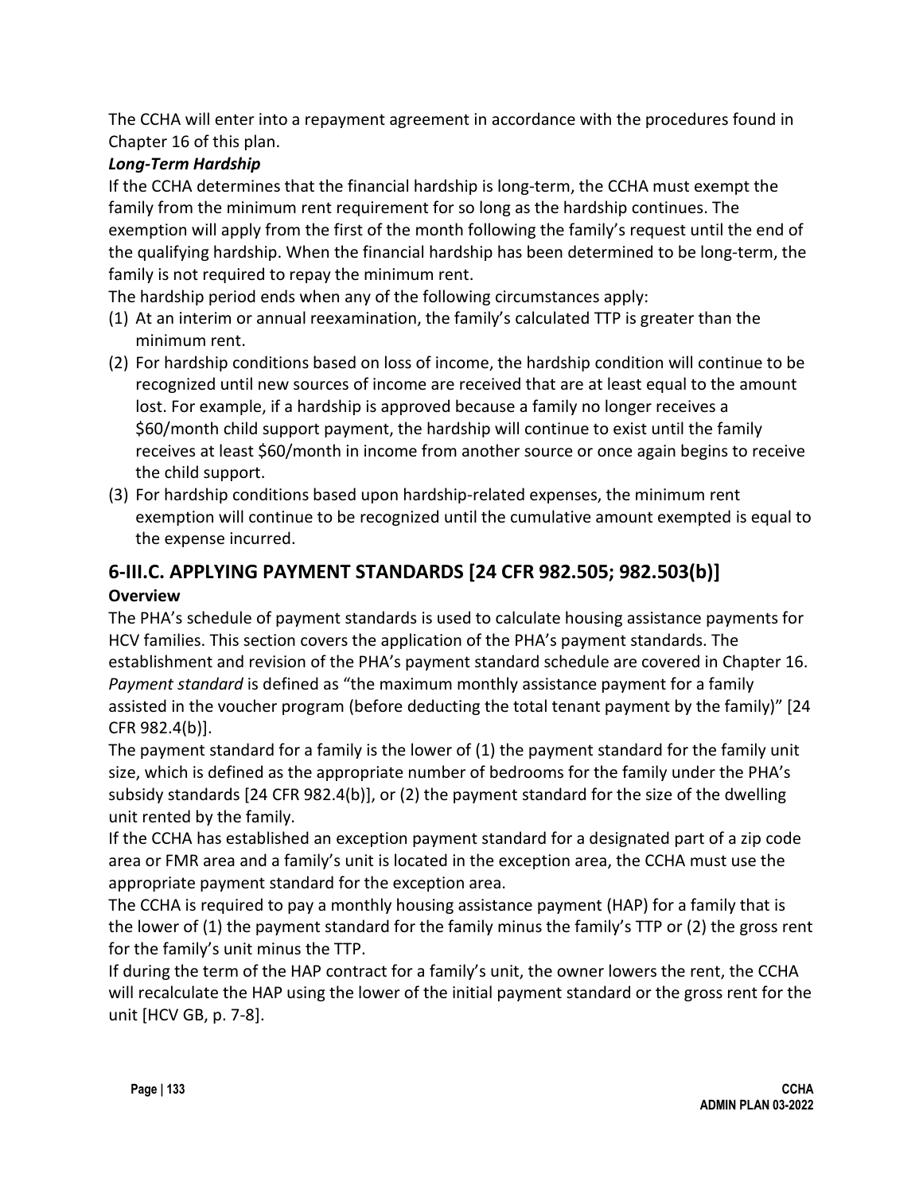The CCHA will enter into a repayment agreement in accordance with the procedures found in Chapter 16 of this plan.

***Long-Term Hardship***

If the CCHA determines that the financial hardship is long-term, the CCHA must exempt the family from the minimum rent requirement for so long as the hardship continues. The exemption will apply from the first of the month following the family's request until the end of the qualifying hardship. When the financial hardship has been determined to be long-term, the family is not required to repay the minimum rent.

The hardship period ends when any of the following circumstances apply:

(1) At an interim or annual reexamination, the family's calculated TTP is greater than the minimum rent.

(2) For hardship conditions based on loss of income, the hardship condition will continue to be recognized until new sources of income are received that are at least equal to the amount lost. For example, if a hardship is approved because a family no longer receives a $60/month child support payment, the hardship will continue to exist until the family receives at least $60/month in income from another source or once again begins to receive the child support.

(3) For hardship conditions based upon hardship-related expenses, the minimum rent exemption will continue to be recognized until the cumulative amount exempted is equal to the expense incurred.

## 6-III.C. APPLYING PAYMENT STANDARDS [24 CFR 982.505; 982.503(b)]

**Overview**

The PHA's schedule of payment standards is used to calculate housing assistance payments for HCV families. This section covers the application of the PHA's payment standards. The establishment and revision of the PHA's payment standard schedule are covered in Chapter 16.

*Payment standard* is defined as "the maximum monthly assistance payment for a family assisted in the voucher program (before deducting the total tenant payment by the family)" [24 CFR 982.4(b)].

The payment standard for a family is the lower of (1) the payment standard for the family unit size, which is defined as the appropriate number of bedrooms for the family under the PHA's subsidy standards [24 CFR 982.4(b)], or (2) the payment standard for the size of the dwelling unit rented by the family.

If the CCHA has established an exception payment standard for a designated part of a zip code area or FMR area and a family's unit is located in the exception area, the CCHA must use the appropriate payment standard for the exception area.

The CCHA is required to pay a monthly housing assistance payment (HAP) for a family that is the lower of (1) the payment standard for the family minus the family's TTP or (2) the gross rent for the family's unit minus the TTP.

If during the term of the HAP contract for a family's unit, the owner lowers the rent, the CCHA will recalculate the HAP using the lower of the initial payment standard or the gross rent for the unit [HCV GB, p. 7-8].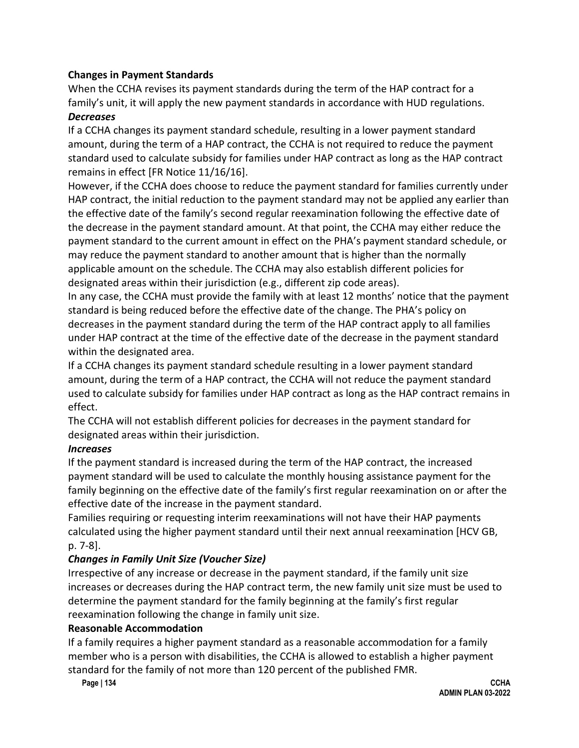**Changes in Payment Standards**

When the CCHA revises its payment standards during the term of the HAP contract for a family's unit, it will apply the new payment standards in accordance with HUD regulations.

***Decreases***

If a CCHA changes its payment standard schedule, resulting in a lower payment standard amount, during the term of a HAP contract, the CCHA is not required to reduce the payment standard used to calculate subsidy for families under HAP contract as long as the HAP contract remains in effect [FR Notice 11/16/16].

However, if the CCHA does choose to reduce the payment standard for families currently under HAP contract, the initial reduction to the payment standard may not be applied any earlier than the effective date of the family's second regular reexamination following the effective date of the decrease in the payment standard amount. At that point, the CCHA may either reduce the payment standard to the current amount in effect on the PHA's payment standard schedule, or may reduce the payment standard to another amount that is higher than the normally applicable amount on the schedule. The CCHA may also establish different policies for designated areas within their jurisdiction (e.g., different zip code areas).

In any case, the CCHA must provide the family with at least 12 months' notice that the payment standard is being reduced before the effective date of the change. The PHA's policy on decreases in the payment standard during the term of the HAP contract apply to all families under HAP contract at the time of the effective date of the decrease in the payment standard within the designated area.

If a CCHA changes its payment standard schedule resulting in a lower payment standard amount, during the term of a HAP contract, the CCHA will not reduce the payment standard used to calculate subsidy for families under HAP contract as long as the HAP contract remains in effect.

The CCHA will not establish different policies for decreases in the payment standard for designated areas within their jurisdiction.

***Increases***

If the payment standard is increased during the term of the HAP contract, the increased payment standard will be used to calculate the monthly housing assistance payment for the family beginning on the effective date of the family's first regular reexamination on or after the effective date of the increase in the payment standard.

Families requiring or requesting interim reexaminations will not have their HAP payments calculated using the higher payment standard until their next annual reexamination [HCV GB, p. 7-8].

***Changes in Family Unit Size (Voucher Size)***

Irrespective of any increase or decrease in the payment standard, if the family unit size increases or decreases during the HAP contract term, the new family unit size must be used to determine the payment standard for the family beginning at the family's first regular reexamination following the change in family unit size.

**Reasonable Accommodation**

If a family requires a higher payment standard as a reasonable accommodation for a family member who is a person with disabilities, the CCHA is allowed to establish a higher payment standard for the family of not more than 120 percent of the published FMR.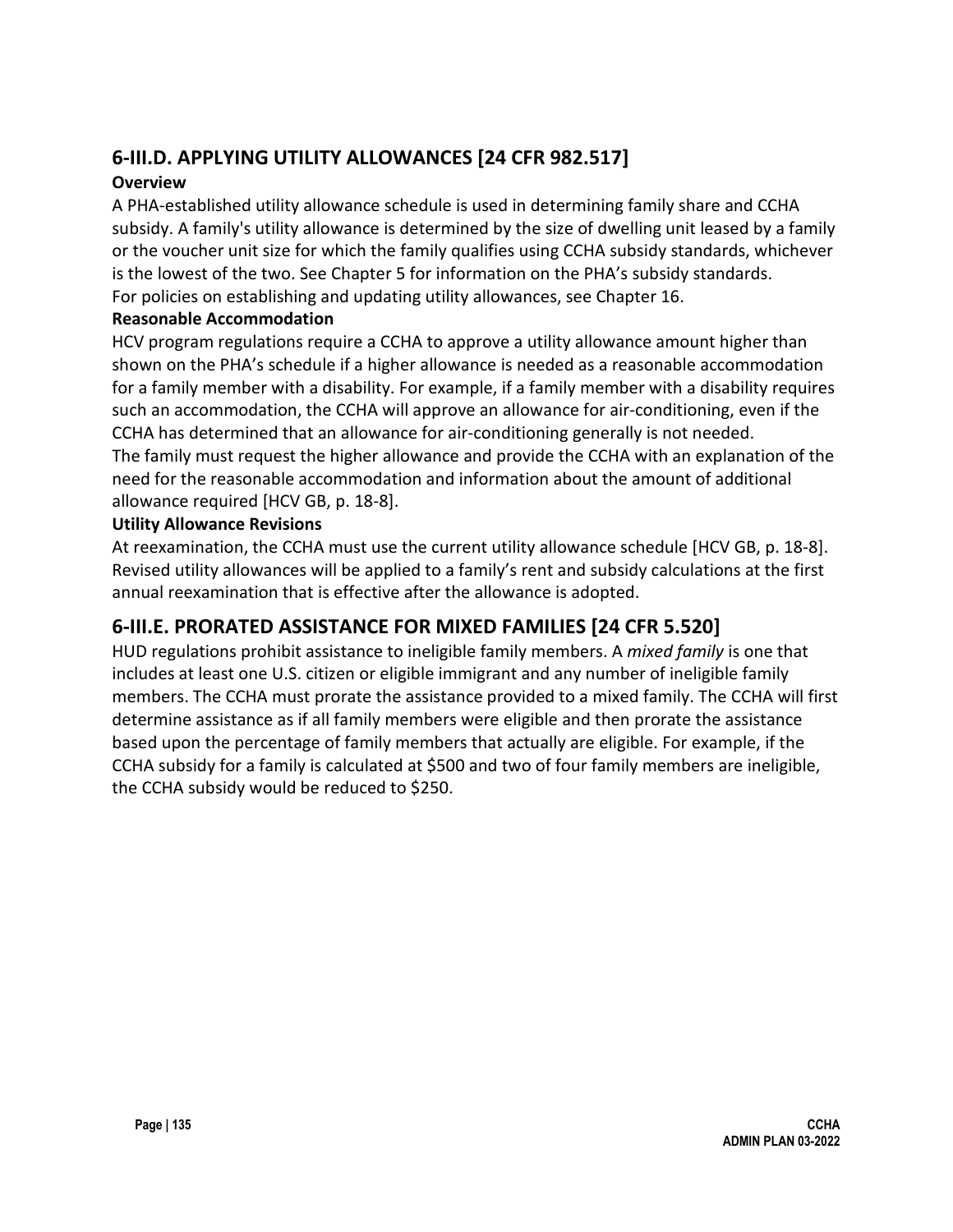## 6-III.D. APPLYING UTILITY ALLOWANCES [24 CFR 982.517]

### Overview

A PHA-established utility allowance schedule is used in determining family share and CCHA subsidy. A family's utility allowance is determined by the size of dwelling unit leased by a family or the voucher unit size for which the family qualifies using CCHA subsidy standards, whichever is the lowest of the two. See Chapter 5 for information on the PHA's subsidy standards.

For policies on establishing and updating utility allowances, see Chapter 16.

### Reasonable Accommodation

HCV program regulations require a CCHA to approve a utility allowance amount higher than shown on the PHA's schedule if a higher allowance is needed as a reasonable accommodation for a family member with a disability. For example, if a family member with a disability requires such an accommodation, the CCHA will approve an allowance for air-conditioning, even if the CCHA has determined that an allowance for air-conditioning generally is not needed.

The family must request the higher allowance and provide the CCHA with an explanation of the need for the reasonable accommodation and information about the amount of additional allowance required [HCV GB, p. 18-8].

### Utility Allowance Revisions

At reexamination, the CCHA must use the current utility allowance schedule [HCV GB, p. 18-8]. Revised utility allowances will be applied to a family's rent and subsidy calculations at the first annual reexamination that is effective after the allowance is adopted.

## 6-III.E. PRORATED ASSISTANCE FOR MIXED FAMILIES [24 CFR 5.520]

HUD regulations prohibit assistance to ineligible family members. A *mixed family* is one that includes at least one U.S. citizen or eligible immigrant and any number of ineligible family members. The CCHA must prorate the assistance provided to a mixed family. The CCHA will first determine assistance as if all family members were eligible and then prorate the assistance based upon the percentage of family members that actually are eligible. For example, if the CCHA subsidy for a family is calculated at $500 and two of four family members are ineligible, the CCHA subsidy would be reduced to $250.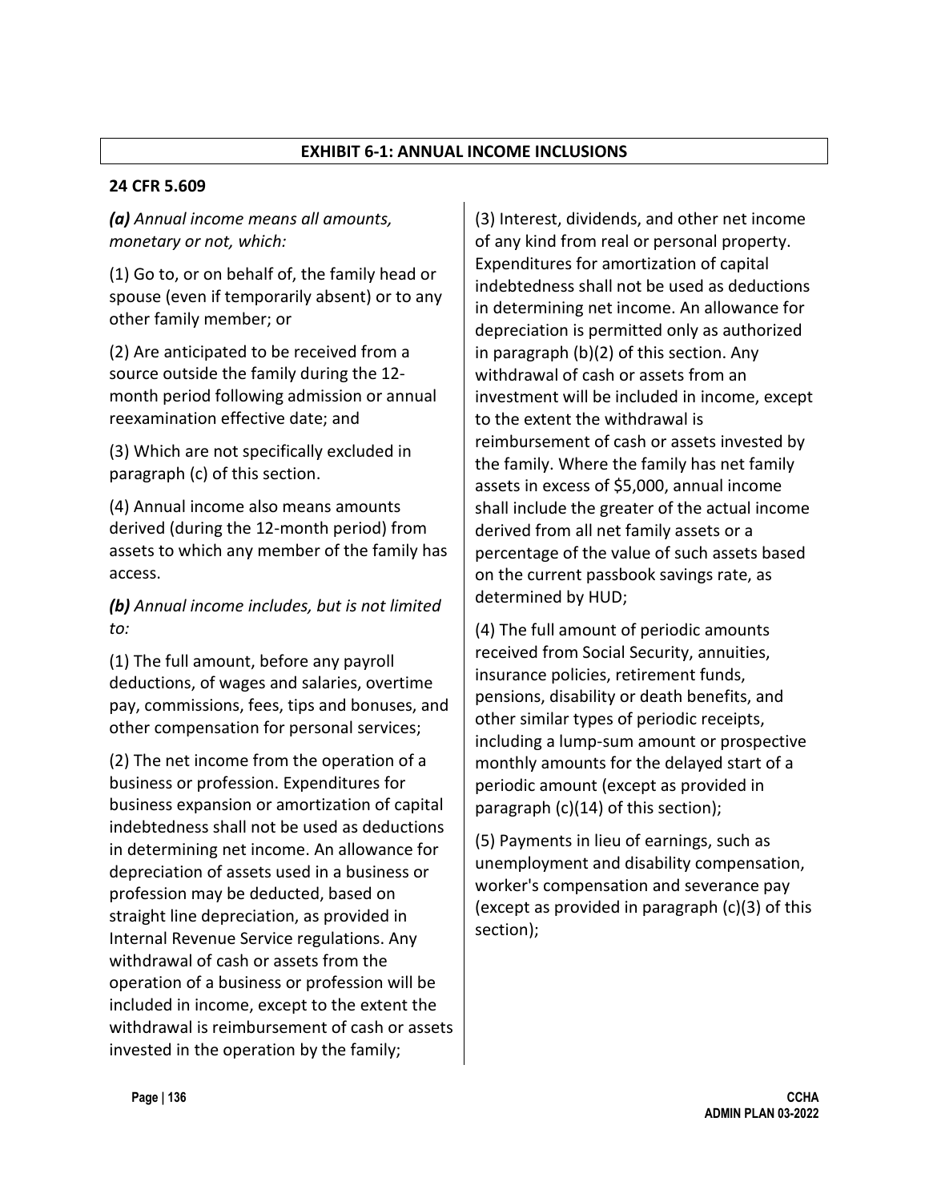## EXHIBIT 6-1: ANNUAL INCOME INCLUSIONS

**24 CFR 5.609**

***(a)*** *Annual income means all amounts, monetary or not, which:*

(1) Go to, or on behalf of, the family head or spouse (even if temporarily absent) or to any other family member; or

(2) Are anticipated to be received from a source outside the family during the 12-month period following admission or annual reexamination effective date; and

(3) Which are not specifically excluded in paragraph (c) of this section.

(4) Annual income also means amounts derived (during the 12-month period) from assets to which any member of the family has access.

***(b)*** *Annual income includes, but is not limited to:*

(1) The full amount, before any payroll deductions, of wages and salaries, overtime pay, commissions, fees, tips and bonuses, and other compensation for personal services;

(2) The net income from the operation of a business or profession. Expenditures for business expansion or amortization of capital indebtedness shall not be used as deductions in determining net income. An allowance for depreciation of assets used in a business or profession may be deducted, based on straight line depreciation, as provided in Internal Revenue Service regulations. Any withdrawal of cash or assets from the operation of a business or profession will be included in income, except to the extent the withdrawal is reimbursement of cash or assets invested in the operation by the family;

(3) Interest, dividends, and other net income of any kind from real or personal property. Expenditures for amortization of capital indebtedness shall not be used as deductions in determining net income. An allowance for depreciation is permitted only as authorized in paragraph (b)(2) of this section. Any withdrawal of cash or assets from an investment will be included in income, except to the extent the withdrawal is reimbursement of cash or assets invested by the family. Where the family has net family assets in excess of $5,000, annual income shall include the greater of the actual income derived from all net family assets or a percentage of the value of such assets based on the current passbook savings rate, as determined by HUD;

(4) The full amount of periodic amounts received from Social Security, annuities, insurance policies, retirement funds, pensions, disability or death benefits, and other similar types of periodic receipts, including a lump-sum amount or prospective monthly amounts for the delayed start of a periodic amount (except as provided in paragraph (c)(14) of this section);

(5) Payments in lieu of earnings, such as unemployment and disability compensation, worker's compensation and severance pay (except as provided in paragraph (c)(3) of this section);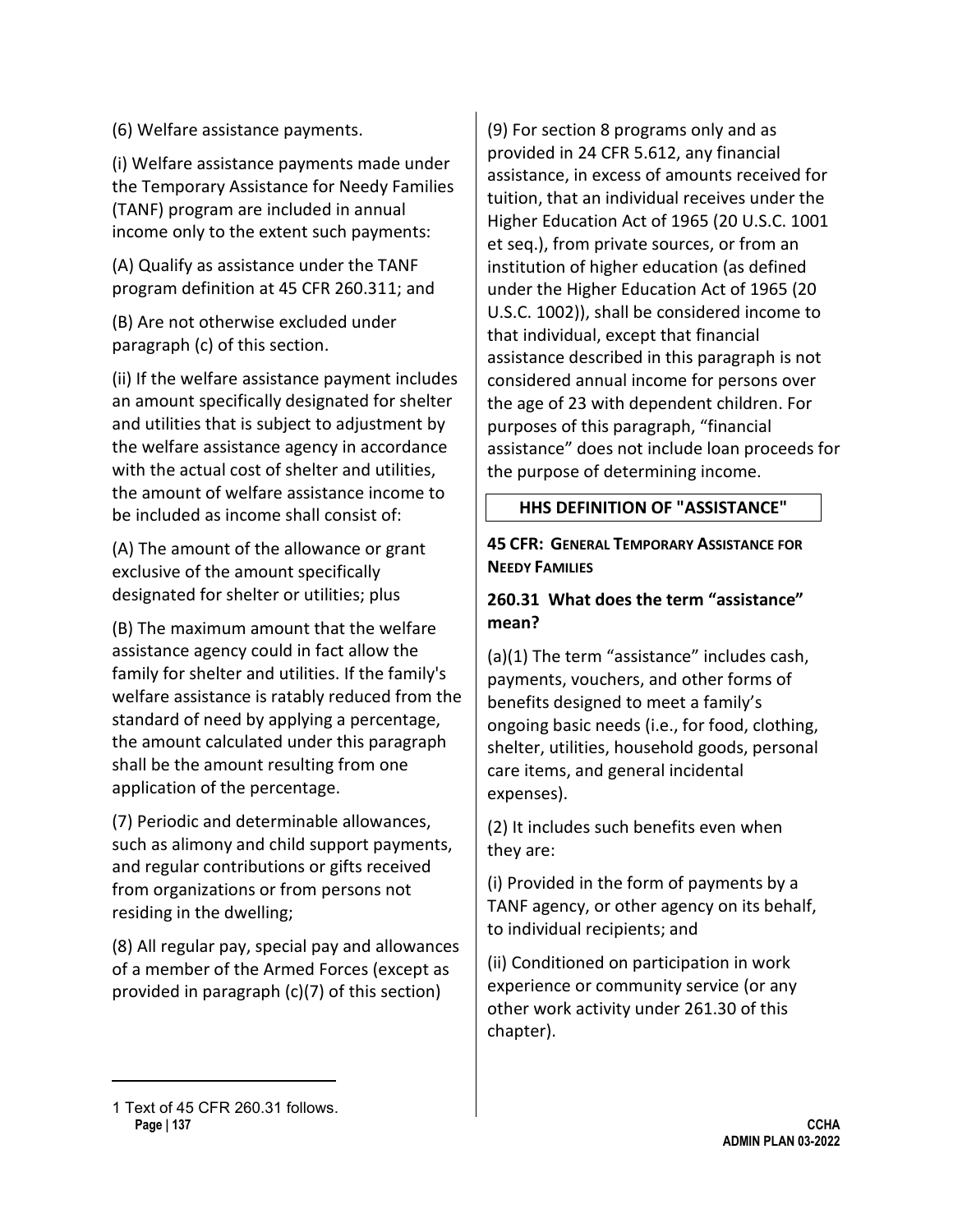(6) Welfare assistance payments.

(i) Welfare assistance payments made under the Temporary Assistance for Needy Families (TANF) program are included in annual income only to the extent such payments:

(A) Qualify as assistance under the TANF program definition at 45 CFR 260.311; and

(B) Are not otherwise excluded under paragraph (c) of this section.

(ii) If the welfare assistance payment includes an amount specifically designated for shelter and utilities that is subject to adjustment by the welfare assistance agency in accordance with the actual cost of shelter and utilities, the amount of welfare assistance income to be included as income shall consist of:

(A) The amount of the allowance or grant exclusive of the amount specifically designated for shelter or utilities; plus

(B) The maximum amount that the welfare assistance agency could in fact allow the family for shelter and utilities. If the family's welfare assistance is ratably reduced from the standard of need by applying a percentage, the amount calculated under this paragraph shall be the amount resulting from one application of the percentage.

(7) Periodic and determinable allowances, such as alimony and child support payments, and regular contributions or gifts received from organizations or from persons not residing in the dwelling;

(8) All regular pay, special pay and allowances of a member of the Armed Forces (except as provided in paragraph (c)(7) of this section)

(9) For section 8 programs only and as provided in 24 CFR 5.612, any financial assistance, in excess of amounts received for tuition, that an individual receives under the Higher Education Act of 1965 (20 U.S.C. 1001 et seq.), from private sources, or from an institution of higher education (as defined under the Higher Education Act of 1965 (20 U.S.C. 1002)), shall be considered income to that individual, except that financial assistance described in this paragraph is not considered annual income for persons over the age of 23 with dependent children. For purposes of this paragraph, "financial assistance" does not include loan proceeds for the purpose of determining income.

## HHS DEFINITION OF "ASSISTANCE"

**45 CFR: GENERAL TEMPORARY ASSISTANCE FOR NEEDY FAMILIES**

### 260.31 What does the term "assistance" mean?

(a)(1) The term "assistance" includes cash, payments, vouchers, and other forms of benefits designed to meet a family's ongoing basic needs (i.e., for food, clothing, shelter, utilities, household goods, personal care items, and general incidental expenses).

(2) It includes such benefits even when they are:

(i) Provided in the form of payments by a TANF agency, or other agency on its behalf, to individual recipients; and

(ii) Conditioned on participation in work experience or community service (or any other work activity under 261.30 of this chapter).

---

1 Text of 45 CFR 260.31 follows.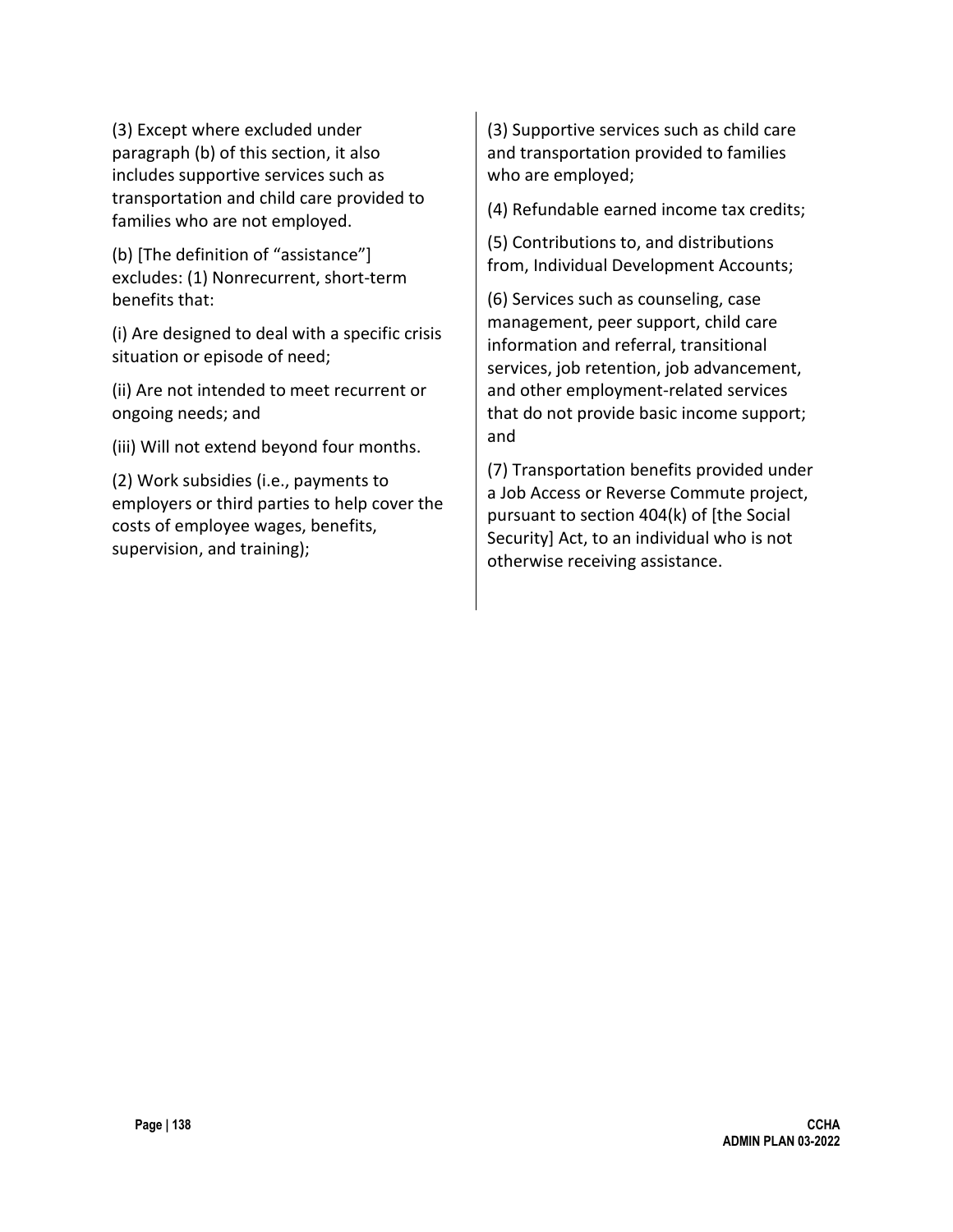(3) Except where excluded under paragraph (b) of this section, it also includes supportive services such as transportation and child care provided to families who are not employed.

(b) [The definition of "assistance"] excludes: (1) Nonrecurrent, short-term benefits that:

(i) Are designed to deal with a specific crisis situation or episode of need;

(ii) Are not intended to meet recurrent or ongoing needs; and

(iii) Will not extend beyond four months.

(2) Work subsidies (i.e., payments to employers or third parties to help cover the costs of employee wages, benefits, supervision, and training);

(3) Supportive services such as child care and transportation provided to families who are employed;

(4) Refundable earned income tax credits;

(5) Contributions to, and distributions from, Individual Development Accounts;

(6) Services such as counseling, case management, peer support, child care information and referral, transitional services, job retention, job advancement, and other employment-related services that do not provide basic income support; and

(7) Transportation benefits provided under a Job Access or Reverse Commute project, pursuant to section 404(k) of [the Social Security] Act, to an individual who is not otherwise receiving assistance.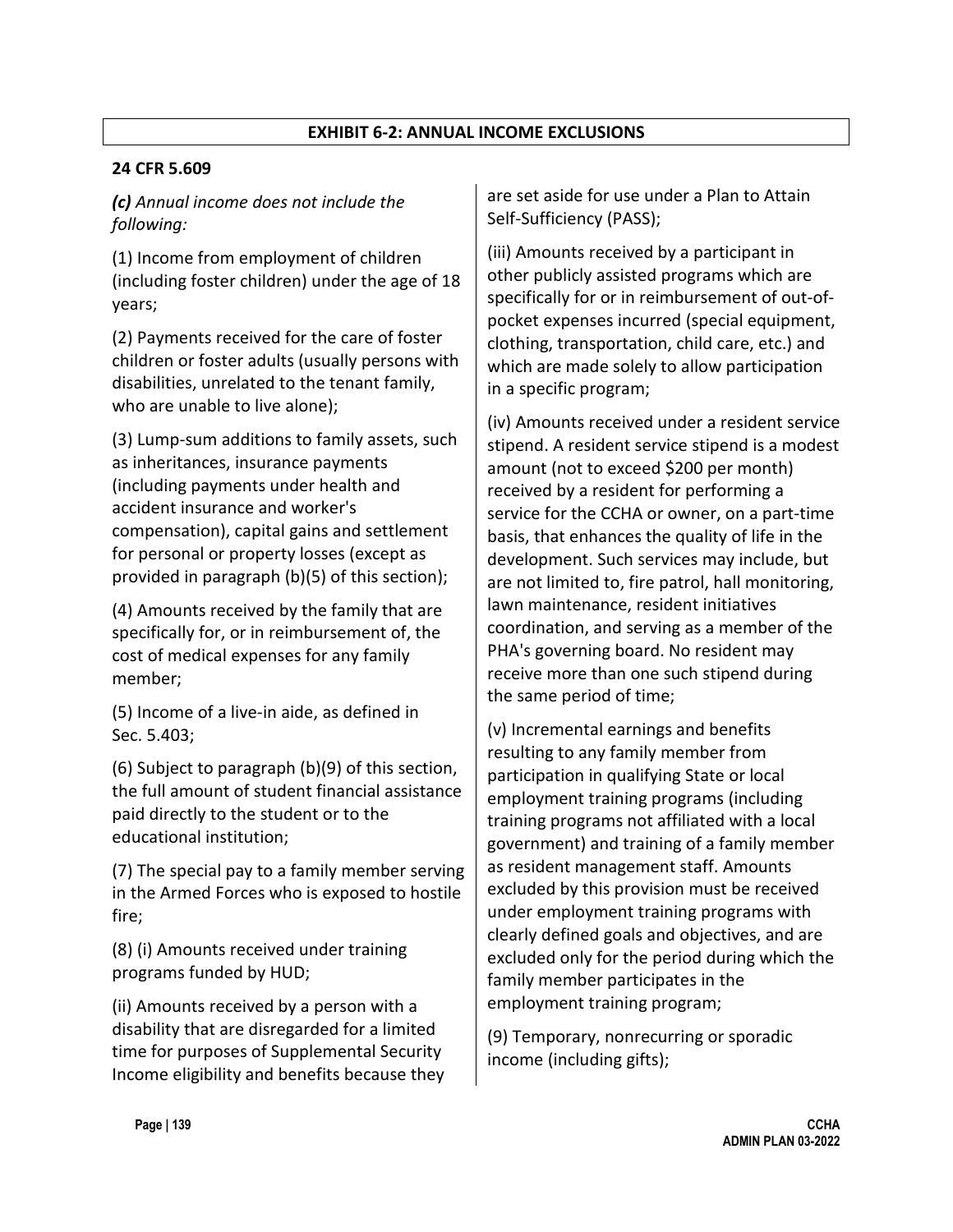## EXHIBIT 6-2: ANNUAL INCOME EXCLUSIONS

**24 CFR 5.609**

***(c)*** *Annual income does not include the following:*

(1) Income from employment of children (including foster children) under the age of 18 years;

(2) Payments received for the care of foster children or foster adults (usually persons with disabilities, unrelated to the tenant family, who are unable to live alone);

(3) Lump-sum additions to family assets, such as inheritances, insurance payments (including payments under health and accident insurance and worker's compensation), capital gains and settlement for personal or property losses (except as provided in paragraph (b)(5) of this section);

(4) Amounts received by the family that are specifically for, or in reimbursement of, the cost of medical expenses for any family member;

(5) Income of a live-in aide, as defined in Sec. 5.403;

(6) Subject to paragraph (b)(9) of this section, the full amount of student financial assistance paid directly to the student or to the educational institution;

(7) The special pay to a family member serving in the Armed Forces who is exposed to hostile fire;

(8) (i) Amounts received under training programs funded by HUD;

(ii) Amounts received by a person with a disability that are disregarded for a limited time for purposes of Supplemental Security Income eligibility and benefits because they are set aside for use under a Plan to Attain Self-Sufficiency (PASS);

(iii) Amounts received by a participant in other publicly assisted programs which are specifically for or in reimbursement of out-of-pocket expenses incurred (special equipment, clothing, transportation, child care, etc.) and which are made solely to allow participation in a specific program;

(iv) Amounts received under a resident service stipend. A resident service stipend is a modest amount (not to exceed $200 per month) received by a resident for performing a service for the CCHA or owner, on a part-time basis, that enhances the quality of life in the development. Such services may include, but are not limited to, fire patrol, hall monitoring, lawn maintenance, resident initiatives coordination, and serving as a member of the PHA's governing board. No resident may receive more than one such stipend during the same period of time;

(v) Incremental earnings and benefits resulting to any family member from participation in qualifying State or local employment training programs (including training programs not affiliated with a local government) and training of a family member as resident management staff. Amounts excluded by this provision must be received under employment training programs with clearly defined goals and objectives, and are excluded only for the period during which the family member participates in the employment training program;

(9) Temporary, nonrecurring or sporadic income (including gifts);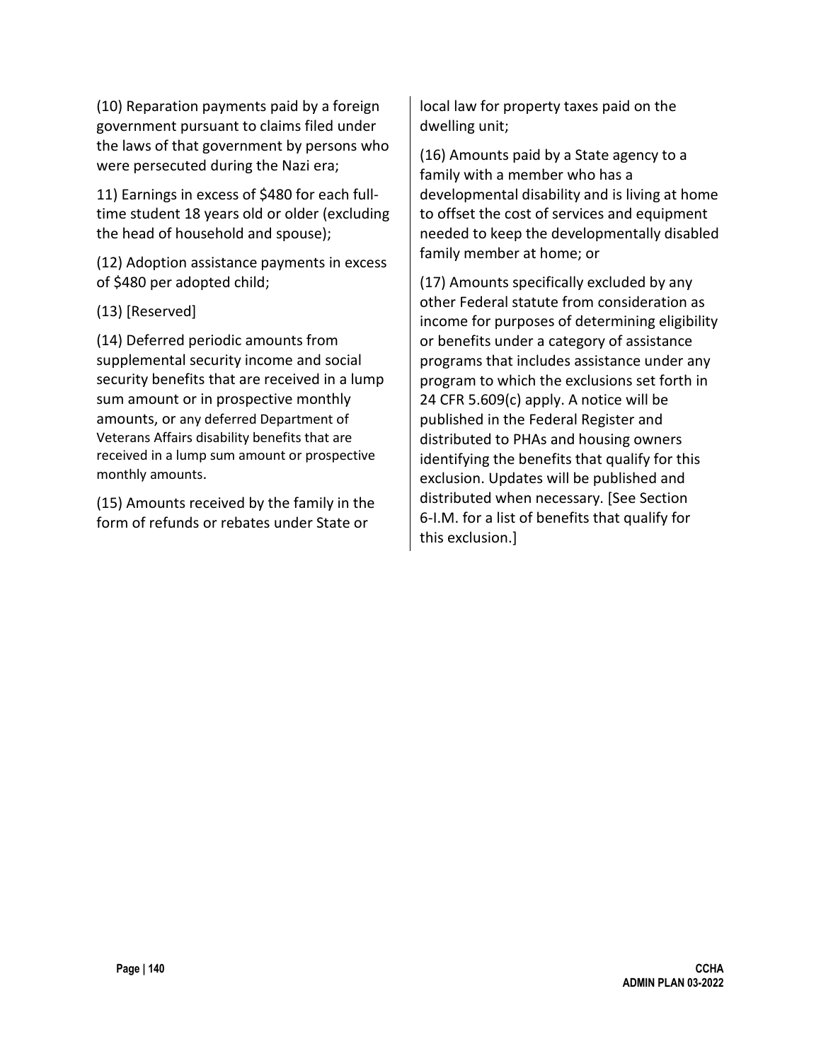(10) Reparation payments paid by a foreign government pursuant to claims filed under the laws of that government by persons who were persecuted during the Nazi era;

11) Earnings in excess of $480 for each full-time student 18 years old or older (excluding the head of household and spouse);

(12) Adoption assistance payments in excess of $480 per adopted child;

(13) [Reserved]

(14) Deferred periodic amounts from supplemental security income and social security benefits that are received in a lump sum amount or in prospective monthly amounts, or any deferred Department of Veterans Affairs disability benefits that are received in a lump sum amount or prospective monthly amounts.

(15) Amounts received by the family in the form of refunds or rebates under State or local law for property taxes paid on the dwelling unit;

(16) Amounts paid by a State agency to a family with a member who has a developmental disability and is living at home to offset the cost of services and equipment needed to keep the developmentally disabled family member at home; or

(17) Amounts specifically excluded by any other Federal statute from consideration as income for purposes of determining eligibility or benefits under a category of assistance programs that includes assistance under any program to which the exclusions set forth in 24 CFR 5.609(c) apply. A notice will be published in the Federal Register and distributed to PHAs and housing owners identifying the benefits that qualify for this exclusion. Updates will be published and distributed when necessary. [See Section 6-I.M. for a list of benefits that qualify for this exclusion.]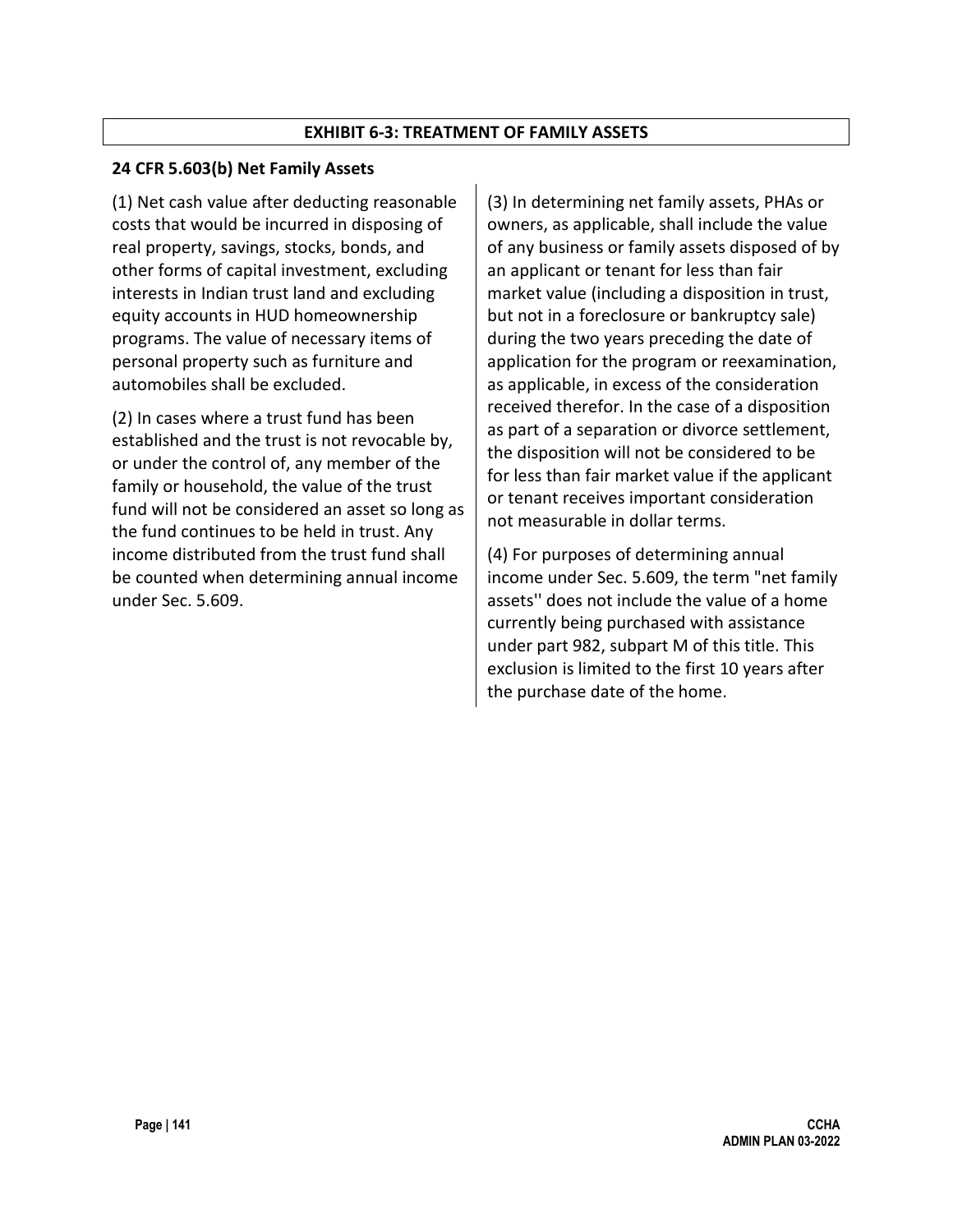## EXHIBIT 6-3: TREATMENT OF FAMILY ASSETS

### 24 CFR 5.603(b) Net Family Assets

(1) Net cash value after deducting reasonable costs that would be incurred in disposing of real property, savings, stocks, bonds, and other forms of capital investment, excluding interests in Indian trust land and excluding equity accounts in HUD homeownership programs. The value of necessary items of personal property such as furniture and automobiles shall be excluded.

(2) In cases where a trust fund has been established and the trust is not revocable by, or under the control of, any member of the family or household, the value of the trust fund will not be considered an asset so long as the fund continues to be held in trust. Any income distributed from the trust fund shall be counted when determining annual income under Sec. 5.609.

(3) In determining net family assets, PHAs or owners, as applicable, shall include the value of any business or family assets disposed of by an applicant or tenant for less than fair market value (including a disposition in trust, but not in a foreclosure or bankruptcy sale) during the two years preceding the date of application for the program or reexamination, as applicable, in excess of the consideration received therefor. In the case of a disposition as part of a separation or divorce settlement, the disposition will not be considered to be for less than fair market value if the applicant or tenant receives important consideration not measurable in dollar terms.

(4) For purposes of determining annual income under Sec. 5.609, the term "net family assets'' does not include the value of a home currently being purchased with assistance under part 982, subpart M of this title. This exclusion is limited to the first 10 years after the purchase date of the home.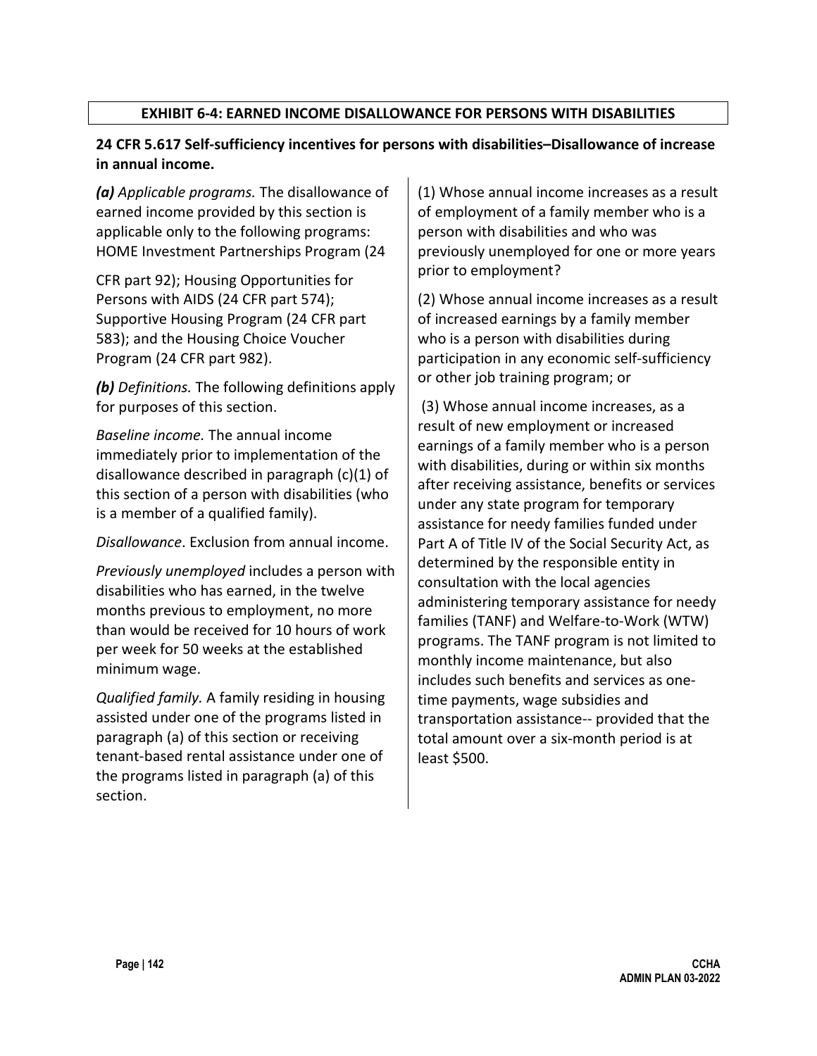## EXHIBIT 6-4: EARNED INCOME DISALLOWANCE FOR PERSONS WITH DISABILITIES

### 24 CFR 5.617 Self-sufficiency incentives for persons with disabilities–Disallowance of increase in annual income.

***(a)*** *Applicable programs.* The disallowance of earned income provided by this section is applicable only to the following programs: HOME Investment Partnerships Program (24 CFR part 92); Housing Opportunities for Persons with AIDS (24 CFR part 574); Supportive Housing Program (24 CFR part 583); and the Housing Choice Voucher Program (24 CFR part 982).

***(b)*** *Definitions.* The following definitions apply for purposes of this section.

*Baseline income.* The annual income immediately prior to implementation of the disallowance described in paragraph (c)(1) of this section of a person with disabilities (who is a member of a qualified family).

*Disallowance*. Exclusion from annual income.

*Previously unemployed* includes a person with disabilities who has earned, in the twelve months previous to employment, no more than would be received for 10 hours of work per week for 50 weeks at the established minimum wage.

*Qualified family.* A family residing in housing assisted under one of the programs listed in paragraph (a) of this section or receiving tenant-based rental assistance under one of the programs listed in paragraph (a) of this section.

(1) Whose annual income increases as a result of employment of a family member who is a person with disabilities and who was previously unemployed for one or more years prior to employment?

(2) Whose annual income increases as a result of increased earnings by a family member who is a person with disabilities during participation in any economic self-sufficiency or other job training program; or

(3) Whose annual income increases, as a result of new employment or increased earnings of a family member who is a person with disabilities, during or within six months after receiving assistance, benefits or services under any state program for temporary assistance for needy families funded under Part A of Title IV of the Social Security Act, as determined by the responsible entity in consultation with the local agencies administering temporary assistance for needy families (TANF) and Welfare-to-Work (WTW) programs. The TANF program is not limited to monthly income maintenance, but also includes such benefits and services as one-time payments, wage subsidies and transportation assistance-- provided that the total amount over a six-month period is at least $500.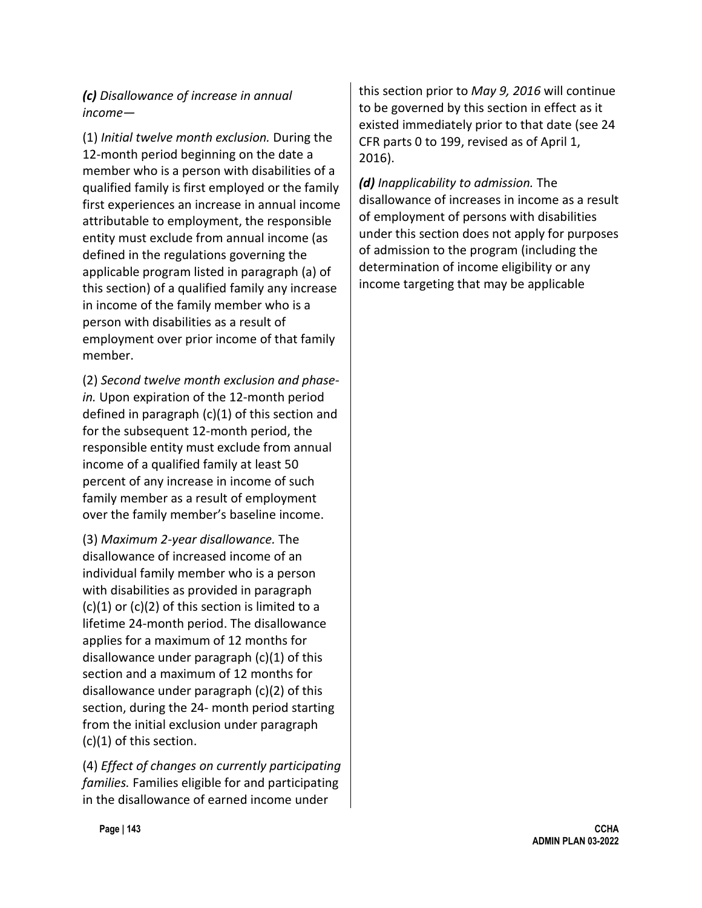***(c)*** *Disallowance of increase in annual income—*

(1) *Initial twelve month exclusion.* During the 12-month period beginning on the date a member who is a person with disabilities of a qualified family is first employed or the family first experiences an increase in annual income attributable to employment, the responsible entity must exclude from annual income (as defined in the regulations governing the applicable program listed in paragraph (a) of this section) of a qualified family any increase in income of the family member who is a person with disabilities as a result of employment over prior income of that family member.

(2) *Second twelve month exclusion and phase-in.* Upon expiration of the 12-month period defined in paragraph (c)(1) of this section and for the subsequent 12-month period, the responsible entity must exclude from annual income of a qualified family at least 50 percent of any increase in income of such family member as a result of employment over the family member's baseline income.

(3) *Maximum 2-year disallowance.* The disallowance of increased income of an individual family member who is a person with disabilities as provided in paragraph (c)(1) or (c)(2) of this section is limited to a lifetime 24-month period. The disallowance applies for a maximum of 12 months for disallowance under paragraph (c)(1) of this section and a maximum of 12 months for disallowance under paragraph (c)(2) of this section, during the 24- month period starting from the initial exclusion under paragraph (c)(1) of this section.

(4) *Effect of changes on currently participating families.* Families eligible for and participating in the disallowance of earned income under this section prior to *May 9, 2016* will continue to be governed by this section in effect as it existed immediately prior to that date (see 24 CFR parts 0 to 199, revised as of April 1, 2016).

***(d)*** *Inapplicability to admission.* The disallowance of increases in income as a result of employment of persons with disabilities under this section does not apply for purposes of admission to the program (including the determination of income eligibility or any income targeting that may be applicable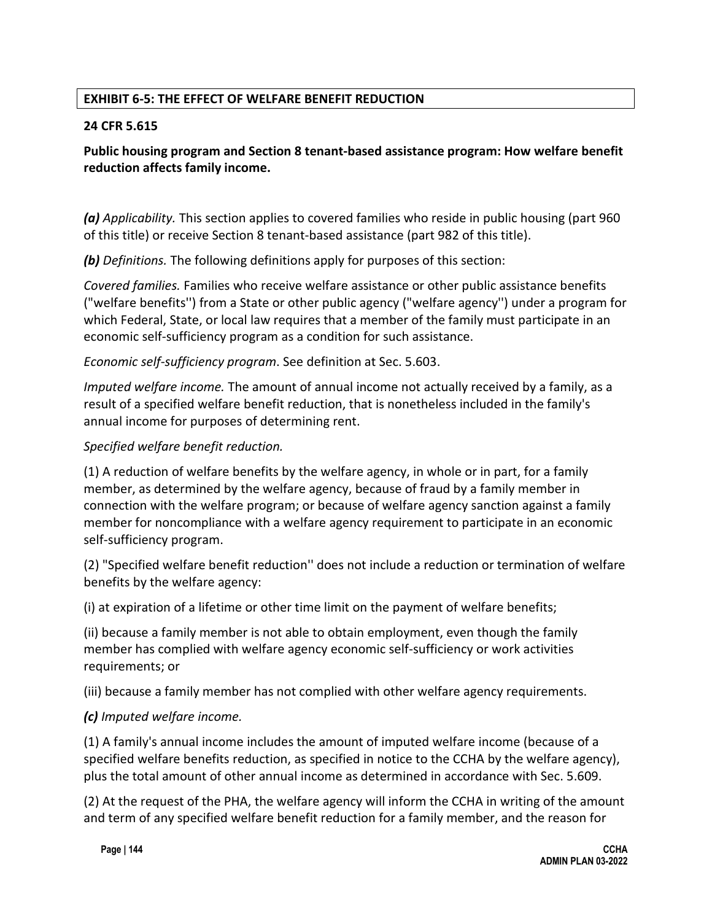## EXHIBIT 6-5: THE EFFECT OF WELFARE BENEFIT REDUCTION

**24 CFR 5.615**

**Public housing program and Section 8 tenant-based assistance program: How welfare benefit reduction affects family income.**

***(a)*** *Applicability.* This section applies to covered families who reside in public housing (part 960 of this title) or receive Section 8 tenant-based assistance (part 982 of this title).

***(b)*** *Definitions.* The following definitions apply for purposes of this section:

*Covered families.* Families who receive welfare assistance or other public assistance benefits ("welfare benefits'') from a State or other public agency ("welfare agency'') under a program for which Federal, State, or local law requires that a member of the family must participate in an economic self-sufficiency program as a condition for such assistance.

*Economic self-sufficiency program*. See definition at Sec. 5.603.

*Imputed welfare income.* The amount of annual income not actually received by a family, as a result of a specified welfare benefit reduction, that is nonetheless included in the family's annual income for purposes of determining rent.

*Specified welfare benefit reduction.*

(1) A reduction of welfare benefits by the welfare agency, in whole or in part, for a family member, as determined by the welfare agency, because of fraud by a family member in connection with the welfare program; or because of welfare agency sanction against a family member for noncompliance with a welfare agency requirement to participate in an economic self-sufficiency program.

(2) "Specified welfare benefit reduction'' does not include a reduction or termination of welfare benefits by the welfare agency:

(i) at expiration of a lifetime or other time limit on the payment of welfare benefits;

(ii) because a family member is not able to obtain employment, even though the family member has complied with welfare agency economic self-sufficiency or work activities requirements; or

(iii) because a family member has not complied with other welfare agency requirements.

***(c)*** *Imputed welfare income.*

(1) A family's annual income includes the amount of imputed welfare income (because of a specified welfare benefits reduction, as specified in notice to the CCHA by the welfare agency), plus the total amount of other annual income as determined in accordance with Sec. 5.609.

(2) At the request of the PHA, the welfare agency will inform the CCHA in writing of the amount and term of any specified welfare benefit reduction for a family member, and the reason for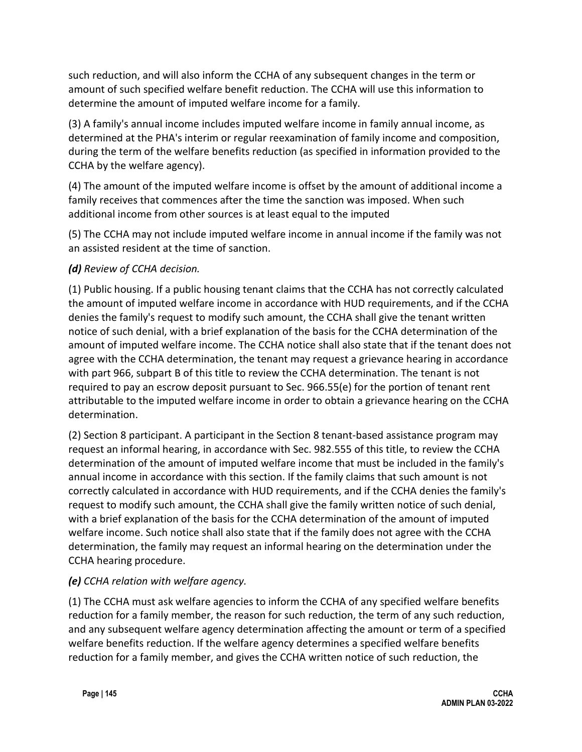such reduction, and will also inform the CCHA of any subsequent changes in the term or amount of such specified welfare benefit reduction. The CCHA will use this information to determine the amount of imputed welfare income for a family.

(3) A family's annual income includes imputed welfare income in family annual income, as determined at the PHA's interim or regular reexamination of family income and composition, during the term of the welfare benefits reduction (as specified in information provided to the CCHA by the welfare agency).

(4) The amount of the imputed welfare income is offset by the amount of additional income a family receives that commences after the time the sanction was imposed. When such additional income from other sources is at least equal to the imputed

(5) The CCHA may not include imputed welfare income in annual income if the family was not an assisted resident at the time of sanction.

***(d)*** *Review of CCHA decision.*

(1) Public housing. If a public housing tenant claims that the CCHA has not correctly calculated the amount of imputed welfare income in accordance with HUD requirements, and if the CCHA denies the family's request to modify such amount, the CCHA shall give the tenant written notice of such denial, with a brief explanation of the basis for the CCHA determination of the amount of imputed welfare income. The CCHA notice shall also state that if the tenant does not agree with the CCHA determination, the tenant may request a grievance hearing in accordance with part 966, subpart B of this title to review the CCHA determination. The tenant is not required to pay an escrow deposit pursuant to Sec. 966.55(e) for the portion of tenant rent attributable to the imputed welfare income in order to obtain a grievance hearing on the CCHA determination.

(2) Section 8 participant. A participant in the Section 8 tenant-based assistance program may request an informal hearing, in accordance with Sec. 982.555 of this title, to review the CCHA determination of the amount of imputed welfare income that must be included in the family's annual income in accordance with this section. If the family claims that such amount is not correctly calculated in accordance with HUD requirements, and if the CCHA denies the family's request to modify such amount, the CCHA shall give the family written notice of such denial, with a brief explanation of the basis for the CCHA determination of the amount of imputed welfare income. Such notice shall also state that if the family does not agree with the CCHA determination, the family may request an informal hearing on the determination under the CCHA hearing procedure.

***(e)*** *CCHA relation with welfare agency.*

(1) The CCHA must ask welfare agencies to inform the CCHA of any specified welfare benefits reduction for a family member, the reason for such reduction, the term of any such reduction, and any subsequent welfare agency determination affecting the amount or term of a specified welfare benefits reduction. If the welfare agency determines a specified welfare benefits reduction for a family member, and gives the CCHA written notice of such reduction, the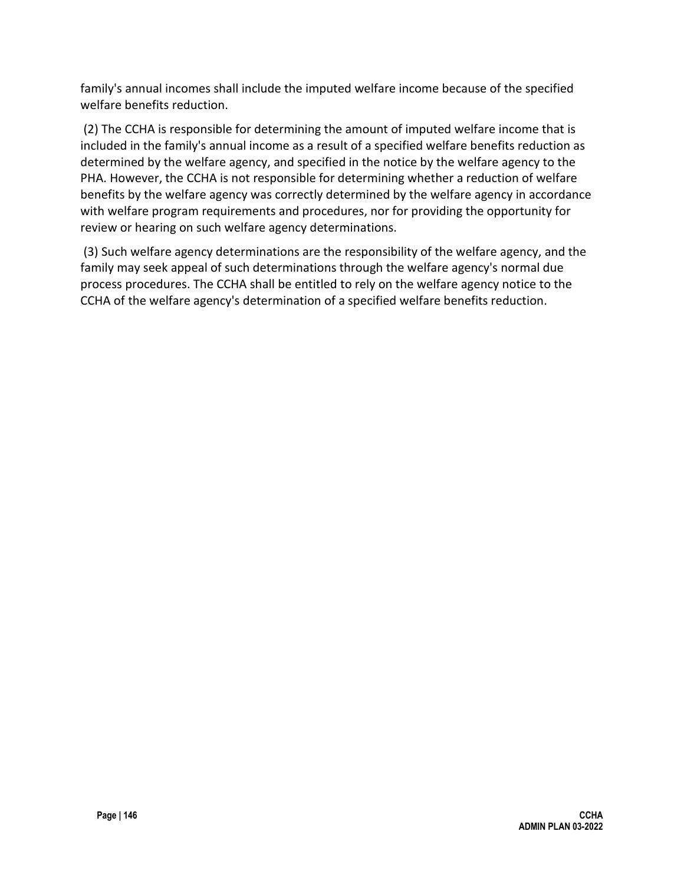family's annual incomes shall include the imputed welfare income because of the specified welfare benefits reduction.

(2) The CCHA is responsible for determining the amount of imputed welfare income that is included in the family's annual income as a result of a specified welfare benefits reduction as determined by the welfare agency, and specified in the notice by the welfare agency to the PHA. However, the CCHA is not responsible for determining whether a reduction of welfare benefits by the welfare agency was correctly determined by the welfare agency in accordance with welfare program requirements and procedures, nor for providing the opportunity for review or hearing on such welfare agency determinations.

(3) Such welfare agency determinations are the responsibility of the welfare agency, and the family may seek appeal of such determinations through the welfare agency's normal due process procedures. The CCHA shall be entitled to rely on the welfare agency notice to the CCHA of the welfare agency's determination of a specified welfare benefits reduction.